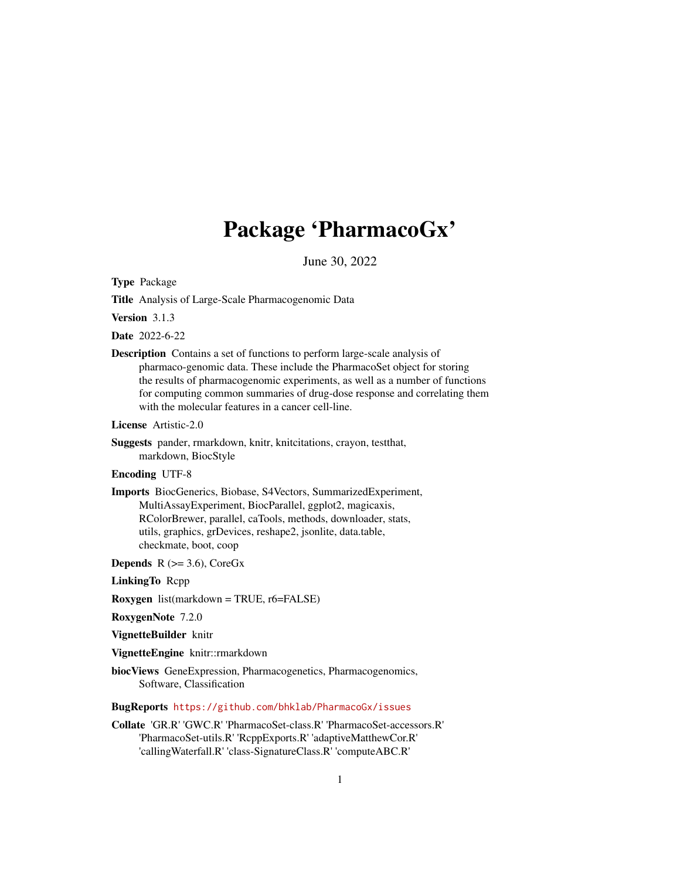# Package 'PharmacoGx'

June 30, 2022

**Type** Package

**Title** Analysis of Large-Scale Pharmacogenomic Data

**Version** 3.1.3

**Date** 2022-6-22

**Description** Contains a set of functions to perform large-scale analysis of pharmaco-genomic data. These include the PharmacoSet object for storing the results of pharmacogenomic experiments, as well as a number of functions for computing common summaries of drug-dose response and correlating them with the molecular features in a cancer cell-line.

**License** Artistic-2.0

**Suggests** pander, rmarkdown, knitr, knitcitations, crayon, testthat, markdown, BiocStyle

**Encoding** UTF-8

**Imports** BiocGenerics, Biobase, S4Vectors, SummarizedExperiment, MultiAssayExperiment, BiocParallel, ggplot2, magicaxis, RColorBrewer, parallel, caTools, methods, downloader, stats, utils, graphics, grDevices, reshape2, jsonlite, data.table, checkmate, boot, coop

**Depends** R (>= 3.6), CoreGx

**LinkingTo** Rcpp

**Roxygen** list(markdown = TRUE, r6=FALSE)

**RoxygenNote** 7.2.0

**VignetteBuilder** knitr

**VignetteEngine** knitr::rmarkdown

**biocViews** GeneExpression, Pharmacogenetics, Pharmacogenomics, Software, Classification

**BugReports** https://github.com/bhklab/PharmacoGx/issues

**Collate** 'GR.R' 'GWC.R' 'PharmacoSet-class.R' 'PharmacoSet-accessors.R' 'PharmacoSet-utils.R' 'RcppExports.R' 'adaptiveMatthewCor.R' 'callingWaterfall.R' 'class-SignatureClass.R' 'computeABC.R'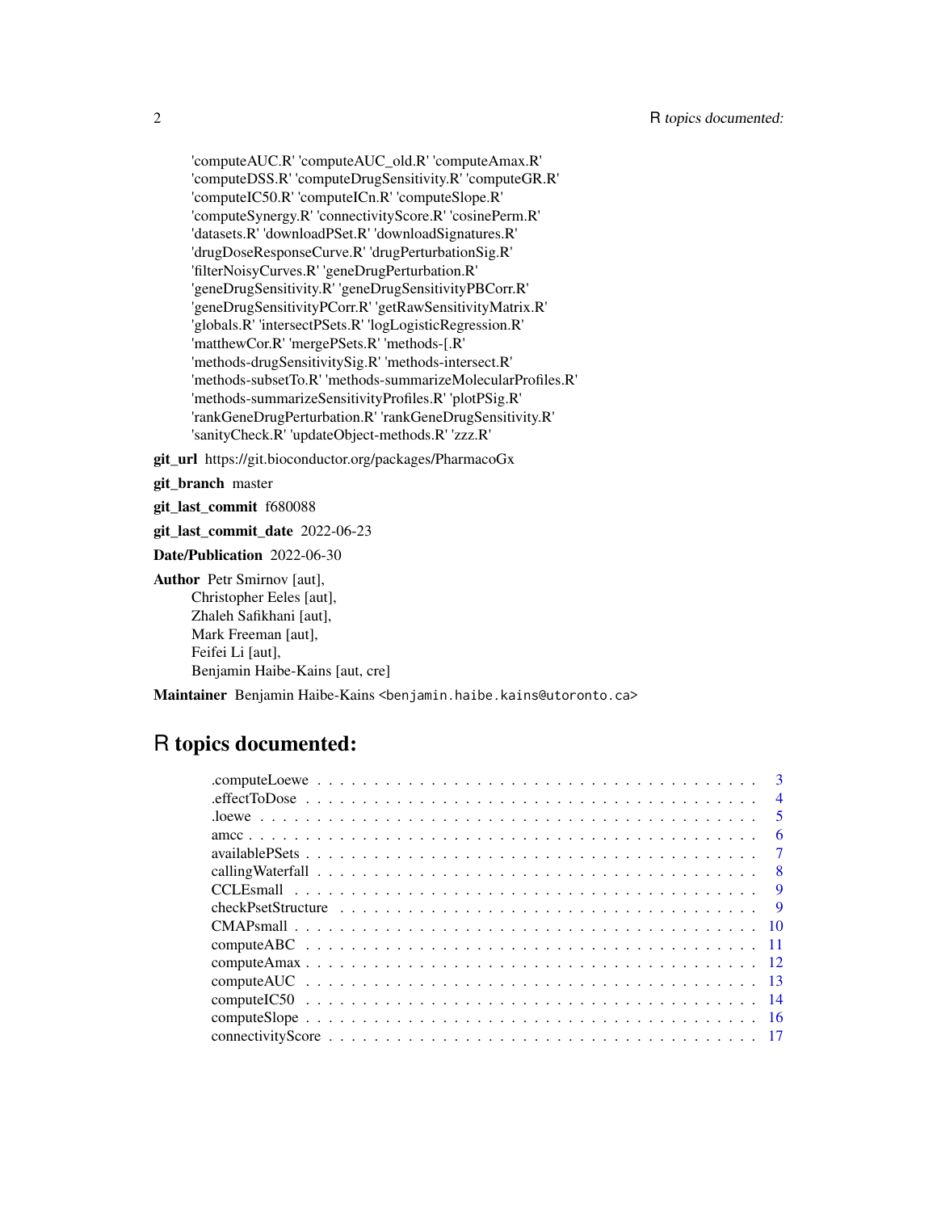'computeAUC.R' 'computeAUC_old.R' 'computeAmax.R'
'computeDSS.R' 'computeDrugSensitivity.R' 'computeGR.R'
'computeIC50.R' 'computeICn.R' 'computeSlope.R'
'computeSynergy.R' 'connectivityScore.R' 'cosinePerm.R'
'datasets.R' 'downloadPSet.R' 'downloadSignatures.R'
'drugDoseResponseCurve.R' 'drugPerturbationSig.R'
'filterNoisyCurves.R' 'geneDrugPerturbation.R'
'geneDrugSensitivity.R' 'geneDrugSensitivityPBCorr.R'
'geneDrugSensitivityPCorr.R' 'getRawSensitivityMatrix.R'
'globals.R' 'intersectPSets.R' 'logLogisticRegression.R'
'matthewCor.R' 'mergePSets.R' 'methods-[.R'
'methods-drugSensitivitySig.R' 'methods-intersect.R'
'methods-subsetTo.R' 'methods-summarizeMolecularProfiles.R'
'methods-summarizeSensitivityProfiles.R' 'plotPSig.R'
'rankGeneDrugPerturbation.R' 'rankGeneDrugSensitivity.R'
'sanityCheck.R' 'updateObject-methods.R' 'zzz.R'

**git_url** https://git.bioconductor.org/packages/PharmacoGx

**git_branch** master

**git_last_commit** f680088

**git_last_commit_date** 2022-06-23

**Date/Publication** 2022-06-30

**Author** Petr Smirnov [aut],
Christopher Eeles [aut],
Zhaleh Safikhani [aut],
Mark Freeman [aut],
Feifei Li [aut],
Benjamin Haibe-Kains [aut, cre]

**Maintainer** Benjamin Haibe-Kains <benjamin.haibe.kains@utoronto.ca>

# R topics documented:

- .computeLoewe . . . . . . . . . . . . . . . . . . . . . . . . . . . . . . . . . . . . 3
- .effectToDose . . . . . . . . . . . . . . . . . . . . . . . . . . . . . . . . . . . . . 4
- .loewe . . . . . . . . . . . . . . . . . . . . . . . . . . . . . . . . . . . . . . . . . 5
- amcc . . . . . . . . . . . . . . . . . . . . . . . . . . . . . . . . . . . . . . . . . . 6
- availablePSets . . . . . . . . . . . . . . . . . . . . . . . . . . . . . . . . . . . . . 7
- callingWaterfall . . . . . . . . . . . . . . . . . . . . . . . . . . . . . . . . . . . . 8
- CCLEsmall . . . . . . . . . . . . . . . . . . . . . . . . . . . . . . . . . . . . . . . 9
- checkPsetStructure . . . . . . . . . . . . . . . . . . . . . . . . . . . . . . . . . . 9
- CMAPsmall . . . . . . . . . . . . . . . . . . . . . . . . . . . . . . . . . . . . . . 10
- computeABC . . . . . . . . . . . . . . . . . . . . . . . . . . . . . . . . . . . . . . 11
- computeAmax . . . . . . . . . . . . . . . . . . . . . . . . . . . . . . . . . . . . . 12
- computeAUC . . . . . . . . . . . . . . . . . . . . . . . . . . . . . . . . . . . . . . 13
- computeIC50 . . . . . . . . . . . . . . . . . . . . . . . . . . . . . . . . . . . . . . 14
- computeSlope . . . . . . . . . . . . . . . . . . . . . . . . . . . . . . . . . . . . . 16
- connectivityScore . . . . . . . . . . . . . . . . . . . . . . . . . . . . . . . . . . . 17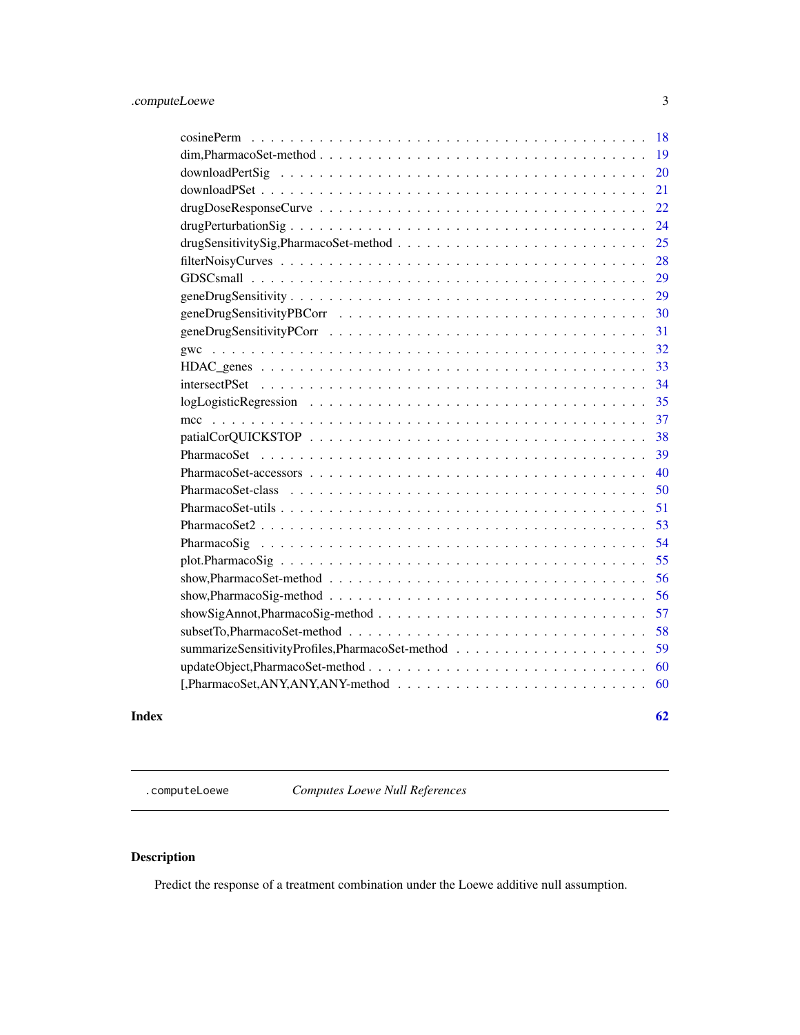cosinePerm . . . . . . . . . . . . . . . . . . . . . . . . . . . . . . . . . . . . . . . 18
dim,PharmacoSet-method . . . . . . . . . . . . . . . . . . . . . . . . . . . . . . . . . 19
downloadPertSig . . . . . . . . . . . . . . . . . . . . . . . . . . . . . . . . . . . . . 20
downloadPSet . . . . . . . . . . . . . . . . . . . . . . . . . . . . . . . . . . . . . . 21
drugDoseResponseCurve . . . . . . . . . . . . . . . . . . . . . . . . . . . . . . . . . . 22
drugPerturbationSig . . . . . . . . . . . . . . . . . . . . . . . . . . . . . . . . . . . . 24
drugSensitivitySig,PharmacoSet-method . . . . . . . . . . . . . . . . . . . . . . . . . . 25
filterNoisyCurves . . . . . . . . . . . . . . . . . . . . . . . . . . . . . . . . . . . . . 28
GDSCsmall . . . . . . . . . . . . . . . . . . . . . . . . . . . . . . . . . . . . . . . . 29
geneDrugSensitivity . . . . . . . . . . . . . . . . . . . . . . . . . . . . . . . . . . . . 29
geneDrugSensitivityPBCorr . . . . . . . . . . . . . . . . . . . . . . . . . . . . . . . . 30
geneDrugSensitivityPCorr . . . . . . . . . . . . . . . . . . . . . . . . . . . . . . . . . 31
gwc . . . . . . . . . . . . . . . . . . . . . . . . . . . . . . . . . . . . . . . . . . . . 32
HDAC_genes . . . . . . . . . . . . . . . . . . . . . . . . . . . . . . . . . . . . . . . . 33
intersectPSet . . . . . . . . . . . . . . . . . . . . . . . . . . . . . . . . . . . . . . . 34
logLogisticRegression . . . . . . . . . . . . . . . . . . . . . . . . . . . . . . . . . . . 35
mcc . . . . . . . . . . . . . . . . . . . . . . . . . . . . . . . . . . . . . . . . . . . . 37
patialCorQUICKSTOP . . . . . . . . . . . . . . . . . . . . . . . . . . . . . . . . . . . 38
PharmacoSet . . . . . . . . . . . . . . . . . . . . . . . . . . . . . . . . . . . . . . . . 39
PharmacoSet-accessors . . . . . . . . . . . . . . . . . . . . . . . . . . . . . . . . . . . 40
PharmacoSet-class . . . . . . . . . . . . . . . . . . . . . . . . . . . . . . . . . . . . . 50
PharmacoSet-utils . . . . . . . . . . . . . . . . . . . . . . . . . . . . . . . . . . . . . 51
PharmacoSet2 . . . . . . . . . . . . . . . . . . . . . . . . . . . . . . . . . . . . . . . 53
PharmacoSig . . . . . . . . . . . . . . . . . . . . . . . . . . . . . . . . . . . . . . . . 54
plot.PharmacoSig . . . . . . . . . . . . . . . . . . . . . . . . . . . . . . . . . . . . . 55
show,PharmacoSet-method . . . . . . . . . . . . . . . . . . . . . . . . . . . . . . . . . 56
show,PharmacoSig-method . . . . . . . . . . . . . . . . . . . . . . . . . . . . . . . . . 56
showSigAnnot,PharmacoSig-method . . . . . . . . . . . . . . . . . . . . . . . . . . . . . 57
subsetTo,PharmacoSet-method . . . . . . . . . . . . . . . . . . . . . . . . . . . . . . . 58
summarizeSensitivityProfiles,PharmacoSet-method . . . . . . . . . . . . . . . . . . . . . 59
updateObject,PharmacoSet-method . . . . . . . . . . . . . . . . . . . . . . . . . . . . . 60
[,PharmacoSet,ANY,ANY,ANY-method . . . . . . . . . . . . . . . . . . . . . . . . . . . 60

**Index** **62**

---

`.computeLoewe` *Computes Loewe Null References*

---

## Description

Predict the response of a treatment combination under the Loewe additive null assumption.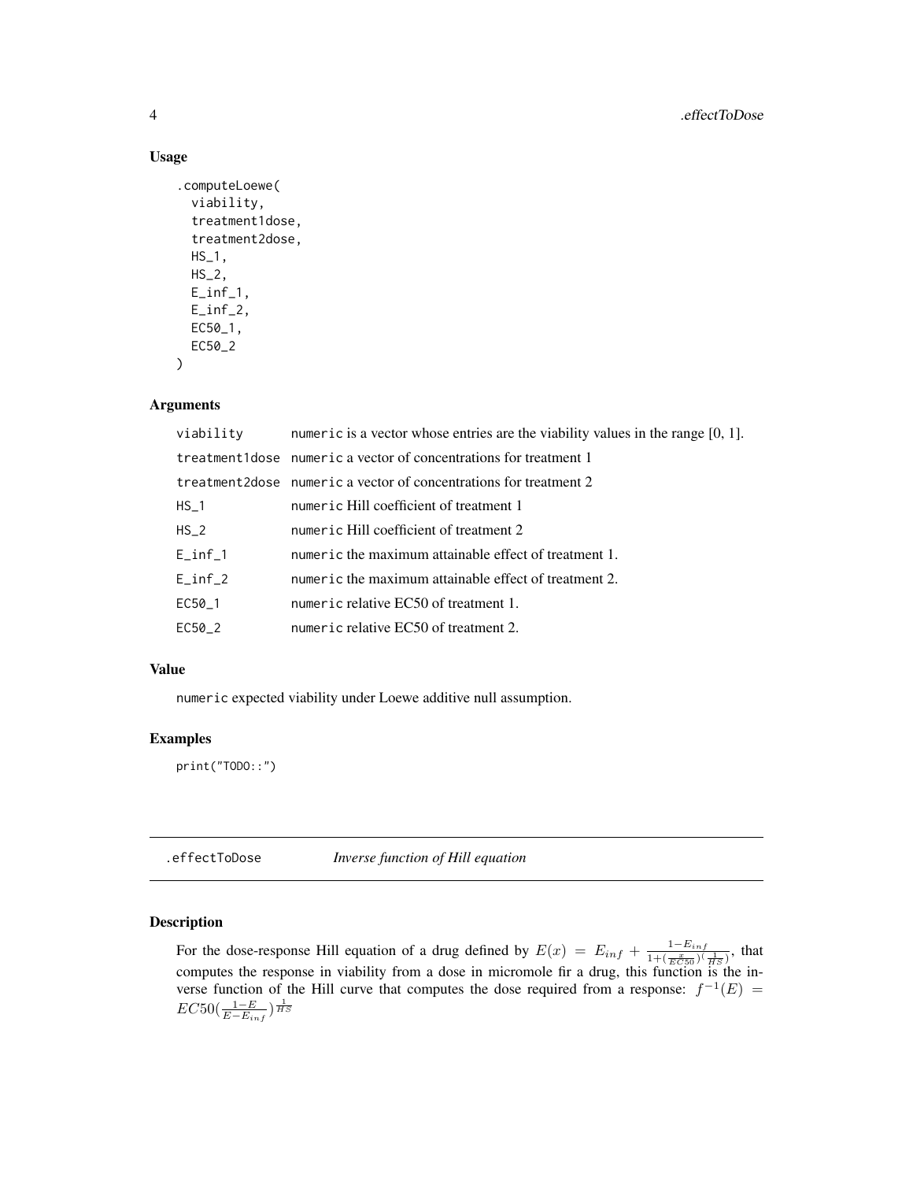## Usage

```
.computeLoewe(
  viability,
  treatment1dose,
  treatment2dose,
  HS_1,
  HS_2,
  E_inf_1,
  E_inf_2,
  EC50_1,
  EC50_2
)
```

## Arguments

| | |
|---|---|
| viability | numeric is a vector whose entries are the viability values in the range [0, 1]. |
| treatment1dose | numeric a vector of concentrations for treatment 1 |
| treatment2dose | numeric a vector of concentrations for treatment 2 |
| HS_1 | numeric Hill coefficient of treatment 1 |
| HS_2 | numeric Hill coefficient of treatment 2 |
| E_inf_1 | numeric the maximum attainable effect of treatment 1. |
| E_inf_2 | numeric the maximum attainable effect of treatment 2. |
| EC50_1 | numeric relative EC50 of treatment 1. |
| EC50_2 | numeric relative EC50 of treatment 2. |

## Value

numeric expected viability under Loewe additive null assumption.

## Examples

```
print("TODO::")
```

---

# .effectToDose *Inverse function of Hill equation*

## Description

For the dose-response Hill equation of a drug defined by $E(x) = E_{inf} + \frac{1-E_{inf}}{1+(\frac{x}{EC50})^{(\frac{1}{HS})}}$, that computes the response in viability from a dose in micromole fir a drug, this function is the inverse function of the Hill curve that computes the dose required from a response: $f^{-1}(E) = EC50(\frac{1-E}{E-E_{inf}})^{\frac{1}{HS}}$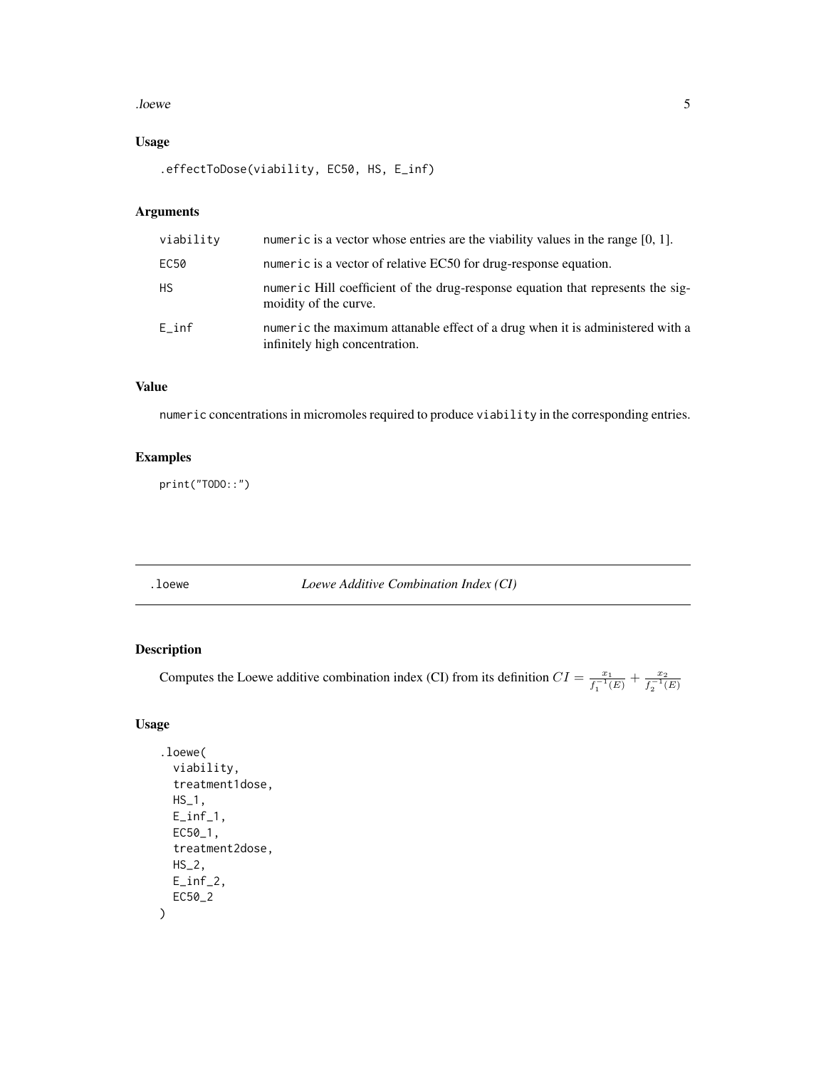## Usage

```
.effectToDose(viability, EC50, HS, E_inf)
```

## Arguments

| | |
|---|---|
| viability | numeric is a vector whose entries are the viability values in the range [0, 1]. |
| EC50 | numeric is a vector of relative EC50 for drug-response equation. |
| HS | numeric Hill coefficient of the drug-response equation that represents the sigmoidity of the curve. |
| E_inf | numeric the maximum attanable effect of a drug when it is administered with a infinitely high concentration. |

## Value

numeric concentrations in micromoles required to produce viability in the corresponding entries.

## Examples

```
print("TODO::")
```

---

# .loewe — *Loewe Additive Combination Index (CI)*

---

## Description

Computes the Loewe additive combination index (CI) from its definition $CI = \frac{x_1}{f_1^{-1}(E)} + \frac{x_2}{f_2^{-1}(E)}$

## Usage

```
.loewe(
  viability,
  treatment1dose,
  HS_1,
  E_inf_1,
  EC50_1,
  treatment2dose,
  HS_2,
  E_inf_2,
  EC50_2
)
```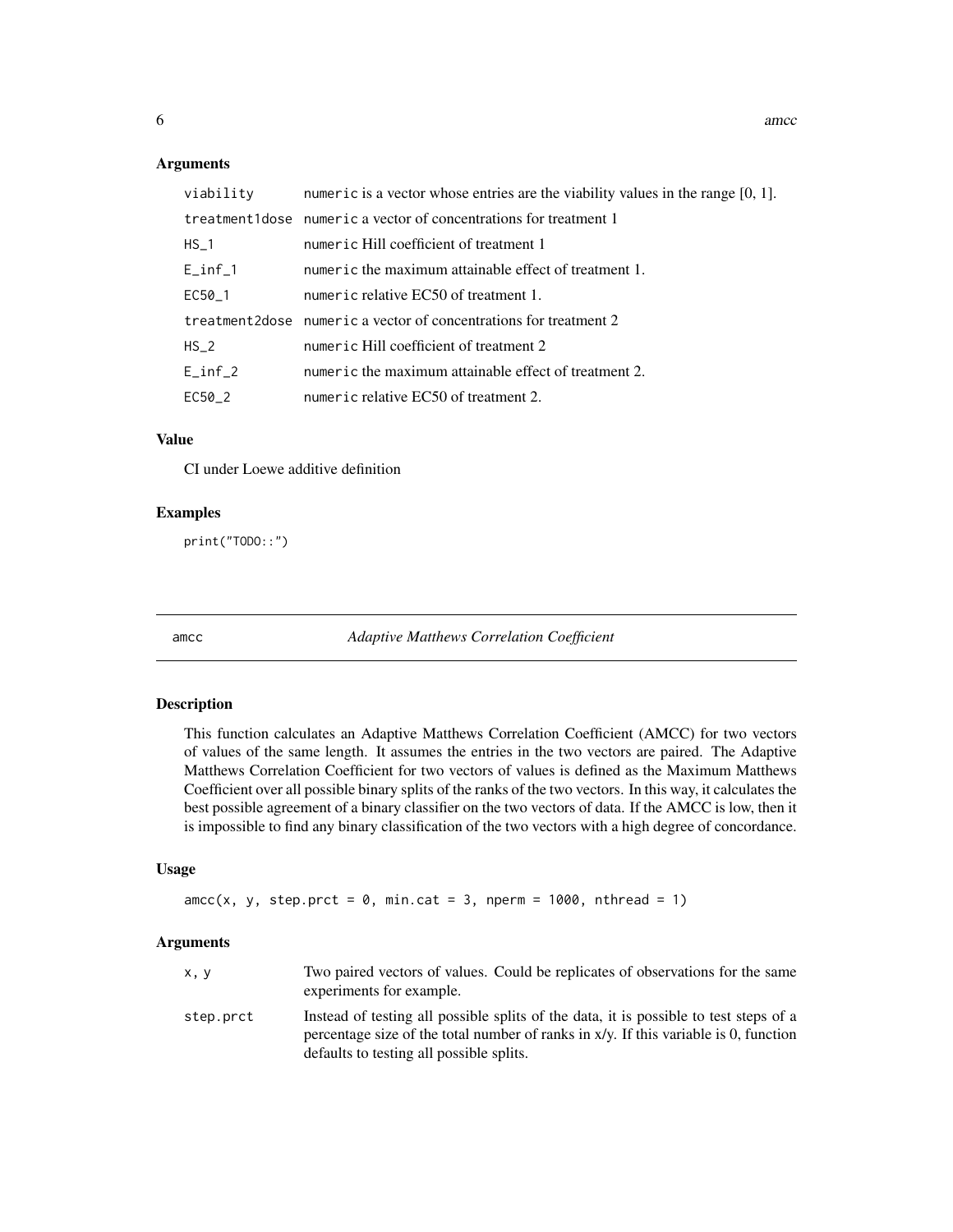### Arguments

| | |
|---|---|
| viability | numeric is a vector whose entries are the viability values in the range [0, 1]. |
| treatment1dose | numeric a vector of concentrations for treatment 1 |
| HS_1 | numeric Hill coefficient of treatment 1 |
| E_inf_1 | numeric the maximum attainable effect of treatment 1. |
| EC50_1 | numeric relative EC50 of treatment 1. |
| treatment2dose | numeric a vector of concentrations for treatment 2 |
| HS_2 | numeric Hill coefficient of treatment 2 |
| E_inf_2 | numeric the maximum attainable effect of treatment 2. |
| EC50_2 | numeric relative EC50 of treatment 2. |

### Value

CI under Loewe additive definition

### Examples

```
print("TODO::")
```

---

## amcc — *Adaptive Matthews Correlation Coefficient*

### Description

This function calculates an Adaptive Matthews Correlation Coefficient (AMCC) for two vectors of values of the same length. It assumes the entries in the two vectors are paired. The Adaptive Matthews Correlation Coefficient for two vectors of values is defined as the Maximum Matthews Coefficient over all possible binary splits of the ranks of the two vectors. In this way, it calculates the best possible agreement of a binary classifier on the two vectors of data. If the AMCC is low, then it is impossible to find any binary classification of the two vectors with a high degree of concordance.

### Usage

```
amcc(x, y, step.prct = 0, min.cat = 3, nperm = 1000, nthread = 1)
```

### Arguments

| | |
|---|---|
| x, y | Two paired vectors of values. Could be replicates of observations for the same experiments for example. |
| step.prct | Instead of testing all possible splits of the data, it is possible to test steps of a percentage size of the total number of ranks in x/y. If this variable is 0, function defaults to testing all possible splits. |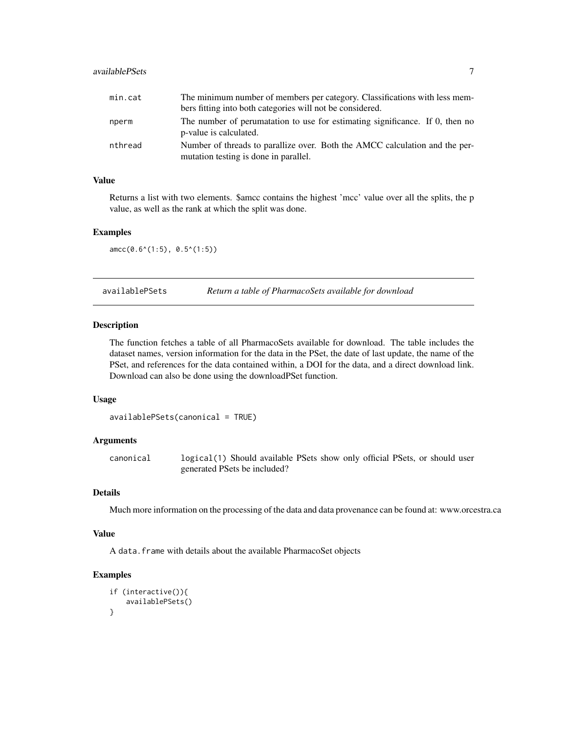| | |
|---|---|
| min.cat | The minimum number of members per category. Classifications with less members fitting into both categories will not be considered. |
| nperm | The number of perumatation to use for estimating significance. If 0, then no p-value is calculated. |
| nthread | Number of threads to parallize over. Both the AMCC calculation and the permutation testing is done in parallel. |

### Value

Returns a list with two elements. $amcc contains the highest 'mcc' value over all the splits, the p value, as well as the rank at which the split was done.

### Examples

```
amcc(0.6^(1:5), 0.5^(1:5))
```

---

## availablePSets *Return a table of PharmacoSets available for download*

### Description

The function fetches a table of all PharmacoSets available for download. The table includes the dataset names, version information for the data in the PSet, the date of last update, the name of the PSet, and references for the data contained within, a DOI for the data, and a direct download link. Download can also be done using the downloadPSet function.

### Usage

```
availablePSets(canonical = TRUE)
```

### Arguments

| | |
|---|---|
| canonical | logical(1) Should available PSets show only official PSets, or should user generated PSets be included? |

### Details

Much more information on the processing of the data and data provenance can be found at: www.orcestra.ca

### Value

A data.frame with details about the available PharmacoSet objects

### Examples

```
if (interactive()){
    availablePSets()
}
```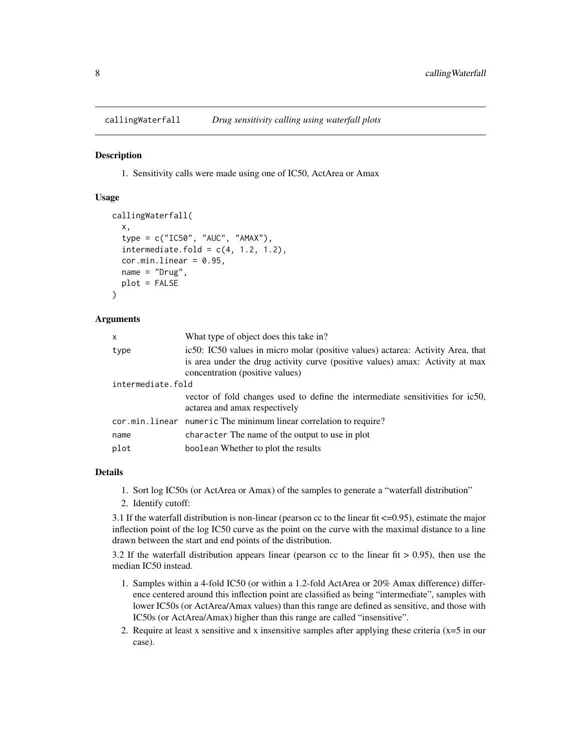# callingWaterfall — *Drug sensitivity calling using waterfall plots*

## Description

1. Sensitivity calls were made using one of IC50, ActArea or Amax

## Usage

```
callingWaterfall(
  x,
  type = c("IC50", "AUC", "AMAX"),
  intermediate.fold = c(4, 1.2, 1.2),
  cor.min.linear = 0.95,
  name = "Drug",
  plot = FALSE
)
```

## Arguments

| Argument | Description |
|---|---|
| x | What type of object does this take in? |
| type | ic50: IC50 values in micro molar (positive values) actarea: Activity Area, that is area under the drug activity curve (positive values) amax: Activity at max concentration (positive values) |
| intermediate.fold | vector of fold changes used to define the intermediate sensitivities for ic50, actarea and amax respectively |
| cor.min.linear | `numeric` The minimum linear correlation to require? |
| name | `character` The name of the output to use in plot |
| plot | `boolean` Whether to plot the results |

## Details

1. Sort log IC50s (or ActArea or Amax) of the samples to generate a "waterfall distribution"
2. Identify cutoff:

3.1 If the waterfall distribution is non-linear (pearson cc to the linear fit <=0.95), estimate the major inflection point of the log IC50 curve as the point on the curve with the maximal distance to a line drawn between the start and end points of the distribution.

3.2 If the waterfall distribution appears linear (pearson cc to the linear fit > 0.95), then use the median IC50 instead.

1. Samples within a 4-fold IC50 (or within a 1.2-fold ActArea or 20% Amax difference) difference centered around this inflection point are classified as being "intermediate", samples with lower IC50s (or ActArea/Amax values) than this range are defined as sensitive, and those with IC50s (or ActArea/Amax) higher than this range are called "insensitive".
2. Require at least x sensitive and x insensitive samples after applying these criteria (x=5 in our case).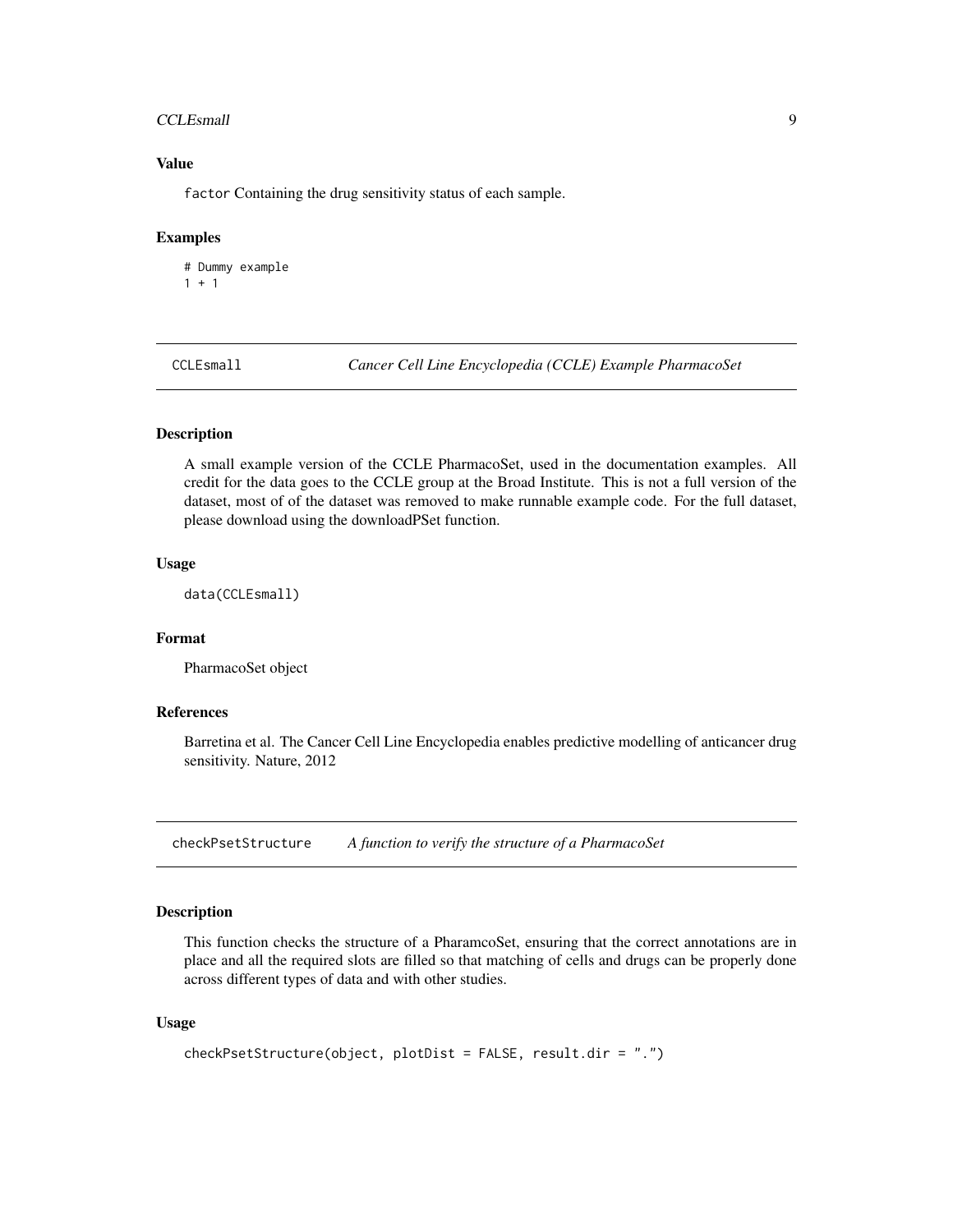### Value

`factor` Containing the drug sensitivity status of each sample.

### Examples

```
# Dummy example
1 + 1
```

---

## CCLEsmall — *Cancer Cell Line Encyclopedia (CCLE) Example PharmacoSet*

### Description

A small example version of the CCLE PharmacoSet, used in the documentation examples. All credit for the data goes to the CCLE group at the Broad Institute. This is not a full version of the dataset, most of of the dataset was removed to make runnable example code. For the full dataset, please download using the downloadPSet function.

### Usage

```
data(CCLEsmall)
```

### Format

PharmacoSet object

### References

Barretina et al. The Cancer Cell Line Encyclopedia enables predictive modelling of anticancer drug sensitivity. Nature, 2012

---

## checkPsetStructure — *A function to verify the structure of a PharmacoSet*

### Description

This function checks the structure of a PharamcoSet, ensuring that the correct annotations are in place and all the required slots are filled so that matching of cells and drugs can be properly done across different types of data and with other studies.

### Usage

```
checkPsetStructure(object, plotDist = FALSE, result.dir = ".")
```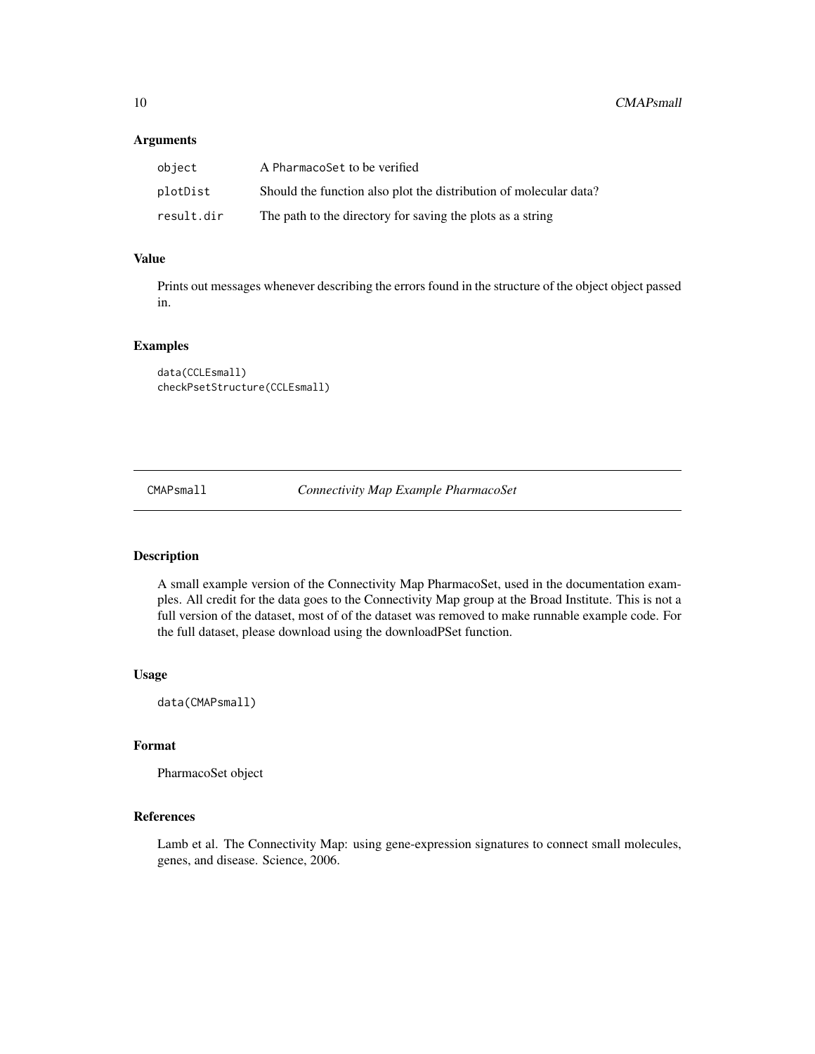### Arguments

| | |
|---|---|
| `object` | A `PharmacoSet` to be verified |
| `plotDist` | Should the function also plot the distribution of molecular data? |
| `result.dir` | The path to the directory for saving the plots as a string |

### Value

Prints out messages whenever describing the errors found in the structure of the object object passed in.

### Examples

```
data(CCLEsmall)
checkPsetStructure(CCLEsmall)
```

---

## CMAPsmall *Connectivity Map Example PharmacoSet*

---

### Description

A small example version of the Connectivity Map PharmacoSet, used in the documentation examples. All credit for the data goes to the Connectivity Map group at the Broad Institute. This is not a full version of the dataset, most of of the dataset was removed to make runnable example code. For the full dataset, please download using the downloadPSet function.

### Usage

```
data(CMAPsmall)
```

### Format

PharmacoSet object

### References

Lamb et al. The Connectivity Map: using gene-expression signatures to connect small molecules, genes, and disease. Science, 2006.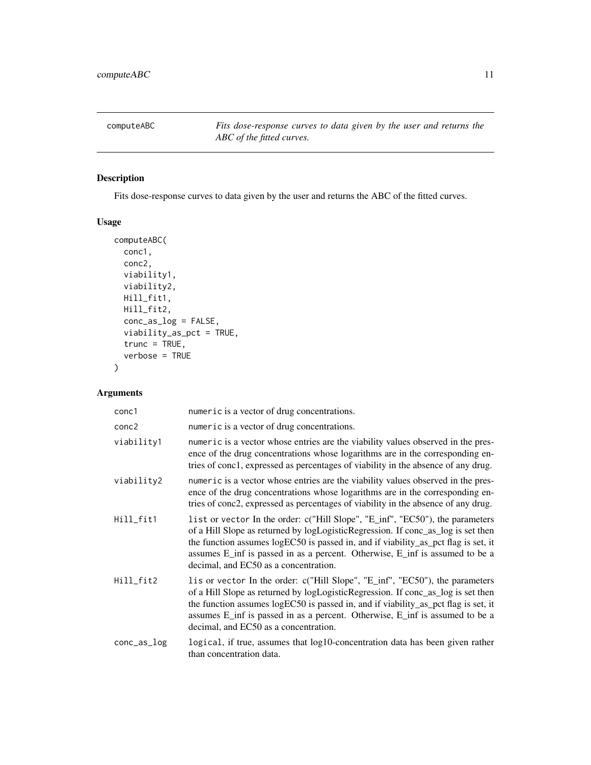## computeABC

*Fits dose-response curves to data given by the user and returns the ABC of the fitted curves.*

### Description

Fits dose-response curves to data given by the user and returns the ABC of the fitted curves.

### Usage

```
computeABC(
  conc1,
  conc2,
  viability1,
  viability2,
  Hill_fit1,
  Hill_fit2,
  conc_as_log = FALSE,
  viability_as_pct = TRUE,
  trunc = TRUE,
  verbose = TRUE
)
```

### Arguments

| | |
|---|---|
| conc1 | `numeric` is a vector of drug concentrations. |
| conc2 | `numeric` is a vector of drug concentrations. |
| viability1 | `numeric` is a vector whose entries are the viability values observed in the presence of the drug concentrations whose logarithms are in the corresponding entries of conc1, expressed as percentages of viability in the absence of any drug. |
| viability2 | `numeric` is a vector whose entries are the viability values observed in the presence of the drug concentrations whose logarithms are in the corresponding entries of conc2, expressed as percentages of viability in the absence of any drug. |
| Hill_fit1 | `list` or `vector` In the order: c("Hill Slope", "E_inf", "EC50"), the parameters of a Hill Slope as returned by logLogisticRegression. If conc_as_log is set then the function assumes logEC50 is passed in, and if viability_as_pct flag is set, it assumes E_inf is passed in as a percent. Otherwise, E_inf is assumed to be a decimal, and EC50 as a concentration. |
| Hill_fit2 | `lis` or `vector` In the order: c("Hill Slope", "E_inf", "EC50"), the parameters of a Hill Slope as returned by logLogisticRegression. If conc_as_log is set then the function assumes logEC50 is passed in, and if viability_as_pct flag is set, it assumes E_inf is passed in as a percent. Otherwise, E_inf is assumed to be a decimal, and EC50 as a concentration. |
| conc_as_log | `logical`, if true, assumes that log10-concentration data has been given rather than concentration data. |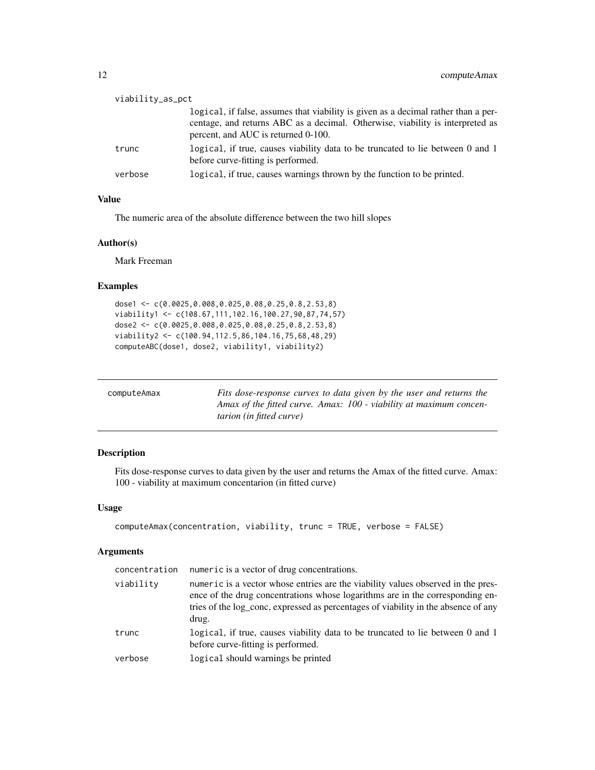| | |
|---|---|
| viability_as_pct | logical, if false, assumes that viability is given as a decimal rather than a percentage, and returns ABC as a decimal. Otherwise, viability is interpreted as percent, and AUC is returned 0-100. |
| trunc | logical, if true, causes viability data to be truncated to lie between 0 and 1 before curve-fitting is performed. |
| verbose | logical, if true, causes warnings thrown by the function to be printed. |

### Value

The numeric area of the absolute difference between the two hill slopes

### Author(s)

Mark Freeman

### Examples

```
dose1 <- c(0.0025,0.008,0.025,0.08,0.25,0.8,2.53,8)
viability1 <- c(108.67,111,102.16,100.27,90,87,74,57)
dose2 <- c(0.0025,0.008,0.025,0.08,0.25,0.8,2.53,8)
viability2 <- c(100.94,112.5,86,104.16,75,68,48,29)
computeABC(dose1, dose2, viability1, viability2)
```

---

## computeAmax

*Fits dose-response curves to data given by the user and returns the Amax of the fitted curve. Amax: 100 - viability at maximum concentarion (in fitted curve)*

### Description

Fits dose-response curves to data given by the user and returns the Amax of the fitted curve. Amax: 100 - viability at maximum concentarion (in fitted curve)

### Usage

```
computeAmax(concentration, viability, trunc = TRUE, verbose = FALSE)
```

### Arguments

| | |
|---|---|
| concentration | numeric is a vector of drug concentrations. |
| viability | numeric is a vector whose entries are the viability values observed in the presence of the drug concentrations whose logarithms are in the corresponding entries of the log_conc, expressed as percentages of viability in the absence of any drug. |
| trunc | logical, if true, causes viability data to be truncated to lie between 0 and 1 before curve-fitting is performed. |
| verbose | logical should warnings be printed |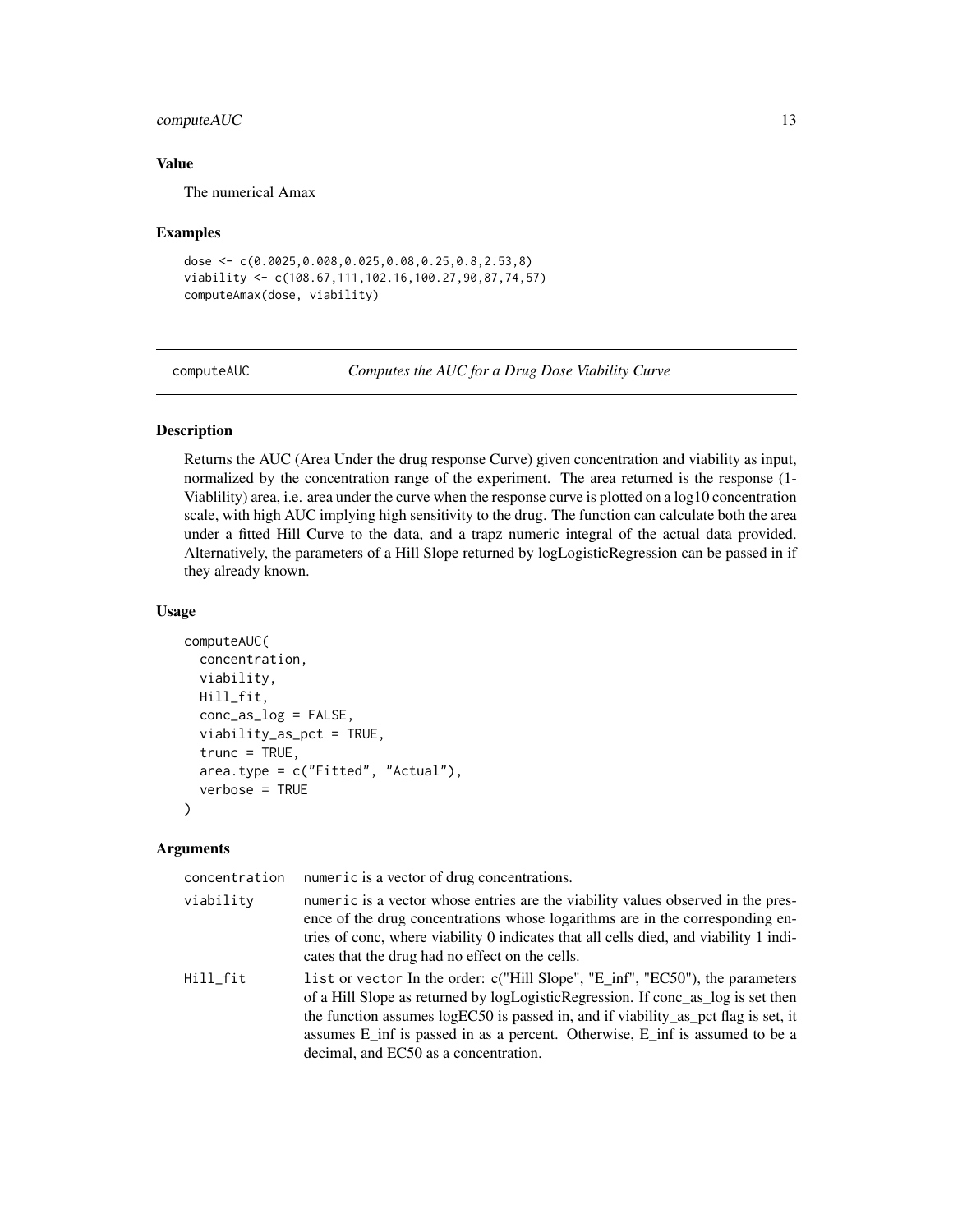## Value

The numerical Amax

## Examples

```
dose <- c(0.0025,0.008,0.025,0.08,0.25,0.8,2.53,8)
viability <- c(108.67,111,102.16,100.27,90,87,74,57)
computeAmax(dose, viability)
```

---

# computeAUC — *Computes the AUC for a Drug Dose Viability Curve*

---

## Description

Returns the AUC (Area Under the drug response Curve) given concentration and viability as input, normalized by the concentration range of the experiment. The area returned is the response (1-Viablility) area, i.e. area under the curve when the response curve is plotted on a log10 concentration scale, with high AUC implying high sensitivity to the drug. The function can calculate both the area under a fitted Hill Curve to the data, and a trapz numeric integral of the actual data provided. Alternatively, the parameters of a Hill Slope returned by logLogisticRegression can be passed in if they already known.

## Usage

```
computeAUC(
  concentration,
  viability,
  Hill_fit,
  conc_as_log = FALSE,
  viability_as_pct = TRUE,
  trunc = TRUE,
  area.type = c("Fitted", "Actual"),
  verbose = TRUE
)
```

## Arguments

| | |
|---|---|
| concentration | `numeric` is a vector of drug concentrations. |
| viability | `numeric` is a vector whose entries are the viability values observed in the presence of the drug concentrations whose logarithms are in the corresponding entries of conc, where viability 0 indicates that all cells died, and viability 1 indicates that the drug had no effect on the cells. |
| Hill_fit | `list` or `vector` In the order: c("Hill Slope", "E_inf", "EC50"), the parameters of a Hill Slope as returned by logLogisticRegression. If conc_as_log is set then the function assumes logEC50 is passed in, and if viability_as_pct flag is set, it assumes E_inf is passed in as a percent. Otherwise, E_inf is assumed to be a decimal, and EC50 as a concentration. |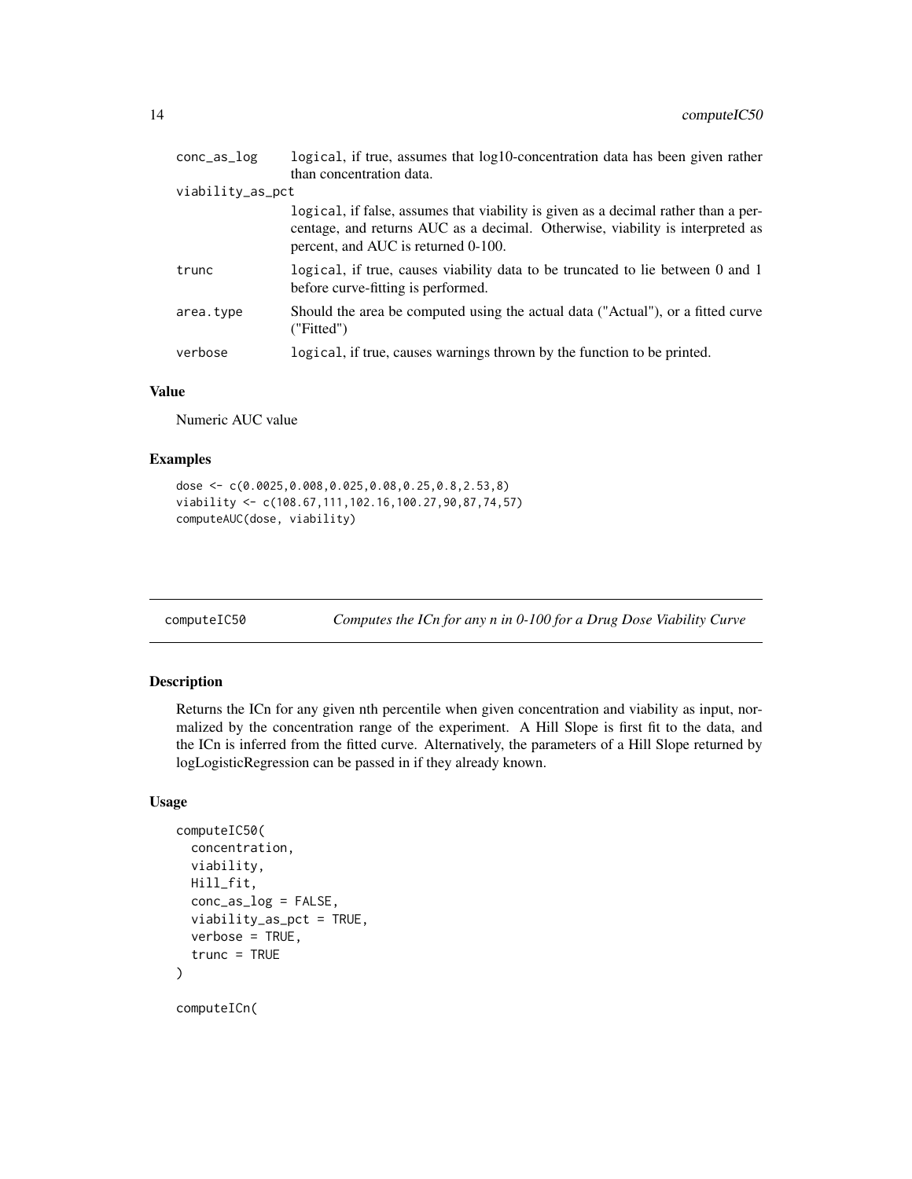| | |
|---|---|
| conc_as_log | logical, if true, assumes that log10-concentration data has been given rather than concentration data. |
| viability_as_pct | logical, if false, assumes that viability is given as a decimal rather than a percentage, and returns AUC as a decimal. Otherwise, viability is interpreted as percent, and AUC is returned 0-100. |
| trunc | logical, if true, causes viability data to be truncated to lie between 0 and 1 before curve-fitting is performed. |
| area.type | Should the area be computed using the actual data ("Actual"), or a fitted curve ("Fitted") |
| verbose | logical, if true, causes warnings thrown by the function to be printed. |

### Value

Numeric AUC value

### Examples

```
dose <- c(0.0025,0.008,0.025,0.08,0.25,0.8,2.53,8)
viability <- c(108.67,111,102.16,100.27,90,87,74,57)
computeAUC(dose, viability)
```

---

## computeIC50 — *Computes the ICn for any n in 0-100 for a Drug Dose Viability Curve*

### Description

Returns the ICn for any given nth percentile when given concentration and viability as input, normalized by the concentration range of the experiment. A Hill Slope is first fit to the data, and the ICn is inferred from the fitted curve. Alternatively, the parameters of a Hill Slope returned by logLogisticRegression can be passed in if they already known.

### Usage

```
computeIC50(
  concentration,
  viability,
  Hill_fit,
  conc_as_log = FALSE,
  viability_as_pct = TRUE,
  verbose = TRUE,
  trunc = TRUE
)

computeICn(
```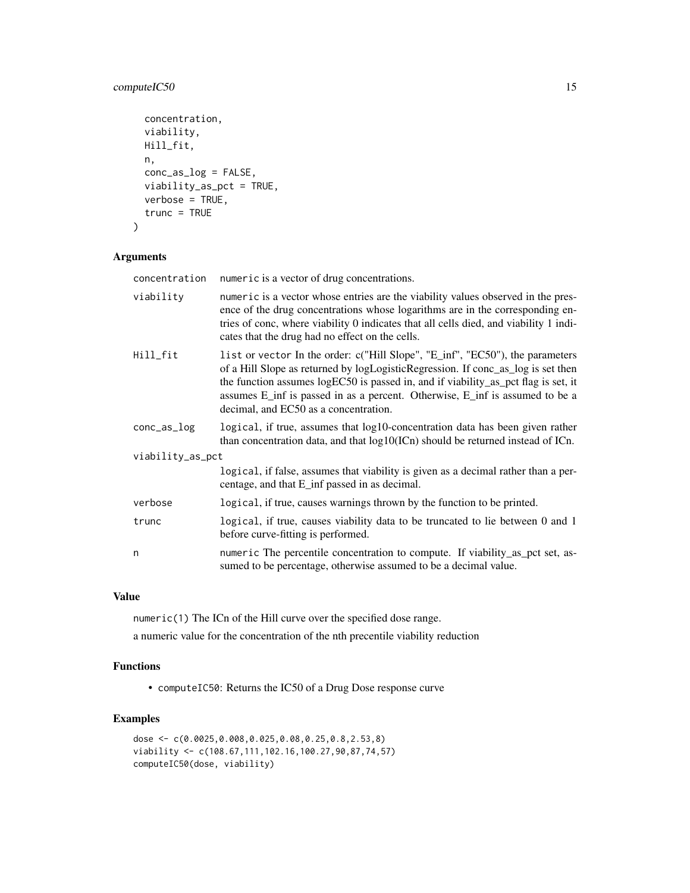```
  concentration,
  viability,
  Hill_fit,
  n,
  conc_as_log = FALSE,
  viability_as_pct = TRUE,
  verbose = TRUE,
  trunc = TRUE
)
```

## Arguments

| | |
|---|---|
| concentration | `numeric` is a vector of drug concentrations. |
| viability | `numeric` is a vector whose entries are the viability values observed in the presence of the drug concentrations whose logarithms are in the corresponding entries of conc, where viability 0 indicates that all cells died, and viability 1 indicates that the drug had no effect on the cells. |
| Hill_fit | `list` or `vector` In the order: c("Hill Slope", "E_inf", "EC50"), the parameters of a Hill Slope as returned by logLogisticRegression. If conc_as_log is set then the function assumes logEC50 is passed in, and if viability_as_pct flag is set, it assumes E_inf is passed in as a percent. Otherwise, E_inf is assumed to be a decimal, and EC50 as a concentration. |
| conc_as_log | `logical`, if true, assumes that log10-concentration data has been given rather than concentration data, and that log10(ICn) should be returned instead of ICn. |
| viability_as_pct | `logical`, if false, assumes that viability is given as a decimal rather than a percentage, and that E_inf passed in as decimal. |
| verbose | `logical`, if true, causes warnings thrown by the function to be printed. |
| trunc | `logical`, if true, causes viability data to be truncated to lie between 0 and 1 before curve-fitting is performed. |
| n | `numeric` The percentile concentration to compute. If viability_as_pct set, assumed to be percentage, otherwise assumed to be a decimal value. |

## Value

`numeric(1)` The ICn of the Hill curve over the specified dose range.

a numeric value for the concentration of the nth precentile viability reduction

## Functions

- `computeIC50`: Returns the IC50 of a Drug Dose response curve

## Examples

```
dose <- c(0.0025,0.008,0.025,0.08,0.25,0.8,2.53,8)
viability <- c(108.67,111,102.16,100.27,90,87,74,57)
computeIC50(dose, viability)
```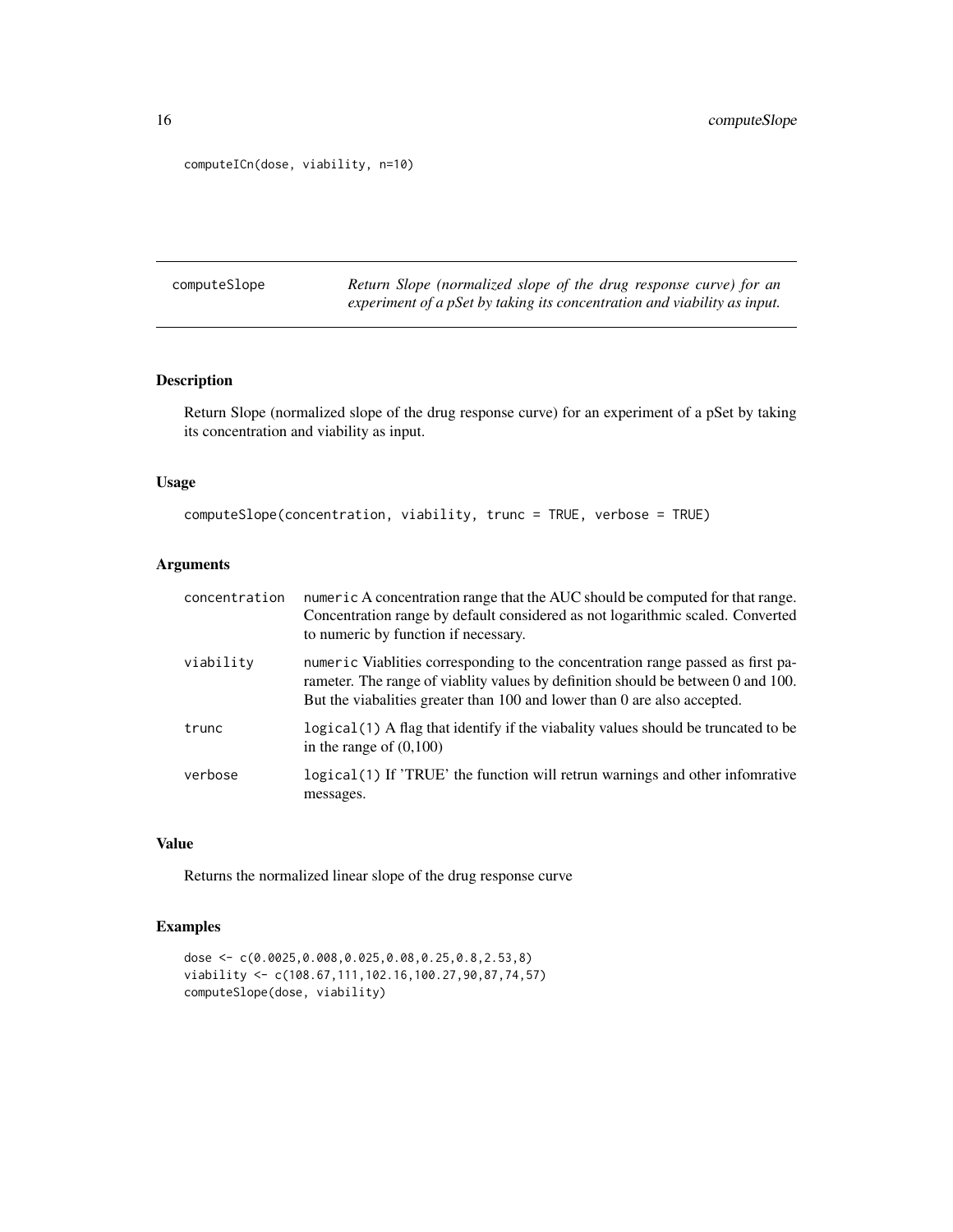```
computeICn(dose, viability, n=10)
```

## computeSlope

*Return Slope (normalized slope of the drug response curve) for an experiment of a pSet by taking its concentration and viability as input.*

### Description

Return Slope (normalized slope of the drug response curve) for an experiment of a pSet by taking its concentration and viability as input.

### Usage

```
computeSlope(concentration, viability, trunc = TRUE, verbose = TRUE)
```

### Arguments

| | |
|---|---|
| concentration | numeric A concentration range that the AUC should be computed for that range. Concentration range by default considered as not logarithmic scaled. Converted to numeric by function if necessary. |
| viability | numeric Viablities corresponding to the concentration range passed as first parameter. The range of viablity values by definition should be between 0 and 100. But the viabalities greater than 100 and lower than 0 are also accepted. |
| trunc | logical(1) A flag that identify if the viabality values should be truncated to be in the range of (0,100) |
| verbose | logical(1) If 'TRUE' the function will retrun warnings and other infomrative messages. |

### Value

Returns the normalized linear slope of the drug response curve

### Examples

```
dose <- c(0.0025,0.008,0.025,0.08,0.25,0.8,2.53,8)
viability <- c(108.67,111,102.16,100.27,90,87,74,57)
computeSlope(dose, viability)
```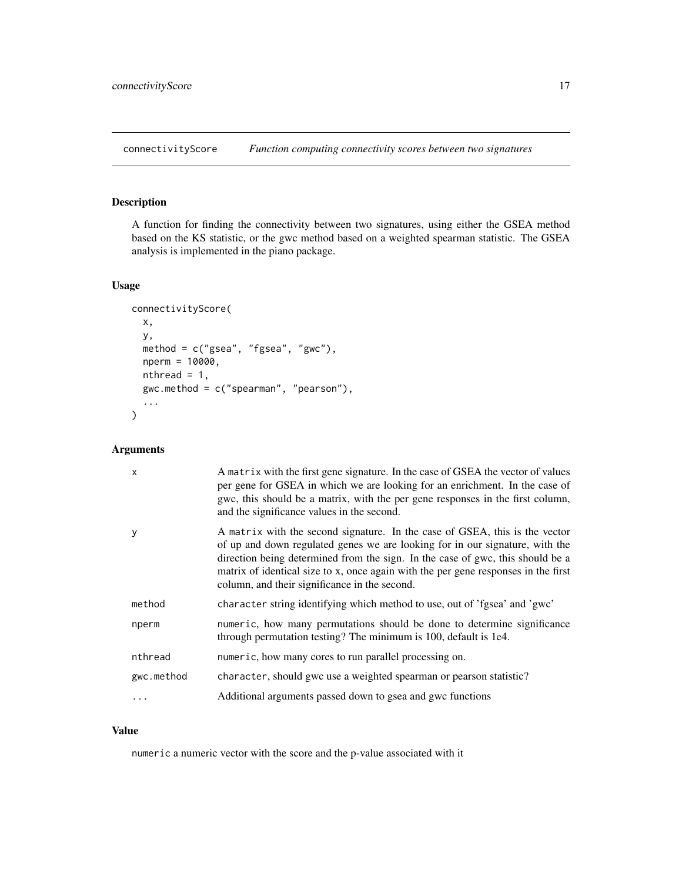# connectivityScore *Function computing connectivity scores between two signatures*

## Description

A function for finding the connectivity between two signatures, using either the GSEA method based on the KS statistic, or the gwc method based on a weighted spearman statistic. The GSEA analysis is implemented in the piano package.

## Usage

```
connectivityScore(
  x,
  y,
  method = c("gsea", "fgsea", "gwc"),
  nperm = 10000,
  nthread = 1,
  gwc.method = c("spearman", "pearson"),
  ...
)
```

## Arguments

| | |
|---|---|
| `x` | A `matrix` with the first gene signature. In the case of GSEA the vector of values per gene for GSEA in which we are looking for an enrichment. In the case of gwc, this should be a matrix, with the per gene responses in the first column, and the significance values in the second. |
| `y` | A `matrix` with the second signature. In the case of GSEA, this is the vector of up and down regulated genes we are looking for in our signature, with the direction being determined from the sign. In the case of gwc, this should be a matrix of identical size to x, once again with the per gene responses in the first column, and their significance in the second. |
| `method` | `character` string identifying which method to use, out of 'fgsea' and 'gwc' |
| `nperm` | `numeric`, how many permutations should be done to determine significance through permutation testing? The minimum is 100, default is 1e4. |
| `nthread` | `numeric`, how many cores to run parallel processing on. |
| `gwc.method` | `character`, should gwc use a weighted spearman or pearson statistic? |
| `...` | Additional arguments passed down to gsea and gwc functions |

## Value

`numeric` a numeric vector with the score and the p-value associated with it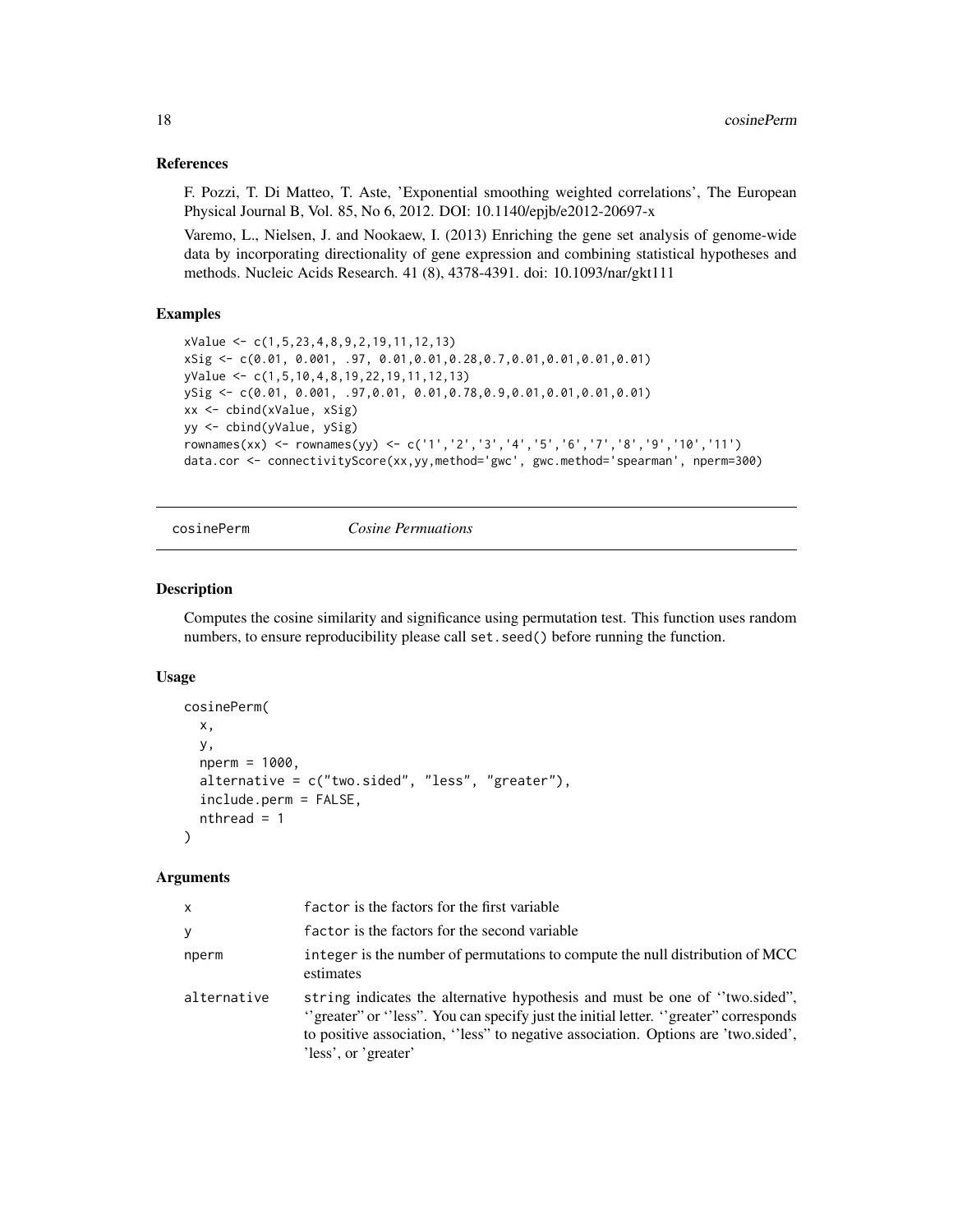### References

F. Pozzi, T. Di Matteo, T. Aste, 'Exponential smoothing weighted correlations', The European Physical Journal B, Vol. 85, No 6, 2012. DOI: 10.1140/epjb/e2012-20697-x

Varemo, L., Nielsen, J. and Nookaew, I. (2013) Enriching the gene set analysis of genome-wide data by incorporating directionality of gene expression and combining statistical hypotheses and methods. Nucleic Acids Research. 41 (8), 4378-4391. doi: 10.1093/nar/gkt111

### Examples

```
xValue <- c(1,5,23,4,8,9,2,19,11,12,13)
xSig <- c(0.01, 0.001, .97, 0.01,0.01,0.28,0.7,0.01,0.01,0.01,0.01)
yValue <- c(1,5,10,4,8,19,22,19,11,12,13)
ySig <- c(0.01, 0.001, .97,0.01, 0.01,0.78,0.9,0.01,0.01,0.01,0.01)
xx <- cbind(xValue, xSig)
yy <- cbind(yValue, ySig)
rownames(xx) <- rownames(yy) <- c('1','2','3','4','5','6','7','8','9','10','11')
data.cor <- connectivityScore(xx,yy,method='gwc', gwc.method='spearman', nperm=300)
```

---

## cosinePerm *Cosine Permuations*

### Description

Computes the cosine similarity and significance using permutation test. This function uses random numbers, to ensure reproducibility please call `set.seed()` before running the function.

### Usage

```
cosinePerm(
  x,
  y,
  nperm = 1000,
  alternative = c("two.sided", "less", "greater"),
  include.perm = FALSE,
  nthread = 1
)
```

### Arguments

| | |
|---|---|
| x | `factor` is the factors for the first variable |
| y | `factor` is the factors for the second variable |
| nperm | `integer` is the number of permutations to compute the null distribution of MCC estimates |
| alternative | `string` indicates the alternative hypothesis and must be one of ''two.sided", ''greater" or ''less". You can specify just the initial letter. ''greater" corresponds to positive association, ''less" to negative association. Options are 'two.sided', 'less', or 'greater' |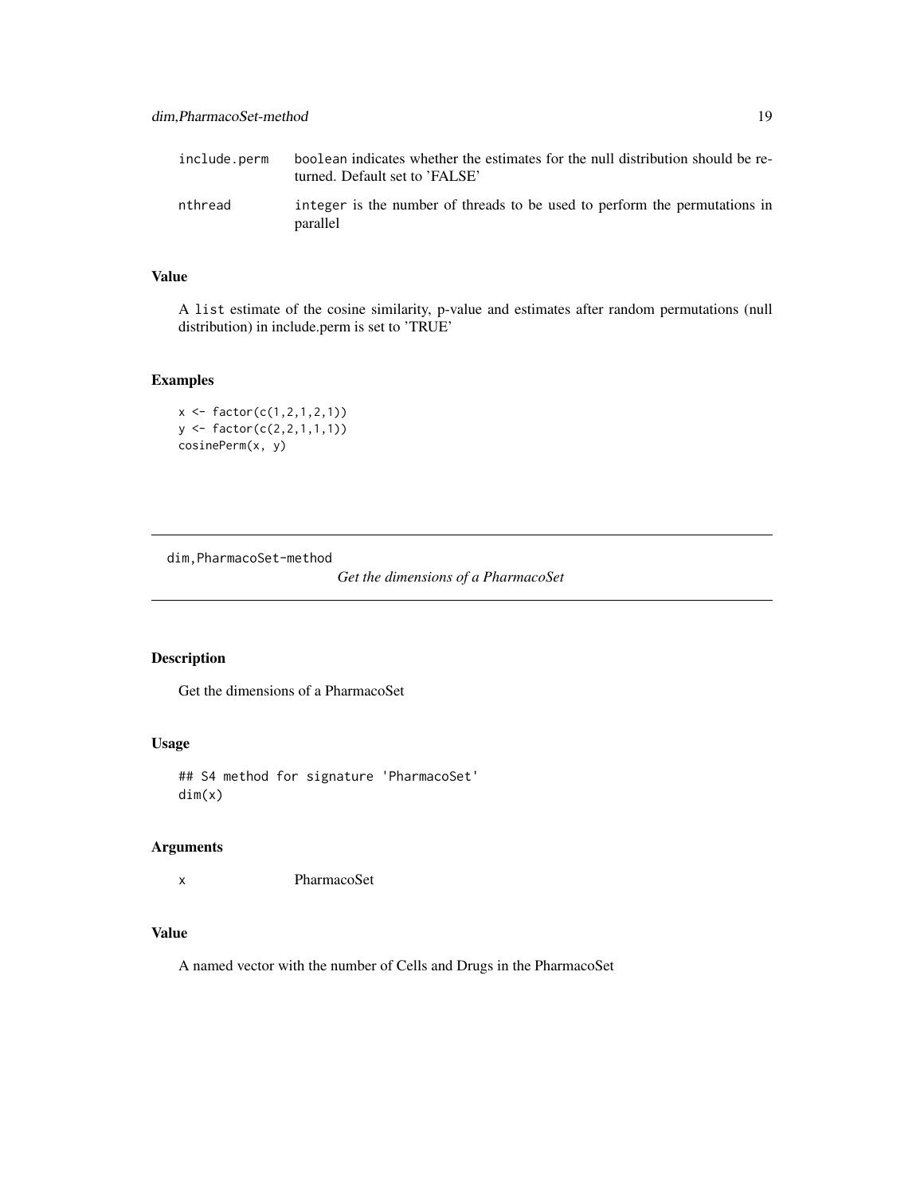| | |
|---|---|
| include.perm | boolean indicates whether the estimates for the null distribution should be returned. Default set to 'FALSE' |
| nthread | integer is the number of threads to be used to perform the permutations in parallel |

### Value

A list estimate of the cosine similarity, p-value and estimates after random permutations (null distribution) in include.perm is set to 'TRUE'

### Examples

```
x <- factor(c(1,2,1,2,1))
y <- factor(c(2,2,1,1,1))
cosinePerm(x, y)
```

---

## dim,PharmacoSet-method

*Get the dimensions of a PharmacoSet*

---

### Description

Get the dimensions of a PharmacoSet

### Usage

```
## S4 method for signature 'PharmacoSet'
dim(x)
```

### Arguments

| | |
|---|---|
| x | PharmacoSet |

### Value

A named vector with the number of Cells and Drugs in the PharmacoSet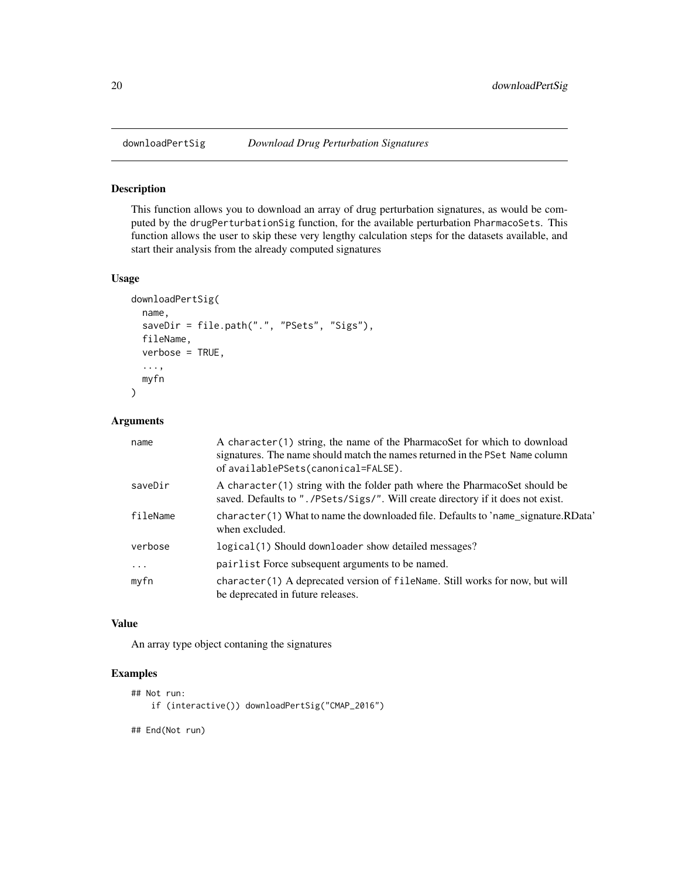## downloadPertSig *Download Drug Perturbation Signatures*

### Description

This function allows you to download an array of drug perturbation signatures, as would be computed by the drugPerturbationSig function, for the available perturbation PharmacoSets. This function allows the user to skip these very lengthy calculation steps for the datasets available, and start their analysis from the already computed signatures

### Usage

```
downloadPertSig(
  name,
  saveDir = file.path(".", "PSets", "Sigs"),
  fileName,
  verbose = TRUE,
  ...,
  myfn
)
```

### Arguments

| | |
|---|---|
| name | A character(1) string, the name of the PharmacoSet for which to download signatures. The name should match the names returned in the PSet Name column of availablePSets(canonical=FALSE). |
| saveDir | A character(1) string with the folder path where the PharmacoSet should be saved. Defaults to "./PSets/Sigs/". Will create directory if it does not exist. |
| fileName | character(1) What to name the downloaded file. Defaults to 'name_signature.RData' when excluded. |
| verbose | logical(1) Should downloader show detailed messages? |
| ... | pairlist Force subsequent arguments to be named. |
| myfn | character(1) A deprecated version of fileName. Still works for now, but will be deprecated in future releases. |

### Value

An array type object contaning the signatures

### Examples

```
## Not run:
    if (interactive()) downloadPertSig("CMAP_2016")

## End(Not run)
```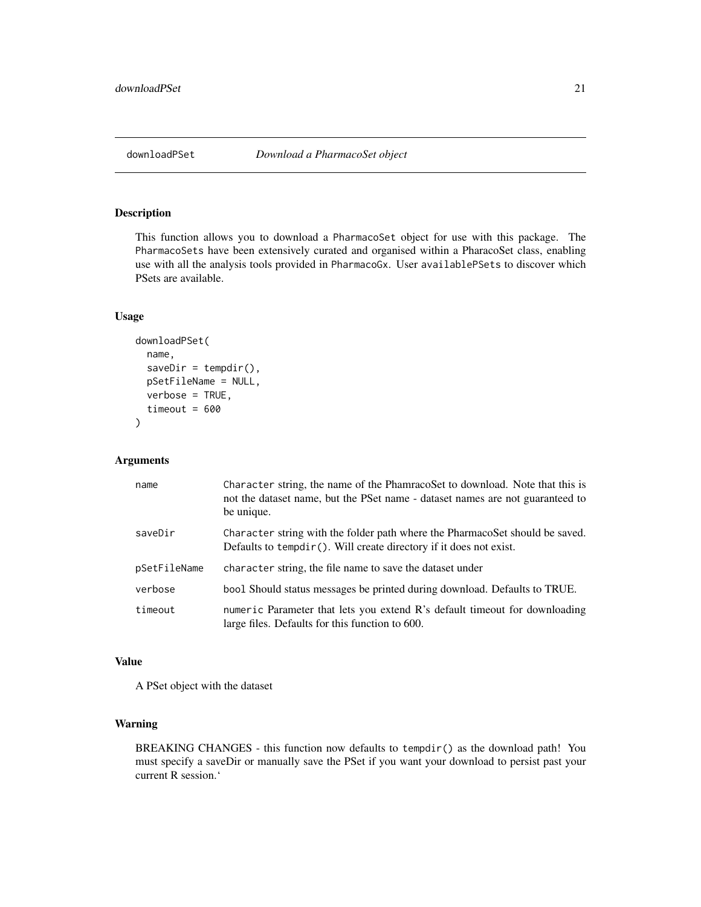## downloadPSet *Download a PharmacoSet object*

### Description

This function allows you to download a `PharmacoSet` object for use with this package. The `PharmacoSets` have been extensively curated and organised within a PharacoSet class, enabling use with all the analysis tools provided in `PharmacoGx`. User `availablePSets` to discover which PSets are available.

### Usage

```
downloadPSet(
  name,
  saveDir = tempdir(),
  pSetFileName = NULL,
  verbose = TRUE,
  timeout = 600
)
```

### Arguments

| | |
|---|---|
| name | `Character` string, the name of the PhamracoSet to download. Note that this is not the dataset name, but the PSet name - dataset names are not guaranteed to be unique. |
| saveDir | `Character` string with the folder path where the PharmacoSet should be saved. Defaults to `tempdir()`. Will create directory if it does not exist. |
| pSetFileName | `character` string, the file name to save the dataset under |
| verbose | `bool` Should status messages be printed during download. Defaults to TRUE. |
| timeout | `numeric` Parameter that lets you extend R's default timeout for downloading large files. Defaults for this function to 600. |

### Value

A PSet object with the dataset

### Warning

BREAKING CHANGES - this function now defaults to `tempdir()` as the download path! You must specify a saveDir or manually save the PSet if you want your download to persist past your current R session.`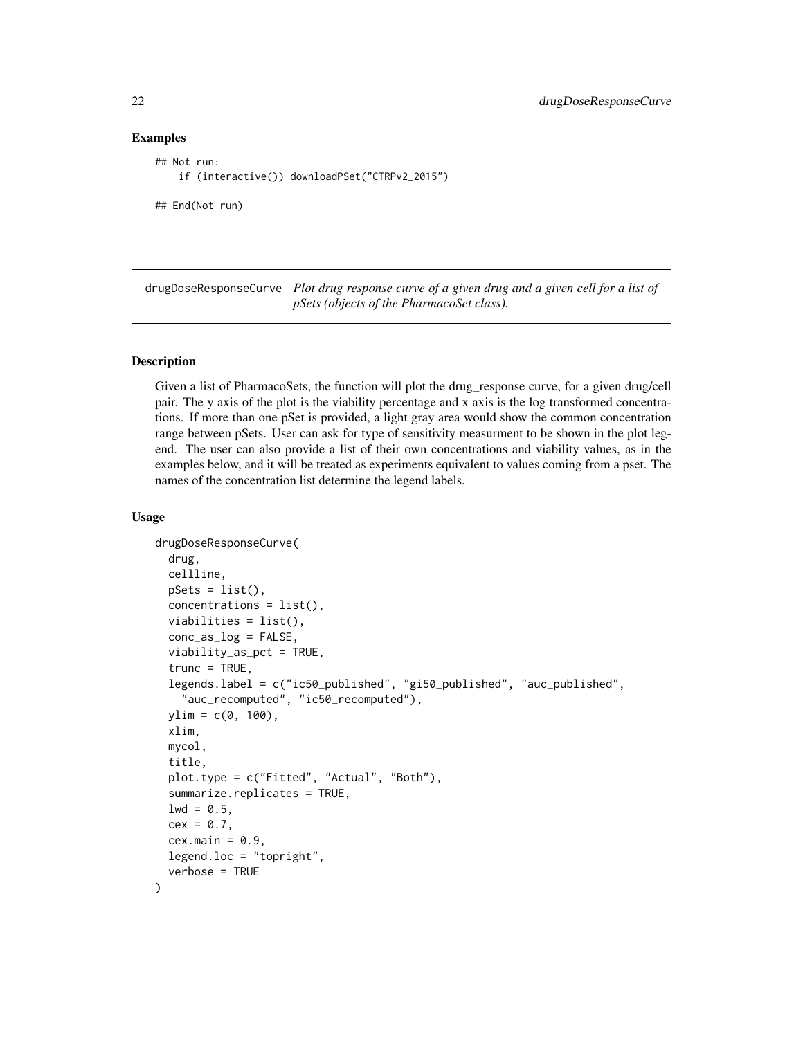## Examples

```
## Not run:
    if (interactive()) downloadPSet("CTRPv2_2015")

## End(Not run)
```

---

drugDoseResponseCurve *Plot drug response curve of a given drug and a given cell for a list of pSets (objects of the PharmacoSet class).*

---

## Description

Given a list of PharmacoSets, the function will plot the drug_response curve, for a given drug/cell pair. The y axis of the plot is the viability percentage and x axis is the log transformed concentrations. If more than one pSet is provided, a light gray area would show the common concentration range between pSets. User can ask for type of sensitivity measurment to be shown in the plot legend. The user can also provide a list of their own concentrations and viability values, as in the examples below, and it will be treated as experiments equivalent to values coming from a pset. The names of the concentration list determine the legend labels.

## Usage

```
drugDoseResponseCurve(
  drug,
  cellline,
  pSets = list(),
  concentrations = list(),
  viabilities = list(),
  conc_as_log = FALSE,
  viability_as_pct = TRUE,
  trunc = TRUE,
  legends.label = c("ic50_published", "gi50_published", "auc_published",
    "auc_recomputed", "ic50_recomputed"),
  ylim = c(0, 100),
  xlim,
  mycol,
  title,
  plot.type = c("Fitted", "Actual", "Both"),
  summarize.replicates = TRUE,
  lwd = 0.5,
  cex = 0.7,
  cex.main = 0.9,
  legend.loc = "topright",
  verbose = TRUE
)
```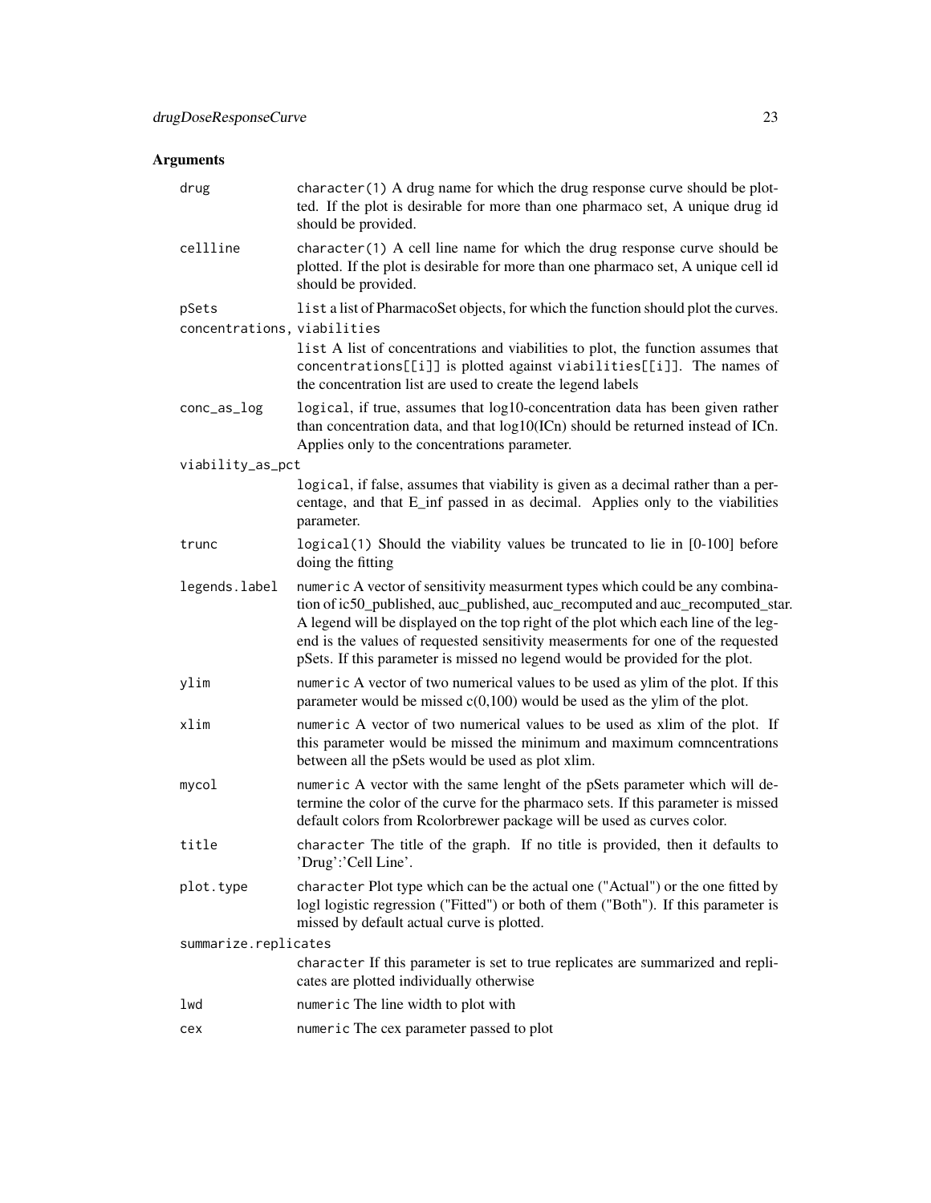## Arguments

| | |
|---|---|
| drug | `character(1)` A drug name for which the drug response curve should be plotted. If the plot is desirable for more than one pharmaco set, A unique drug id should be provided. |
| cellline | `character(1)` A cell line name for which the drug response curve should be plotted. If the plot is desirable for more than one pharmaco set, A unique cell id should be provided. |
| pSets | `list` a list of PharmacoSet objects, for which the function should plot the curves. |
| concentrations, viabilities | `list` A list of concentrations and viabilities to plot, the function assumes that `concentrations[[i]]` is plotted against `viabilities[[i]]`. The names of the concentration list are used to create the legend labels |
| conc_as_log | `logical`, if true, assumes that log10-concentration data has been given rather than concentration data, and that log10(ICn) should be returned instead of ICn. Applies only to the concentrations parameter. |
| viability_as_pct | `logical`, if false, assumes that viability is given as a decimal rather than a percentage, and that E_inf passed in as decimal. Applies only to the viabilities parameter. |
| trunc | `logical(1)` Should the viability values be truncated to lie in [0-100] before doing the fitting |
| legends.label | `numeric` A vector of sensitivity measurment types which could be any combination of ic50_published, auc_published, auc_recomputed and auc_recomputed_star. A legend will be displayed on the top right of the plot which each line of the legend is the values of requested sensitivity measerments for one of the requested pSets. If this parameter is missed no legend would be provided for the plot. |
| ylim | `numeric` A vector of two numerical values to be used as ylim of the plot. If this parameter would be missed c(0,100) would be used as the ylim of the plot. |
| xlim | `numeric` A vector of two numerical values to be used as xlim of the plot. If this parameter would be missed the minimum and maximum comncentrations between all the pSets would be used as plot xlim. |
| mycol | `numeric` A vector with the same lenght of the pSets parameter which will determine the color of the curve for the pharmaco sets. If this parameter is missed default colors from Rcolorbrewer package will be used as curves color. |
| title | `character` The title of the graph. If no title is provided, then it defaults to 'Drug':'Cell Line'. |
| plot.type | `character` Plot type which can be the actual one ("Actual") or the one fitted by logl logistic regression ("Fitted") or both of them ("Both"). If this parameter is missed by default actual curve is plotted. |
| summarize.replicates | `character` If this parameter is set to true replicates are summarized and replicates are plotted individually otherwise |
| lwd | `numeric` The line width to plot with |
| cex | `numeric` The cex parameter passed to plot |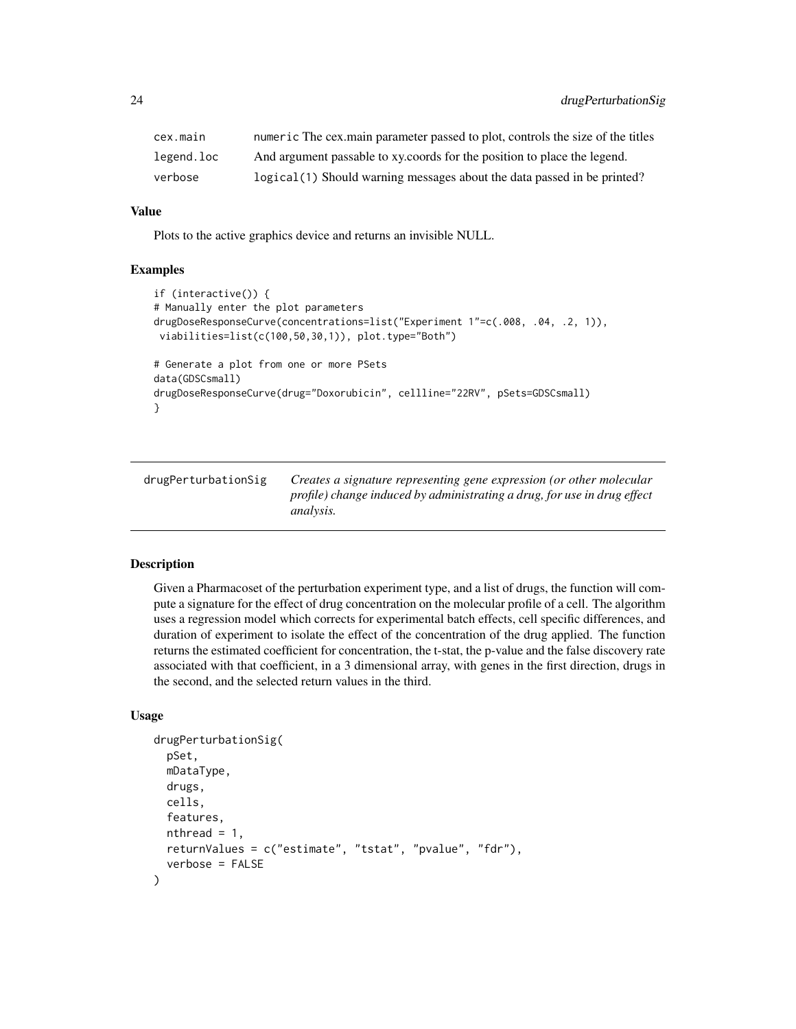| | |
|---|---|
| cex.main | numeric The cex.main parameter passed to plot, controls the size of the titles |
| legend.loc | And argument passable to xy.coords for the position to place the legend. |
| verbose | logical(1) Should warning messages about the data passed in be printed? |

### Value

Plots to the active graphics device and returns an invisible NULL.

### Examples

```
if (interactive()) {
# Manually enter the plot parameters
drugDoseResponseCurve(concentrations=list("Experiment 1"=c(.008, .04, .2, 1)),
 viabilities=list(c(100,50,30,1)), plot.type="Both")

# Generate a plot from one or more PSets
data(GDSCsmall)
drugDoseResponseCurve(drug="Doxorubicin", cellline="22RV", pSets=GDSCsmall)
}
```

---

## drugPerturbationSig

*Creates a signature representing gene expression (or other molecular profile) change induced by administrating a drug, for use in drug effect analysis.*

---

### Description

Given a Pharmacoset of the perturbation experiment type, and a list of drugs, the function will compute a signature for the effect of drug concentration on the molecular profile of a cell. The algorithm uses a regression model which corrects for experimental batch effects, cell specific differences, and duration of experiment to isolate the effect of the concentration of the drug applied. The function returns the estimated coefficient for concentration, the t-stat, the p-value and the false discovery rate associated with that coefficient, in a 3 dimensional array, with genes in the first direction, drugs in the second, and the selected return values in the third.

### Usage

```
drugPerturbationSig(
  pSet,
  mDataType,
  drugs,
  cells,
  features,
  nthread = 1,
  returnValues = c("estimate", "tstat", "pvalue", "fdr"),
  verbose = FALSE
)
```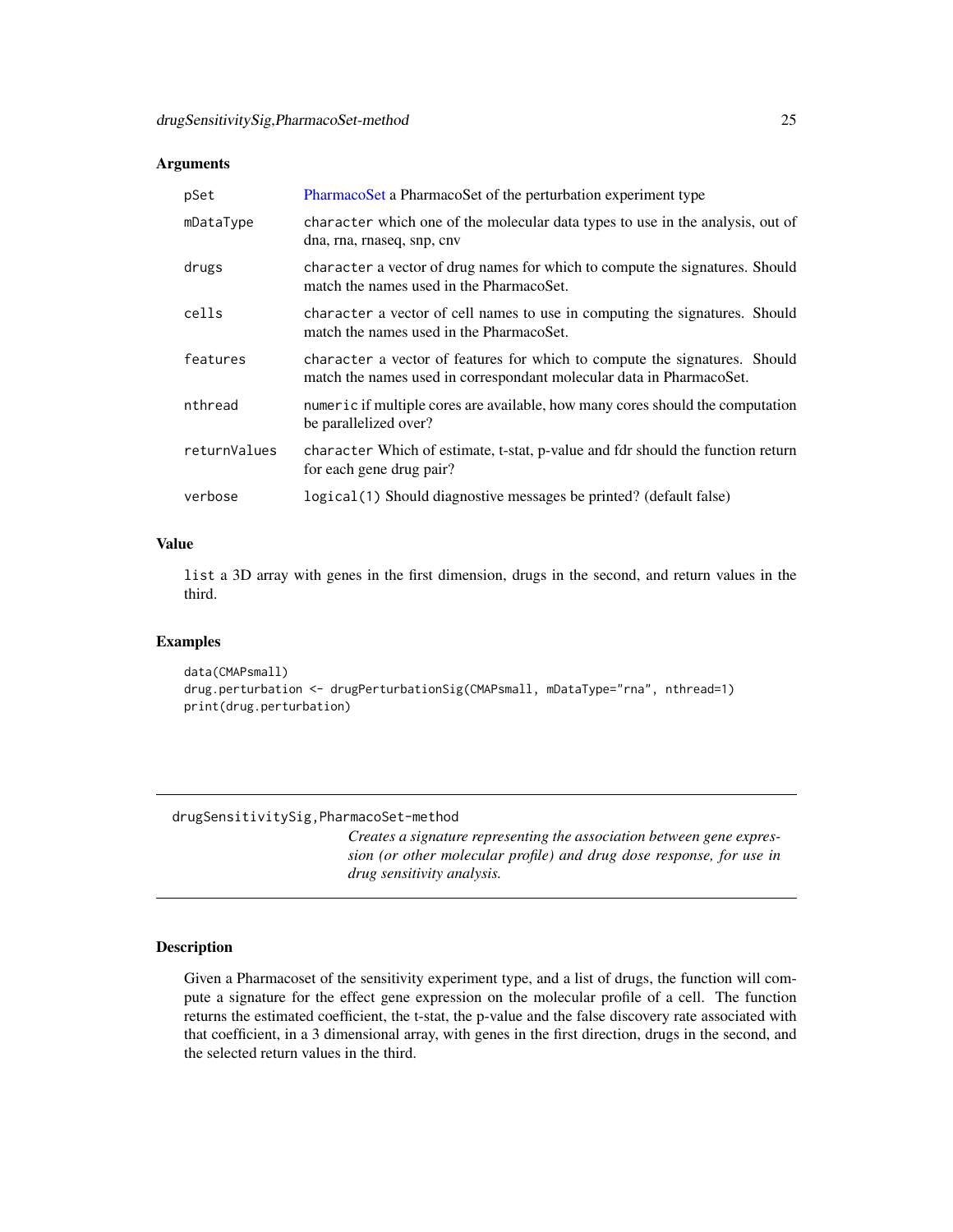### Arguments

| | |
|---|---|
| `pSet` | PharmacoSet a PharmacoSet of the perturbation experiment type |
| `mDataType` | `character` which one of the molecular data types to use in the analysis, out of dna, rna, rnaseq, snp, cnv |
| `drugs` | `character` a vector of drug names for which to compute the signatures. Should match the names used in the PharmacoSet. |
| `cells` | `character` a vector of cell names to use in computing the signatures. Should match the names used in the PharmacoSet. |
| `features` | `character` a vector of features for which to compute the signatures. Should match the names used in correspondant molecular data in PharmacoSet. |
| `nthread` | `numeric` if multiple cores are available, how many cores should the computation be parallelized over? |
| `returnValues` | `character` Which of estimate, t-stat, p-value and fdr should the function return for each gene drug pair? |
| `verbose` | `logical(1)` Should diagnostive messages be printed? (default false) |

### Value

`list` a 3D array with genes in the first dimension, drugs in the second, and return values in the third.

### Examples

```
data(CMAPsmall)
drug.perturbation <- drugPerturbationSig(CMAPsmall, mDataType="rna", nthread=1)
print(drug.perturbation)
```

---

## drugSensitivitySig,PharmacoSet-method

*Creates a signature representing the association between gene expression (or other molecular profile) and drug dose response, for use in drug sensitivity analysis.*

---

### Description

Given a Pharmacoset of the sensitivity experiment type, and a list of drugs, the function will compute a signature for the effect gene expression on the molecular profile of a cell. The function returns the estimated coefficient, the t-stat, the p-value and the false discovery rate associated with that coefficient, in a 3 dimensional array, with genes in the first direction, drugs in the second, and the selected return values in the third.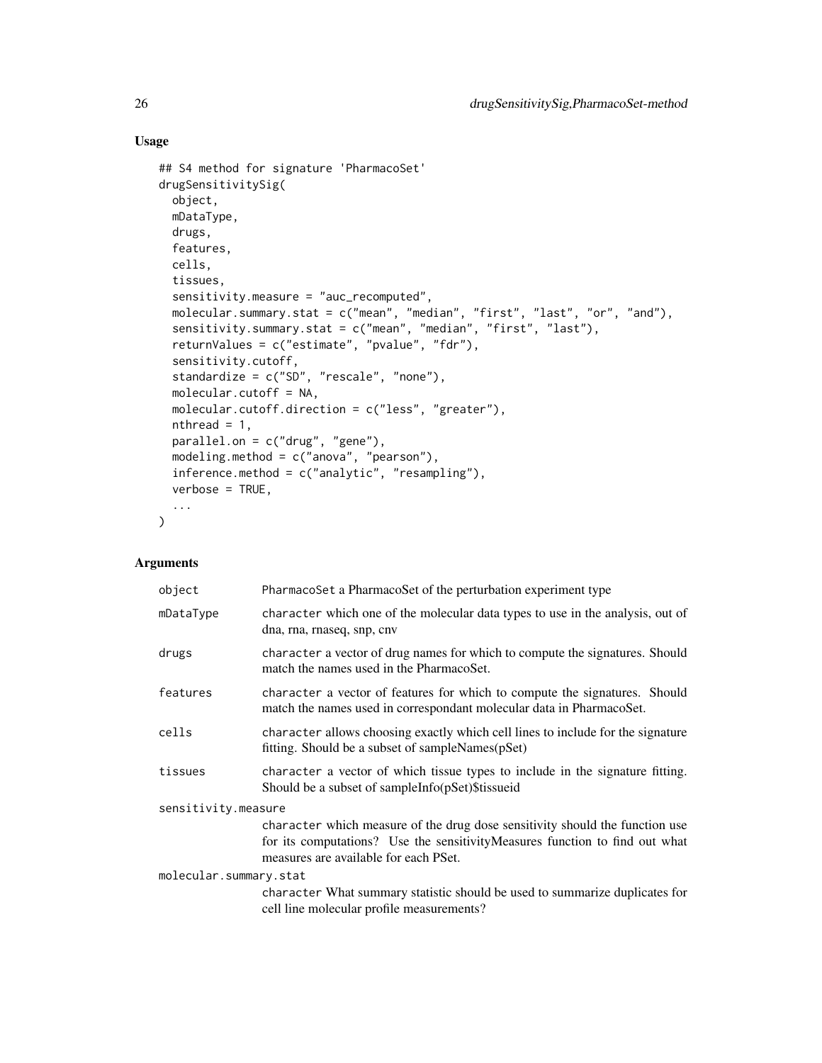## Usage

```
## S4 method for signature 'PharmacoSet'
drugSensitivitySig(
  object,
  mDataType,
  drugs,
  features,
  cells,
  tissues,
  sensitivity.measure = "auc_recomputed",
  molecular.summary.stat = c("mean", "median", "first", "last", "or", "and"),
  sensitivity.summary.stat = c("mean", "median", "first", "last"),
  returnValues = c("estimate", "pvalue", "fdr"),
  sensitivity.cutoff,
  standardize = c("SD", "rescale", "none"),
  molecular.cutoff = NA,
  molecular.cutoff.direction = c("less", "greater"),
  nthread = 1,
  parallel.on = c("drug", "gene"),
  modeling.method = c("anova", "pearson"),
  inference.method = c("analytic", "resampling"),
  verbose = TRUE,
  ...
)
```

## Arguments

| | |
|---|---|
| `object` | `PharmacoSet` a PharmacoSet of the perturbation experiment type |
| `mDataType` | `character` which one of the molecular data types to use in the analysis, out of dna, rna, rnaseq, snp, cnv |
| `drugs` | `character` a vector of drug names for which to compute the signatures. Should match the names used in the PharmacoSet. |
| `features` | `character` a vector of features for which to compute the signatures. Should match the names used in correspondant molecular data in PharmacoSet. |
| `cells` | `character` allows choosing exactly which cell lines to include for the signature fitting. Should be a subset of sampleNames(pSet) |
| `tissues` | `character` a vector of which tissue types to include in the signature fitting. Should be a subset of sampleInfo(pSet)$tissueid |
| `sensitivity.measure` | `character` which measure of the drug dose sensitivity should the function use for its computations? Use the sensitivityMeasures function to find out what measures are available for each PSet. |
| `molecular.summary.stat` | `character` What summary statistic should be used to summarize duplicates for cell line molecular profile measurements? |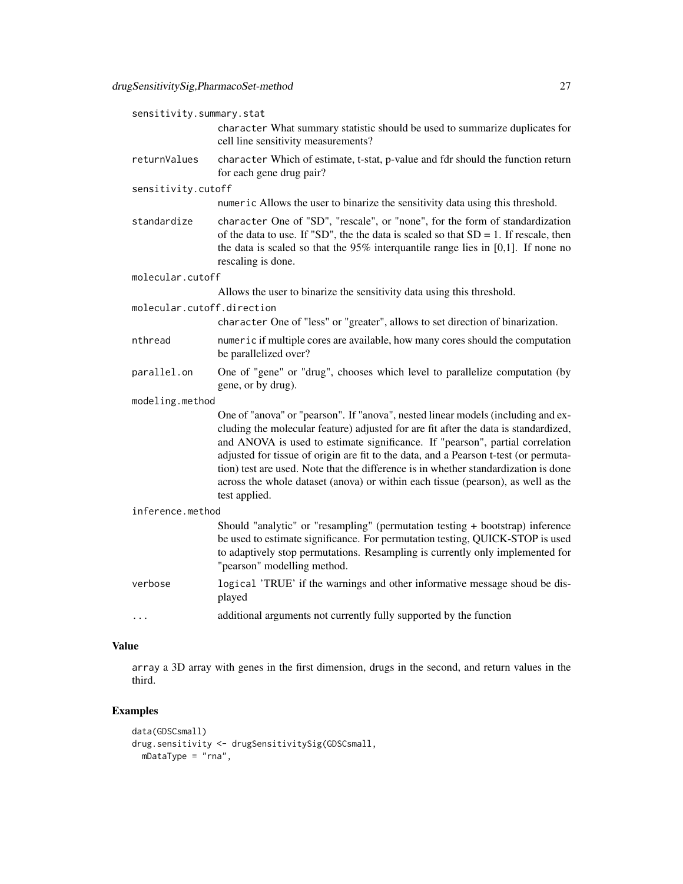sensitivity.summary.stat
: character What summary statistic should be used to summarize duplicates for cell line sensitivity measurements?

returnValues
: character Which of estimate, t-stat, p-value and fdr should the function return for each gene drug pair?

sensitivity.cutoff
: numeric Allows the user to binarize the sensitivity data using this threshold.

standardize
: character One of "SD", "rescale", or "none", for the form of standardization of the data to use. If "SD", the the data is scaled so that SD = 1. If rescale, then the data is scaled so that the 95% interquantile range lies in [0,1]. If none no rescaling is done.

molecular.cutoff
: Allows the user to binarize the sensitivity data using this threshold.

molecular.cutoff.direction
: character One of "less" or "greater", allows to set direction of binarization.

nthread
: numeric if multiple cores are available, how many cores should the computation be parallelized over?

parallel.on
: One of "gene" or "drug", chooses which level to parallelize computation (by gene, or by drug).

modeling.method
: One of "anova" or "pearson". If "anova", nested linear models (including and excluding the molecular feature) adjusted for are fit after the data is standardized, and ANOVA is used to estimate significance. If "pearson", partial correlation adjusted for tissue of origin are fit to the data, and a Pearson t-test (or permutation) test are used. Note that the difference is in whether standardization is done across the whole dataset (anova) or within each tissue (pearson), as well as the test applied.

inference.method
: Should "analytic" or "resampling" (permutation testing + bootstrap) inference be used to estimate significance. For permutation testing, QUICK-STOP is used to adaptively stop permutations. Resampling is currently only implemented for "pearson" modelling method.

verbose
: logical 'TRUE' if the warnings and other informative message shoud be displayed

...
: additional arguments not currently fully supported by the function

## Value

array a 3D array with genes in the first dimension, drugs in the second, and return values in the third.

## Examples

```
data(GDSCsmall)
drug.sensitivity <- drugSensitivitySig(GDSCsmall,
  mDataType = "rna",
```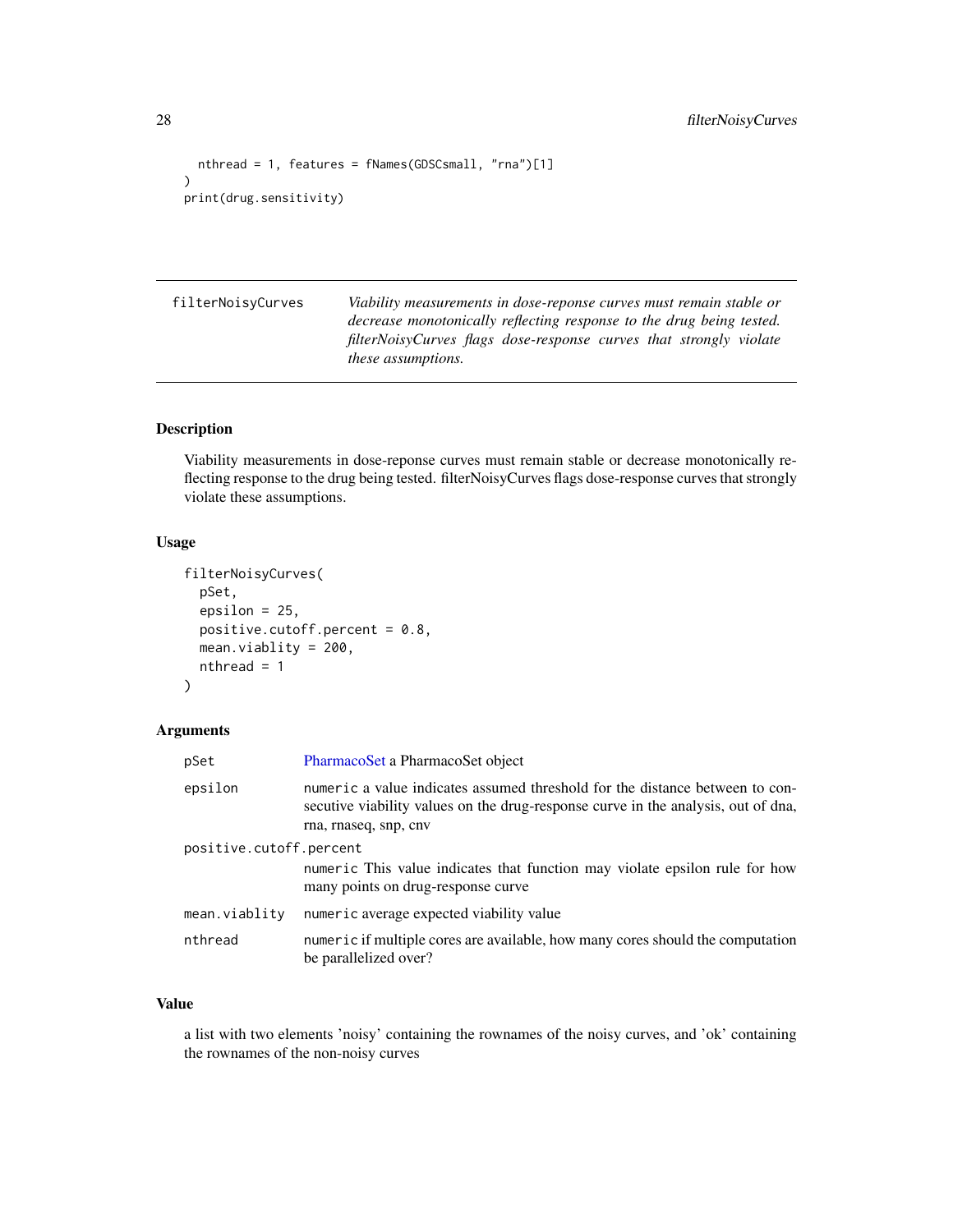```
  nthread = 1, features = fNames(GDSCsmall, "rna")[1]
)
print(drug.sensitivity)
```

## filterNoisyCurves

*Viability measurements in dose-reponse curves must remain stable or decrease monotonically reflecting response to the drug being tested. filterNoisyCurves flags dose-response curves that strongly violate these assumptions.*

### Description

Viability measurements in dose-reponse curves must remain stable or decrease monotonically reflecting response to the drug being tested. filterNoisyCurves flags dose-response curves that strongly violate these assumptions.

### Usage

```
filterNoisyCurves(
  pSet,
  epsilon = 25,
  positive.cutoff.percent = 0.8,
  mean.viablity = 200,
  nthread = 1
)
```

### Arguments

| | |
|---|---|
| `pSet` | PharmacoSet a PharmacoSet object |
| `epsilon` | `numeric` a value indicates assumed threshold for the distance between to consecutive viability values on the drug-response curve in the analysis, out of dna, rna, rnaseq, snp, cnv |
| `positive.cutoff.percent` | `numeric` This value indicates that function may violate epsilon rule for how many points on drug-response curve |
| `mean.viablity` | `numeric` average expected viability value |
| `nthread` | `numeric` if multiple cores are available, how many cores should the computation be parallelized over? |

### Value

a list with two elements 'noisy' containing the rownames of the noisy curves, and 'ok' containing the rownames of the non-noisy curves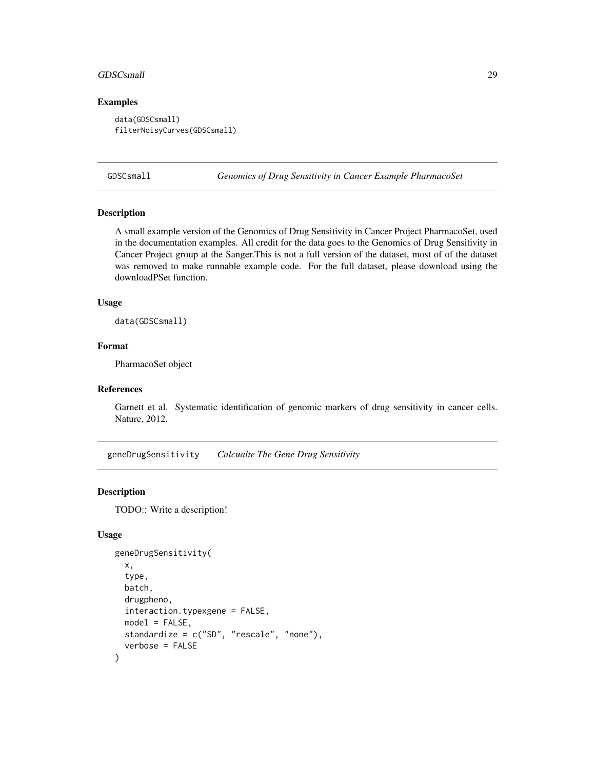### Examples

```
data(GDSCsmall)
filterNoisyCurves(GDSCsmall)
```

---

## GDSCsmall — *Genomics of Drug Sensitivity in Cancer Example PharmacoSet*

### Description

A small example version of the Genomics of Drug Sensitivity in Cancer Project PharmacoSet, used in the documentation examples. All credit for the data goes to the Genomics of Drug Sensitivity in Cancer Project group at the Sanger.This is not a full version of the dataset, most of of the dataset was removed to make runnable example code. For the full dataset, please download using the downloadPSet function.

### Usage

```
data(GDSCsmall)
```

### Format

PharmacoSet object

### References

Garnett et al. Systematic identification of genomic markers of drug sensitivity in cancer cells. Nature, 2012.

---

## geneDrugSensitivity — *Calcualte The Gene Drug Sensitivity*

### Description

TODO:: Write a description!

### Usage

```
geneDrugSensitivity(
  x,
  type,
  batch,
  drugpheno,
  interaction.typexgene = FALSE,
  model = FALSE,
  standardize = c("SD", "rescale", "none"),
  verbose = FALSE
)
```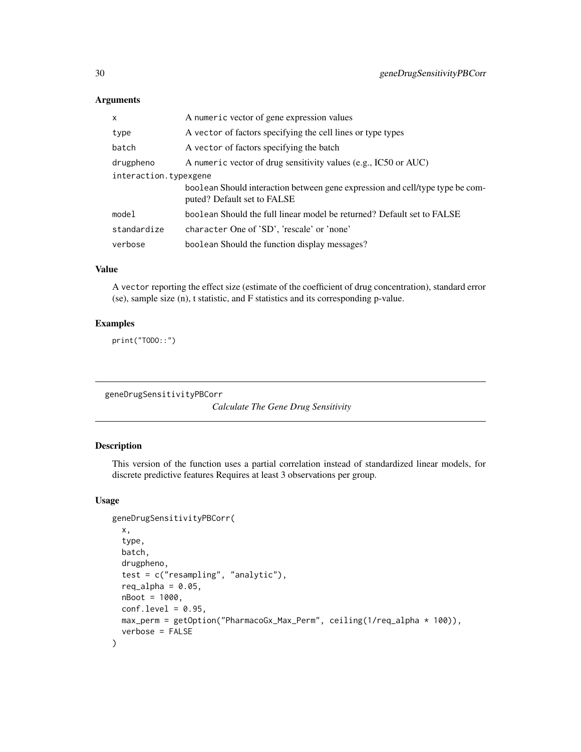## Arguments

| | |
|---|---|
| x | A numeric vector of gene expression values |
| type | A vector of factors specifying the cell lines or type types |
| batch | A vector of factors specifying the batch |
| drugpheno | A numeric vector of drug sensitivity values (e.g., IC50 or AUC) |
| interaction.typexgene | boolean Should interaction between gene expression and cell/type type be computed? Default set to FALSE |
| model | boolean Should the full linear model be returned? Default set to FALSE |
| standardize | character One of 'SD', 'rescale' or 'none' |
| verbose | boolean Should the function display messages? |

## Value

A vector reporting the effect size (estimate of the coefficient of drug concentration), standard error (se), sample size (n), t statistic, and F statistics and its corresponding p-value.

## Examples

```
print("TODO::")
```

---

# geneDrugSensitivityPBCorr

*Calculate The Gene Drug Sensitivity*

## Description

This version of the function uses a partial correlation instead of standardized linear models, for discrete predictive features Requires at least 3 observations per group.

## Usage

```
geneDrugSensitivityPBCorr(
  x,
  type,
  batch,
  drugpheno,
  test = c("resampling", "analytic"),
  req_alpha = 0.05,
  nBoot = 1000,
  conf.level = 0.95,
  max_perm = getOption("PharmacoGx_Max_Perm", ceiling(1/req_alpha * 100)),
  verbose = FALSE
)
```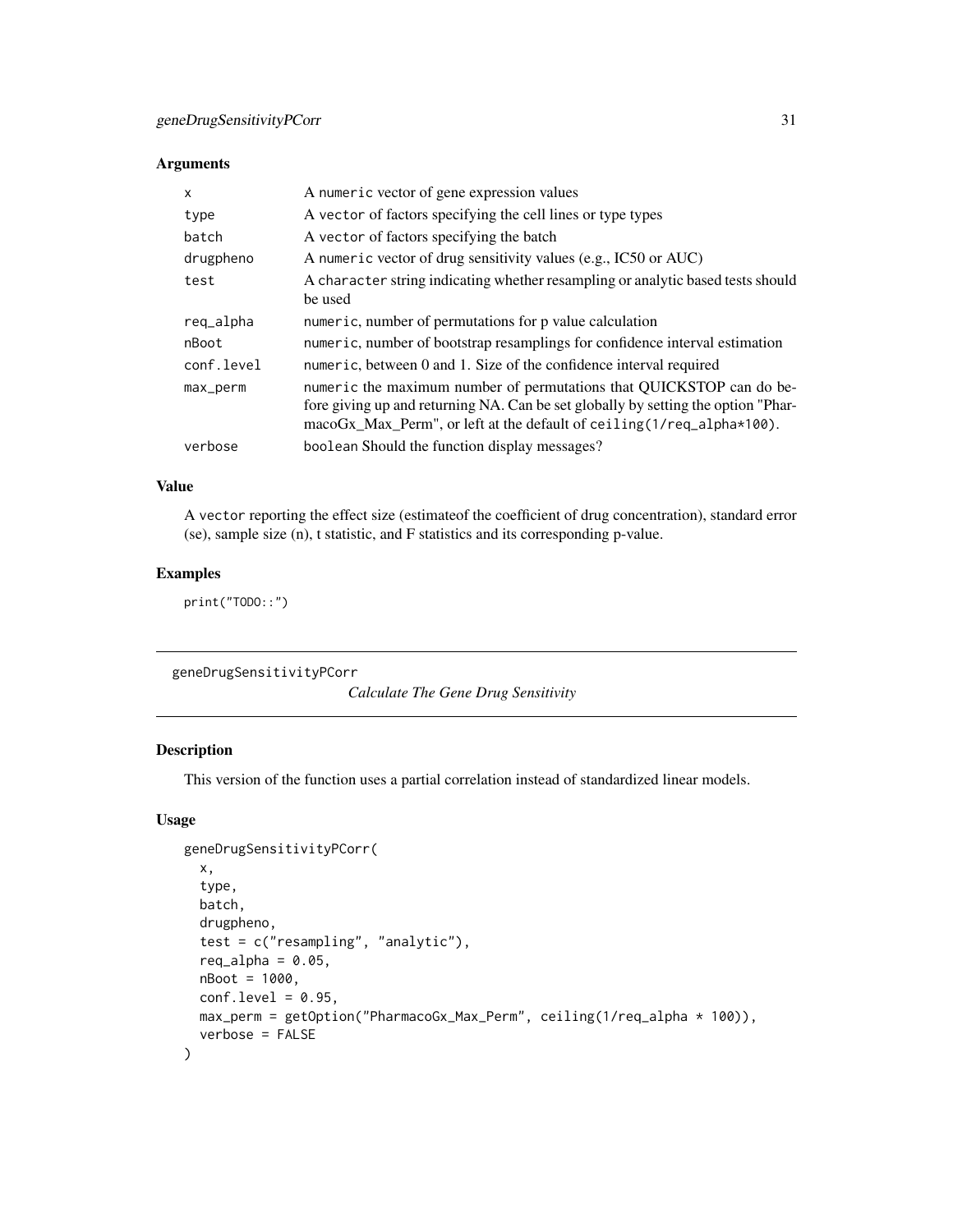## Arguments

| | |
|---|---|
| x | A numeric vector of gene expression values |
| type | A vector of factors specifying the cell lines or type types |
| batch | A vector of factors specifying the batch |
| drugpheno | A numeric vector of drug sensitivity values (e.g., IC50 or AUC) |
| test | A character string indicating whether resampling or analytic based tests should be used |
| req_alpha | numeric, number of permutations for p value calculation |
| nBoot | numeric, number of bootstrap resamplings for confidence interval estimation |
| conf.level | numeric, between 0 and 1. Size of the confidence interval required |
| max_perm | numeric the maximum number of permutations that QUICKSTOP can do before giving up and returning NA. Can be set globally by setting the option "PharmacoGx_Max_Perm", or left at the default of ceiling(1/req_alpha*100). |
| verbose | boolean Should the function display messages? |

## Value

A vector reporting the effect size (estimateof the coefficient of drug concentration), standard error (se), sample size (n), t statistic, and F statistics and its corresponding p-value.

## Examples

```
print("TODO::")
```

---

# geneDrugSensitivityPCorr

*Calculate The Gene Drug Sensitivity*

## Description

This version of the function uses a partial correlation instead of standardized linear models.

## Usage

```
geneDrugSensitivityPCorr(
  x,
  type,
  batch,
  drugpheno,
  test = c("resampling", "analytic"),
  req_alpha = 0.05,
  nBoot = 1000,
  conf.level = 0.95,
  max_perm = getOption("PharmacoGx_Max_Perm", ceiling(1/req_alpha * 100)),
  verbose = FALSE
)
```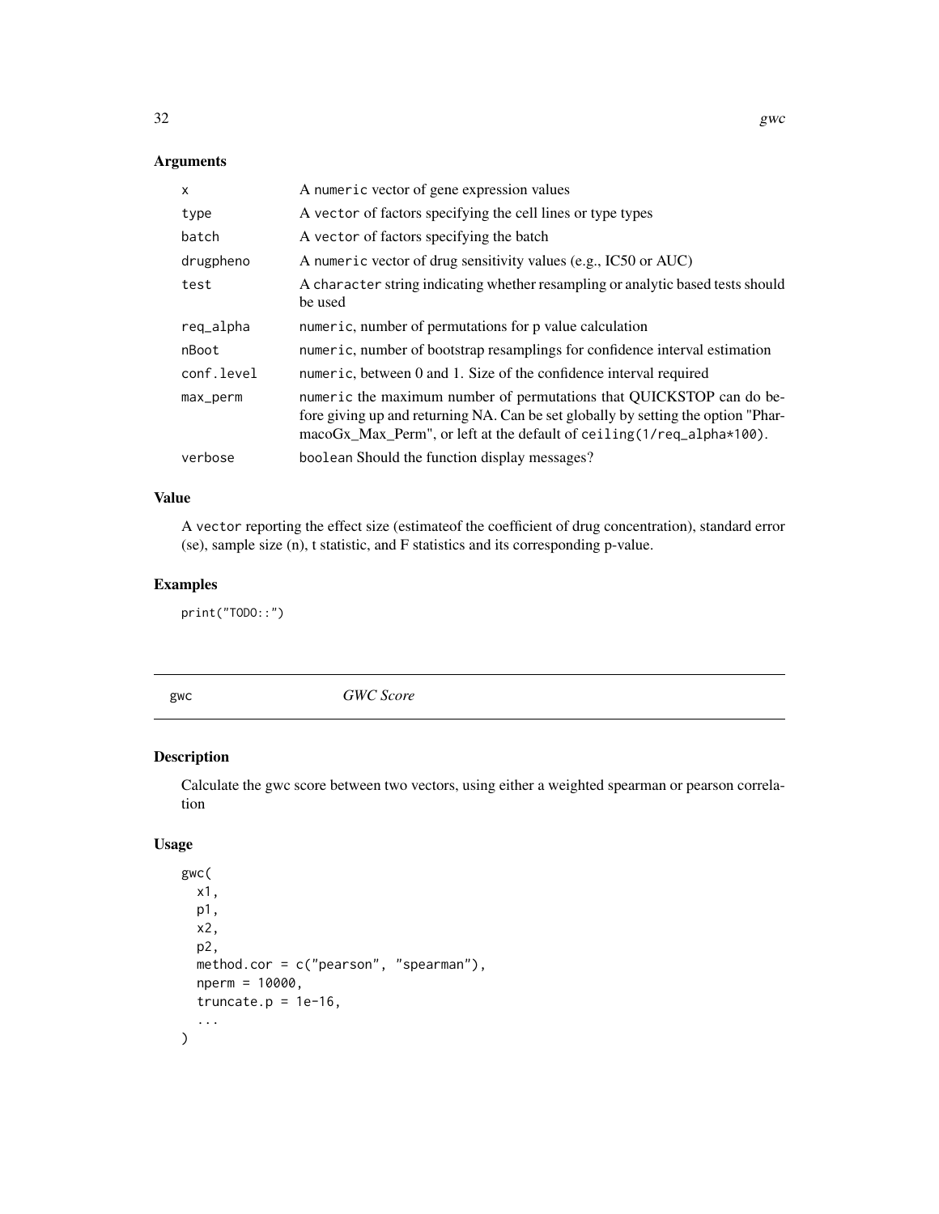## Arguments

| | |
|---|---|
| x | A numeric vector of gene expression values |
| type | A vector of factors specifying the cell lines or type types |
| batch | A vector of factors specifying the batch |
| drugpheno | A numeric vector of drug sensitivity values (e.g., IC50 or AUC) |
| test | A character string indicating whether resampling or analytic based tests should be used |
| req_alpha | numeric, number of permutations for p value calculation |
| nBoot | numeric, number of bootstrap resamplings for confidence interval estimation |
| conf.level | numeric, between 0 and 1. Size of the confidence interval required |
| max_perm | numeric the maximum number of permutations that QUICKSTOP can do before giving up and returning NA. Can be set globally by setting the option "PharmacoGx_Max_Perm", or left at the default of ceiling(1/req_alpha*100). |
| verbose | boolean Should the function display messages? |

## Value

A vector reporting the effect size (estimateof the coefficient of drug concentration), standard error (se), sample size (n), t statistic, and F statistics and its corresponding p-value.

## Examples

```
print("TODO::")
```

---

# gwc — *GWC Score*

## Description

Calculate the gwc score between two vectors, using either a weighted spearman or pearson correlation

## Usage

```
gwc(
  x1,
  p1,
  x2,
  p2,
  method.cor = c("pearson", "spearman"),
  nperm = 10000,
  truncate.p = 1e-16,
  ...
)
```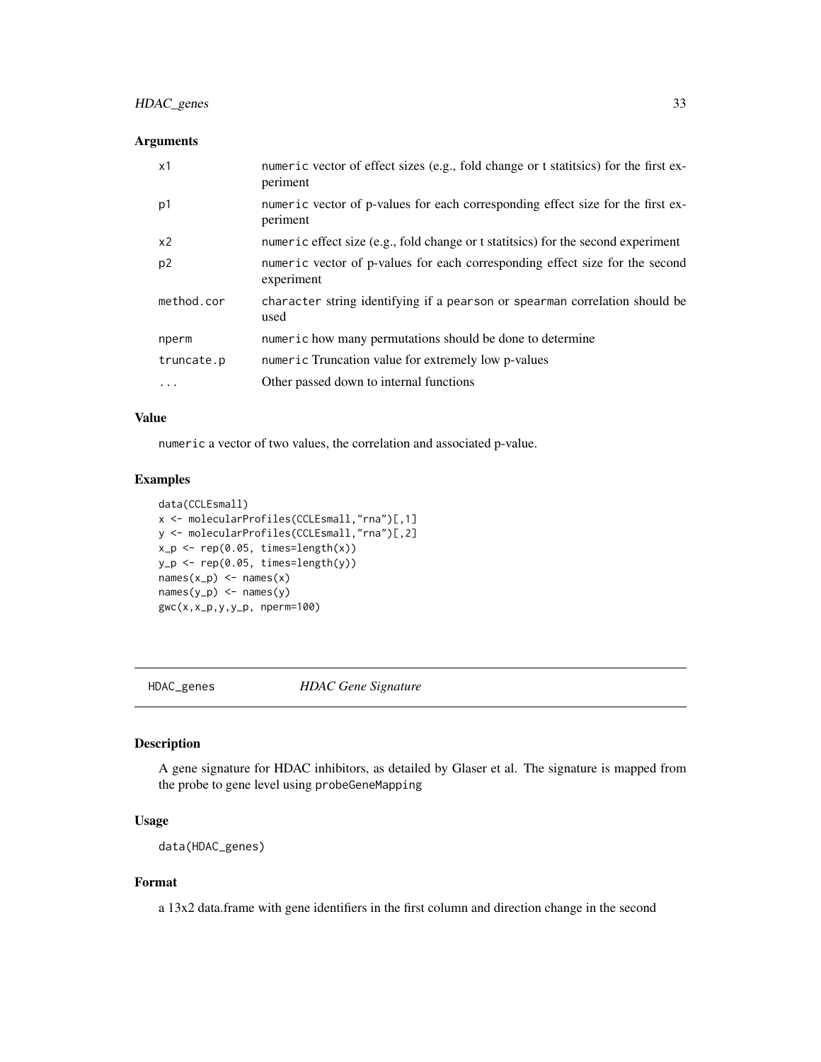### Arguments

| | |
|---|---|
| x1 | numeric vector of effect sizes (e.g., fold change or t statitsics) for the first experiment |
| p1 | numeric vector of p-values for each corresponding effect size for the first experiment |
| x2 | numeric effect size (e.g., fold change or t statitsics) for the second experiment |
| p2 | numeric vector of p-values for each corresponding effect size for the second experiment |
| method.cor | character string identifying if a pearson or spearman correlation should be used |
| nperm | numeric how many permutations should be done to determine |
| truncate.p | numeric Truncation value for extremely low p-values |
| ... | Other passed down to internal functions |

### Value

numeric a vector of two values, the correlation and associated p-value.

### Examples

```
data(CCLEsmall)
x <- molecularProfiles(CCLEsmall,"rna")[,1]
y <- molecularProfiles(CCLEsmall,"rna")[,2]
x_p <- rep(0.05, times=length(x))
y_p <- rep(0.05, times=length(y))
names(x_p) <- names(x)
names(y_p) <- names(y)
gwc(x,x_p,y,y_p, nperm=100)
```

---

## HDAC_genes *HDAC Gene Signature*

### Description

A gene signature for HDAC inhibitors, as detailed by Glaser et al. The signature is mapped from the probe to gene level using probeGeneMapping

### Usage

```
data(HDAC_genes)
```

### Format

a 13x2 data.frame with gene identifiers in the first column and direction change in the second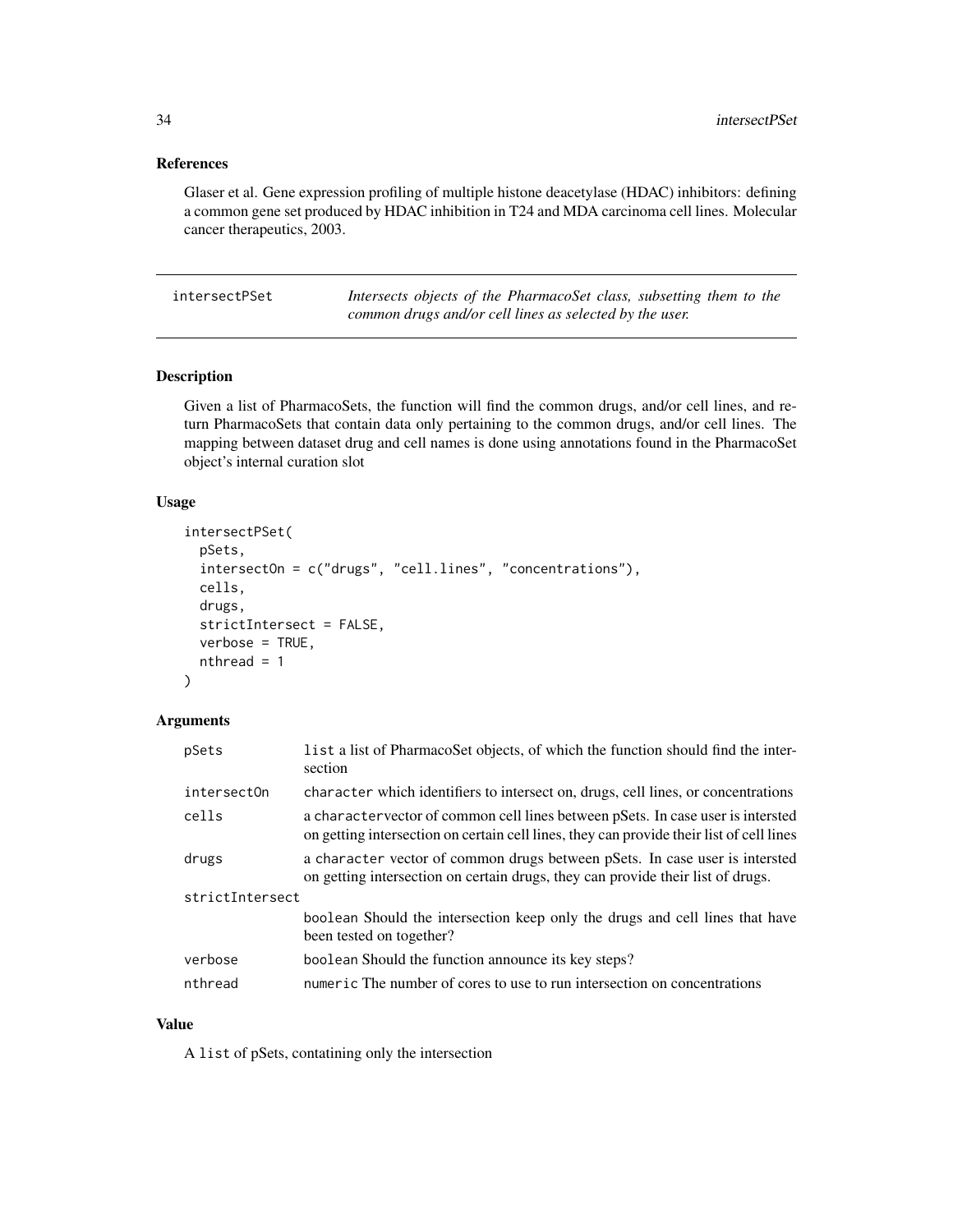## References

Glaser et al. Gene expression profiling of multiple histone deacetylase (HDAC) inhibitors: defining a common gene set produced by HDAC inhibition in T24 and MDA carcinoma cell lines. Molecular cancer therapeutics, 2003.

---

# intersectPSet — *Intersects objects of the PharmacoSet class, subsetting them to the common drugs and/or cell lines as selected by the user.*

---

## Description

Given a list of PharmacoSets, the function will find the common drugs, and/or cell lines, and return PharmacoSets that contain data only pertaining to the common drugs, and/or cell lines. The mapping between dataset drug and cell names is done using annotations found in the PharmacoSet object's internal curation slot

## Usage

```
intersectPSet(
  pSets,
  intersectOn = c("drugs", "cell.lines", "concentrations"),
  cells,
  drugs,
  strictIntersect = FALSE,
  verbose = TRUE,
  nthread = 1
)
```

## Arguments

| | |
|---|---|
| `pSets` | `list` a list of PharmacoSet objects, of which the function should find the intersection |
| `intersectOn` | `character` which identifiers to intersect on, drugs, cell lines, or concentrations |
| `cells` | a `character`vector of common cell lines between pSets. In case user is intersted on getting intersection on certain cell lines, they can provide their list of cell lines |
| `drugs` | a `character` vector of common drugs between pSets. In case user is intersted on getting intersection on certain drugs, they can provide their list of drugs. |
| `strictIntersect` | `boolean` Should the intersection keep only the drugs and cell lines that have been tested on together? |
| `verbose` | `boolean` Should the function announce its key steps? |
| `nthread` | `numeric` The number of cores to use to run intersection on concentrations |

## Value

A `list` of pSets, contatining only the intersection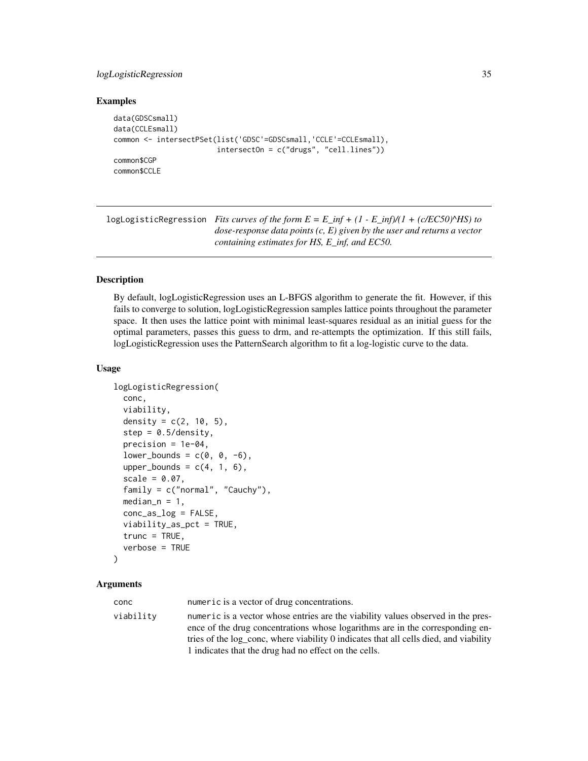## Examples

```
data(GDSCsmall)
data(CCLEsmall)
common <- intersectPSet(list('GDSC'=GDSCsmall,'CCLE'=CCLEsmall),
                        intersectOn = c("drugs", "cell.lines"))
common$CGP
common$CCLE
```

---

# logLogisticRegression

*Fits curves of the form E = E_inf + (1 - E_inf)/(1 + (c/EC50)^HS) to dose-response data points (c, E) given by the user and returns a vector containing estimates for HS, E_inf, and EC50.*

---

## Description

By default, logLogisticRegression uses an L-BFGS algorithm to generate the fit. However, if this fails to converge to solution, logLogisticRegression samples lattice points throughout the parameter space. It then uses the lattice point with minimal least-squares residual as an initial guess for the optimal parameters, passes this guess to drm, and re-attempts the optimization. If this still fails, logLogisticRegression uses the PatternSearch algorithm to fit a log-logistic curve to the data.

## Usage

```
logLogisticRegression(
  conc,
  viability,
  density = c(2, 10, 5),
  step = 0.5/density,
  precision = 1e-04,
  lower_bounds = c(0, 0, -6),
  upper_bounds = c(4, 1, 6),
  scale = 0.07,
  family = c("normal", "Cauchy"),
  median_n = 1,
  conc_as_log = FALSE,
  viability_as_pct = TRUE,
  trunc = TRUE,
  verbose = TRUE
)
```

## Arguments

| | |
|---|---|
| conc | `numeric` is a vector of drug concentrations. |
| viability | `numeric` is a vector whose entries are the viability values observed in the presence of the drug concentrations whose logarithms are in the corresponding entries of the log_conc, where viability 0 indicates that all cells died, and viability 1 indicates that the drug had no effect on the cells. |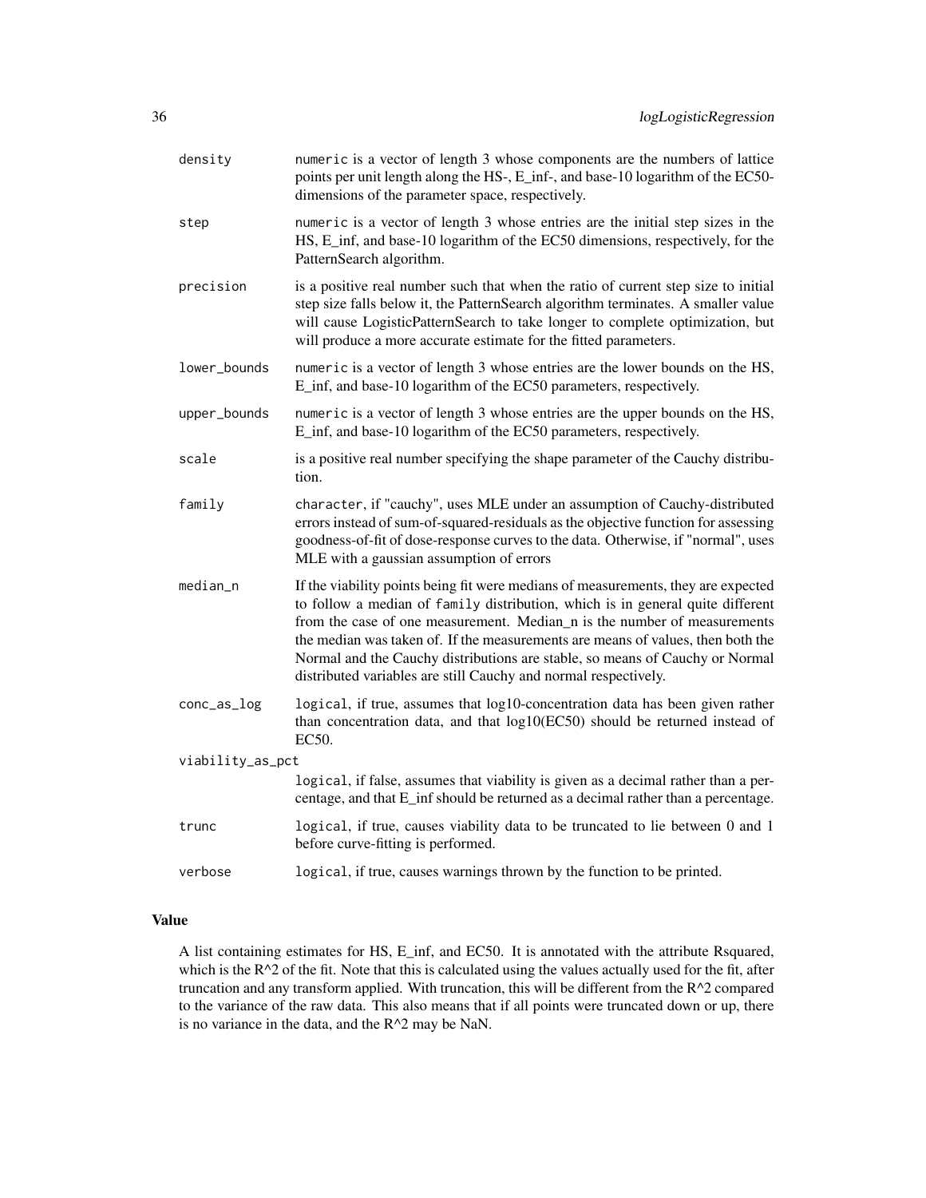| | |
|---|---|
| `density` | `numeric` is a vector of length 3 whose components are the numbers of lattice points per unit length along the HS-, E_inf-, and base-10 logarithm of the EC50-dimensions of the parameter space, respectively. |
| `step` | `numeric` is a vector of length 3 whose entries are the initial step sizes in the HS, E_inf, and base-10 logarithm of the EC50 dimensions, respectively, for the PatternSearch algorithm. |
| `precision` | is a positive real number such that when the ratio of current step size to initial step size falls below it, the PatternSearch algorithm terminates. A smaller value will cause LogisticPatternSearch to take longer to complete optimization, but will produce a more accurate estimate for the fitted parameters. |
| `lower_bounds` | `numeric` is a vector of length 3 whose entries are the lower bounds on the HS, E_inf, and base-10 logarithm of the EC50 parameters, respectively. |
| `upper_bounds` | `numeric` is a vector of length 3 whose entries are the upper bounds on the HS, E_inf, and base-10 logarithm of the EC50 parameters, respectively. |
| `scale` | is a positive real number specifying the shape parameter of the Cauchy distribution. |
| `family` | `character`, if "cauchy", uses MLE under an assumption of Cauchy-distributed errors instead of sum-of-squared-residuals as the objective function for assessing goodness-of-fit of dose-response curves to the data. Otherwise, if "normal", uses MLE with a gaussian assumption of errors |
| `median_n` | If the viability points being fit were medians of measurements, they are expected to follow a median of `family` distribution, which is in general quite different from the case of one measurement. Median_n is the number of measurements the median was taken of. If the measurements are means of values, then both the Normal and the Cauchy distributions are stable, so means of Cauchy or Normal distributed variables are still Cauchy and normal respectively. |
| `conc_as_log` | `logical`, if true, assumes that log10-concentration data has been given rather than concentration data, and that log10(EC50) should be returned instead of EC50. |
| `viability_as_pct` | `logical`, if false, assumes that viability is given as a decimal rather than a percentage, and that E_inf should be returned as a decimal rather than a percentage. |
| `trunc` | `logical`, if true, causes viability data to be truncated to lie between 0 and 1 before curve-fitting is performed. |
| `verbose` | `logical`, if true, causes warnings thrown by the function to be printed. |

### Value

A list containing estimates for HS, E_inf, and EC50. It is annotated with the attribute Rsquared, which is the $R^2$ of the fit. Note that this is calculated using the values actually used for the fit, after truncation and any transform applied. With truncation, this will be different from the $R^2$ compared to the variance of the raw data. This also means that if all points were truncated down or up, there is no variance in the data, and the $R^2$ may be NaN.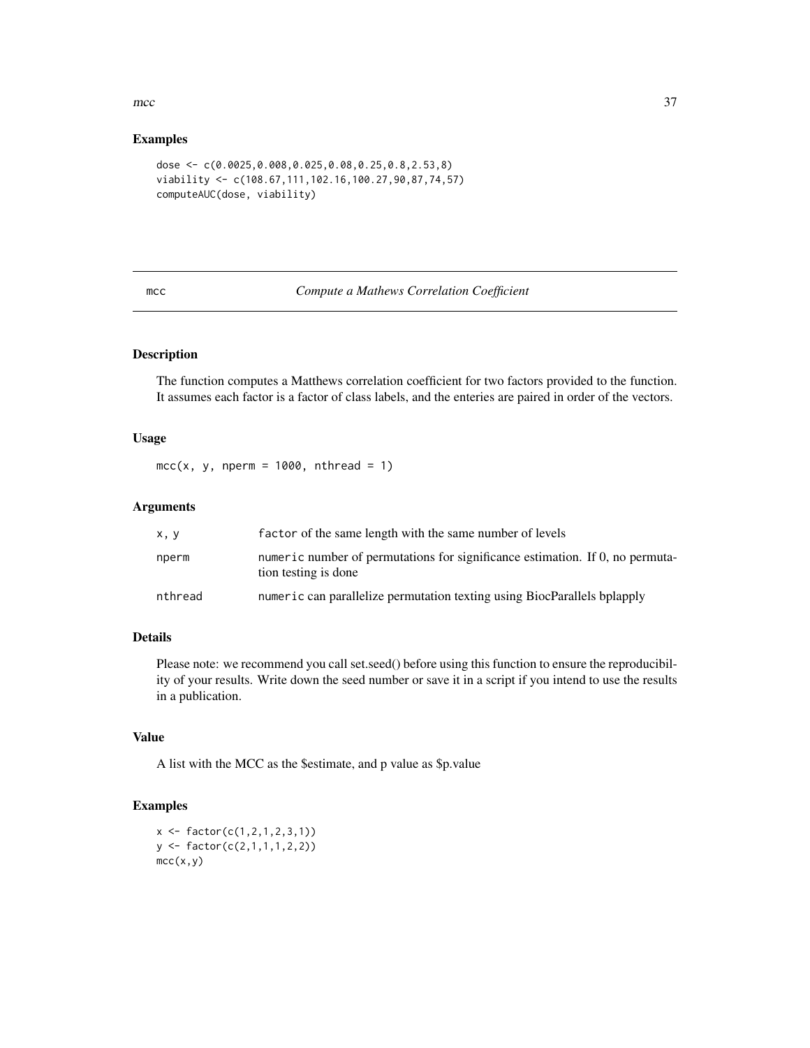## Examples

```
dose <- c(0.0025,0.008,0.025,0.08,0.25,0.8,2.53,8)
viability <- c(108.67,111,102.16,100.27,90,87,74,57)
computeAUC(dose, viability)
```

---

# mcc — *Compute a Mathews Correlation Coefficient*

## Description

The function computes a Matthews correlation coefficient for two factors provided to the function. It assumes each factor is a factor of class labels, and the enteries are paired in order of the vectors.

## Usage

```
mcc(x, y, nperm = 1000, nthread = 1)
```

## Arguments

| | |
|---|---|
| x, y | `factor` of the same length with the same number of levels |
| nperm | `numeric` number of permutations for significance estimation. If 0, no permutation testing is done |
| nthread | `numeric` can parallelize permutation texting using BiocParallels bplapply |

## Details

Please note: we recommend you call set.seed() before using this function to ensure the reproducibility of your results. Write down the seed number or save it in a script if you intend to use the results in a publication.

## Value

A list with the MCC as the $estimate, and p value as $p.value

## Examples

```
x <- factor(c(1,2,1,2,3,1))
y <- factor(c(2,1,1,1,2,2))
mcc(x,y)
```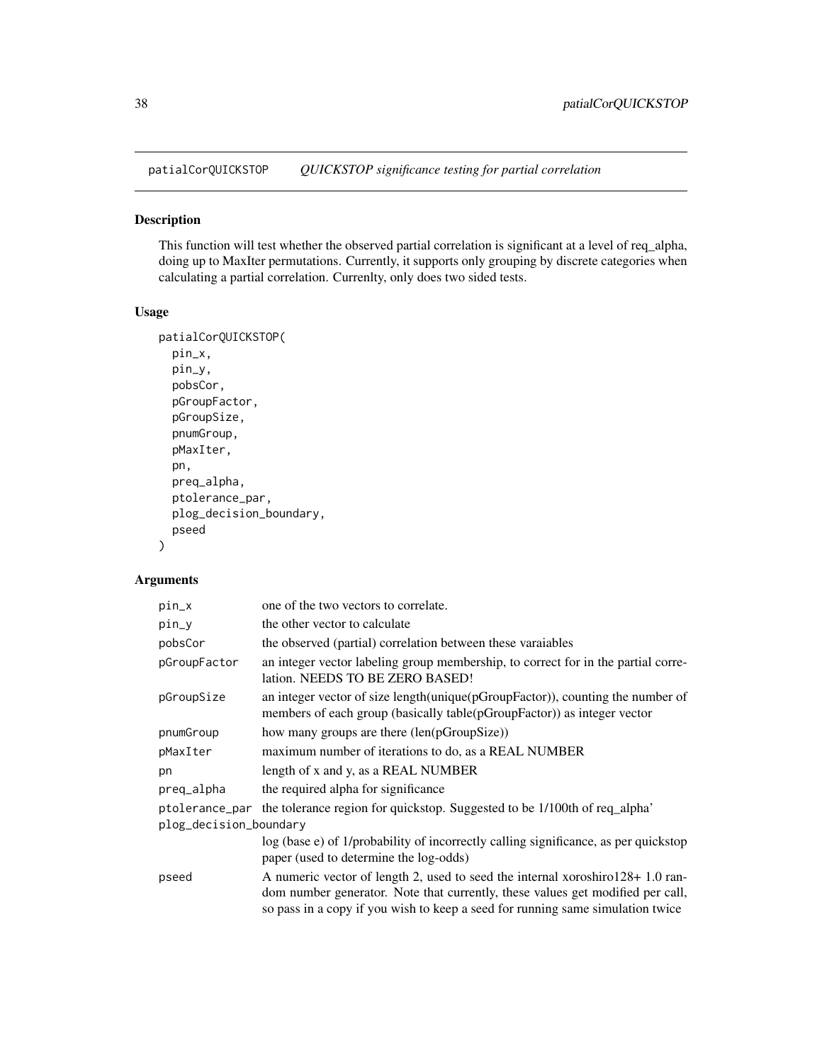## patialCorQUICKSTOP *QUICKSTOP significance testing for partial correlation*

### Description

This function will test whether the observed partial correlation is significant at a level of req_alpha, doing up to MaxIter permutations. Currently, it supports only grouping by discrete categories when calculating a partial correlation. Currenlty, only does two sided tests.

### Usage

```
patialCorQUICKSTOP(
  pin_x,
  pin_y,
  pobsCor,
  pGroupFactor,
  pGroupSize,
  pnumGroup,
  pMaxIter,
  pn,
  preq_alpha,
  ptolerance_par,
  plog_decision_boundary,
  pseed
)
```

### Arguments

| | |
|---|---|
| pin_x | one of the two vectors to correlate. |
| pin_y | the other vector to calculate |
| pobsCor | the observed (partial) correlation between these varaiables |
| pGroupFactor | an integer vector labeling group membership, to correct for in the partial correlation. NEEDS TO BE ZERO BASED! |
| pGroupSize | an integer vector of size length(unique(pGroupFactor)), counting the number of members of each group (basically table(pGroupFactor)) as integer vector |
| pnumGroup | how many groups are there (len(pGroupSize)) |
| pMaxIter | maximum number of iterations to do, as a REAL NUMBER |
| pn | length of x and y, as a REAL NUMBER |
| preq_alpha | the required alpha for significance |
| ptolerance_par | the tolerance region for quickstop. Suggested to be 1/100th of req_alpha' |
| plog_decision_boundary | log (base e) of 1/probability of incorrectly calling significance, as per quickstop paper (used to determine the log-odds) |
| pseed | A numeric vector of length 2, used to seed the internal xoroshiro128+ 1.0 random number generator. Note that currently, these values get modified per call, so pass in a copy if you wish to keep a seed for running same simulation twice |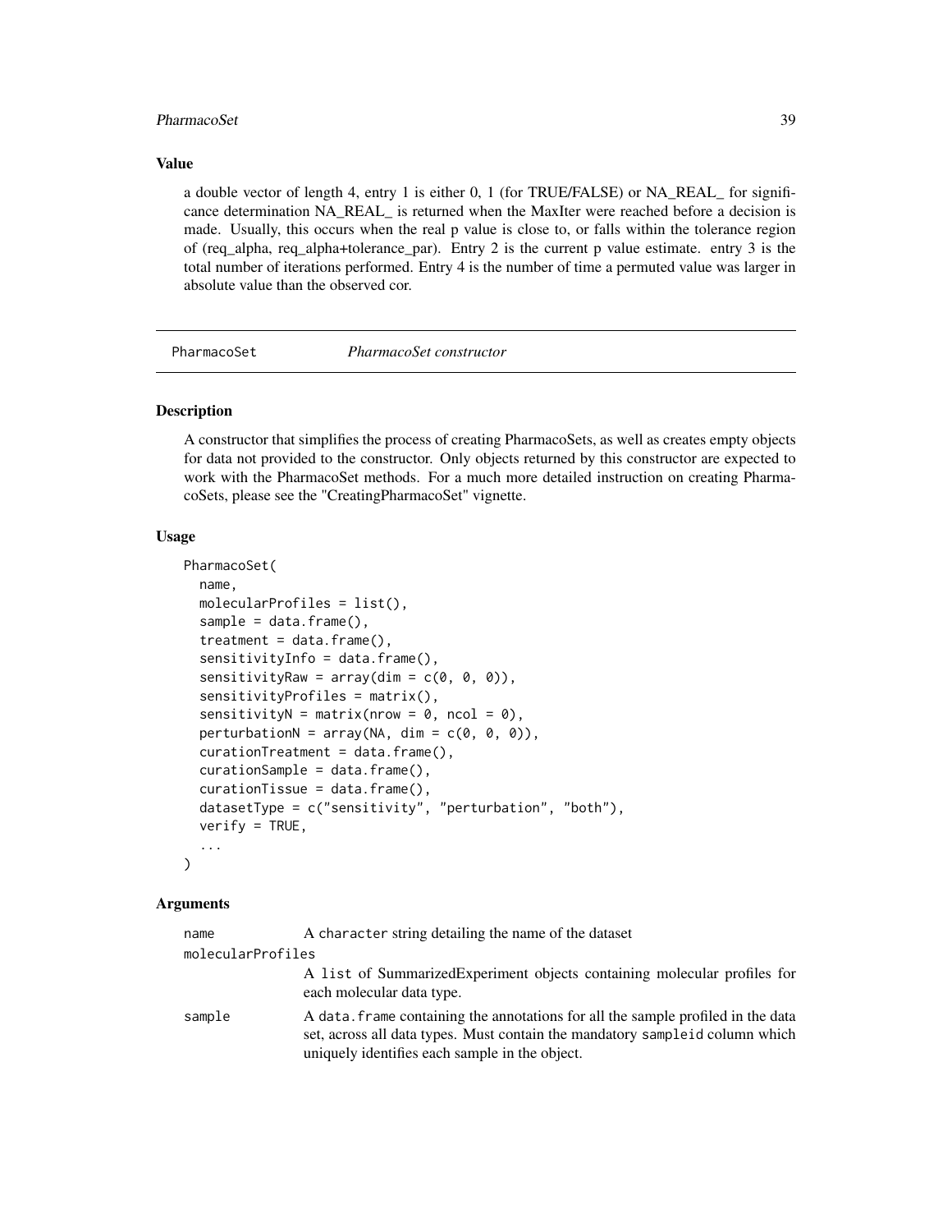### Value

a double vector of length 4, entry 1 is either 0, 1 (for TRUE/FALSE) or NA_REAL_ for significance determination NA_REAL_ is returned when the MaxIter were reached before a decision is made. Usually, this occurs when the real p value is close to, or falls within the tolerance region of (req_alpha, req_alpha+tolerance_par). Entry 2 is the current p value estimate. entry 3 is the total number of iterations performed. Entry 4 is the number of time a permuted value was larger in absolute value than the observed cor.

---

## PharmacoSet *PharmacoSet constructor*

### Description

A constructor that simplifies the process of creating PharmacoSets, as well as creates empty objects for data not provided to the constructor. Only objects returned by this constructor are expected to work with the PharmacoSet methods. For a much more detailed instruction on creating PharmacoSets, please see the "CreatingPharmacoSet" vignette.

### Usage

```
PharmacoSet(
  name,
  molecularProfiles = list(),
  sample = data.frame(),
  treatment = data.frame(),
  sensitivityInfo = data.frame(),
  sensitivityRaw = array(dim = c(0, 0, 0)),
  sensitivityProfiles = matrix(),
  sensitivityN = matrix(nrow = 0, ncol = 0),
  perturbationN = array(NA, dim = c(0, 0, 0)),
  curationTreatment = data.frame(),
  curationSample = data.frame(),
  curationTissue = data.frame(),
  datasetType = c("sensitivity", "perturbation", "both"),
  verify = TRUE,
  ...
)
```

### Arguments

| | |
|---|---|
| name | A character string detailing the name of the dataset |
| molecularProfiles | A list of SummarizedExperiment objects containing molecular profiles for each molecular data type. |
| sample | A data.frame containing the annotations for all the sample profiled in the data set, across all data types. Must contain the mandatory sampleid column which uniquely identifies each sample in the object. |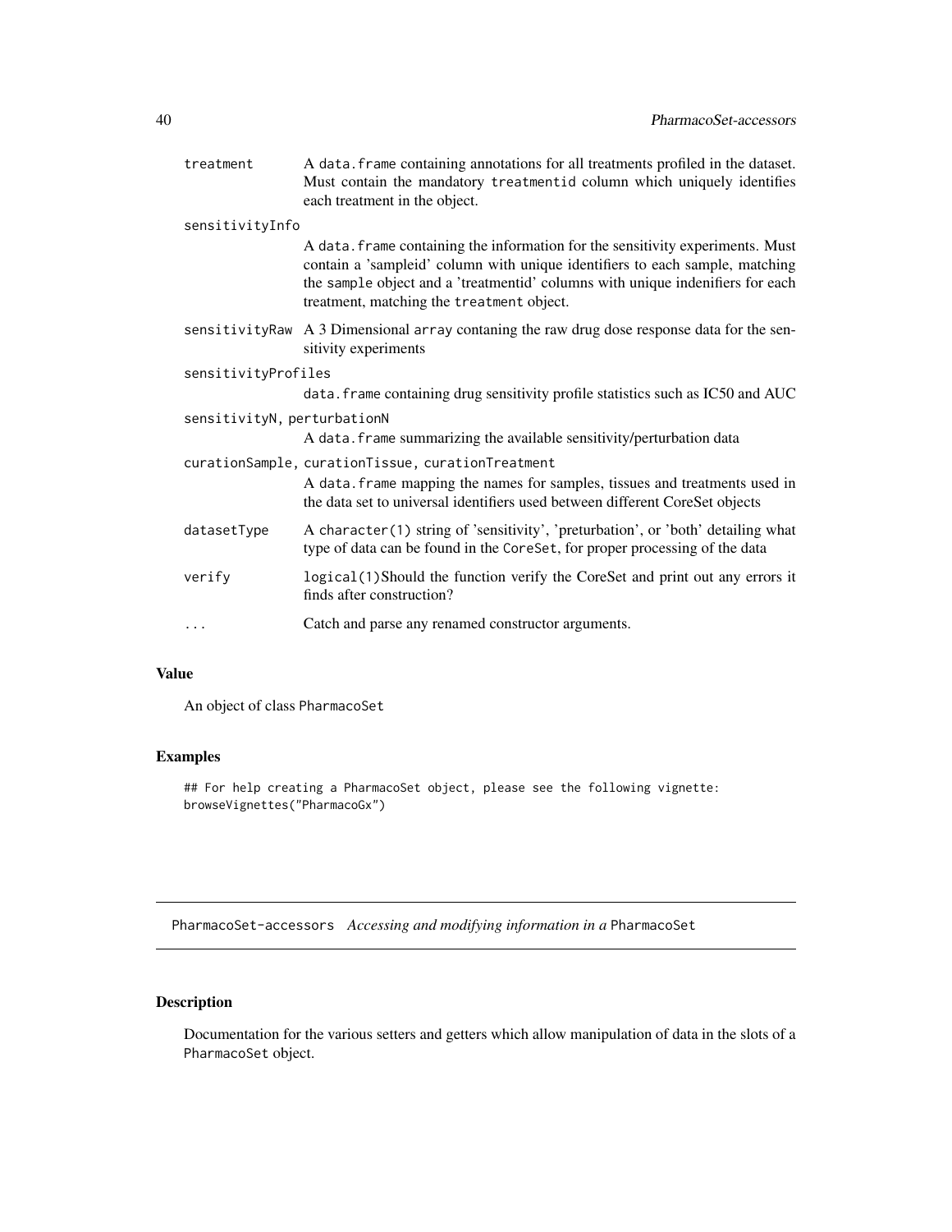| | |
|---|---|
| treatment | A data.frame containing annotations for all treatments profiled in the dataset. Must contain the mandatory treatmentid column which uniquely identifies each treatment in the object. |
| sensitivityInfo | A data.frame containing the information for the sensitivity experiments. Must contain a 'sampleid' column with unique identifiers to each sample, matching the sample object and a 'treatmentid' columns with unique indenifiers for each treatment, matching the treatment object. |
| sensitivityRaw | A 3 Dimensional array contaning the raw drug dose response data for the sensitivity experiments |
| sensitivityProfiles | data.frame containing drug sensitivity profile statistics such as IC50 and AUC |
| sensitivityN, perturbationN | A data.frame summarizing the available sensitivity/perturbation data |
| curationSample, curationTissue, curationTreatment | A data.frame mapping the names for samples, tissues and treatments used in the data set to universal identifiers used between different CoreSet objects |
| datasetType | A character(1) string of 'sensitivity', 'preturbation', or 'both' detailing what type of data can be found in the CoreSet, for proper processing of the data |
| verify | logical(1)Should the function verify the CoreSet and print out any errors it finds after construction? |
| ... | Catch and parse any renamed constructor arguments. |

## Value

An object of class PharmacoSet

## Examples

```
## For help creating a PharmacoSet object, please see the following vignette:
browseVignettes("PharmacoGx")
```

---

# PharmacoSet-accessors *Accessing and modifying information in a* PharmacoSet

## Description

Documentation for the various setters and getters which allow manipulation of data in the slots of a PharmacoSet object.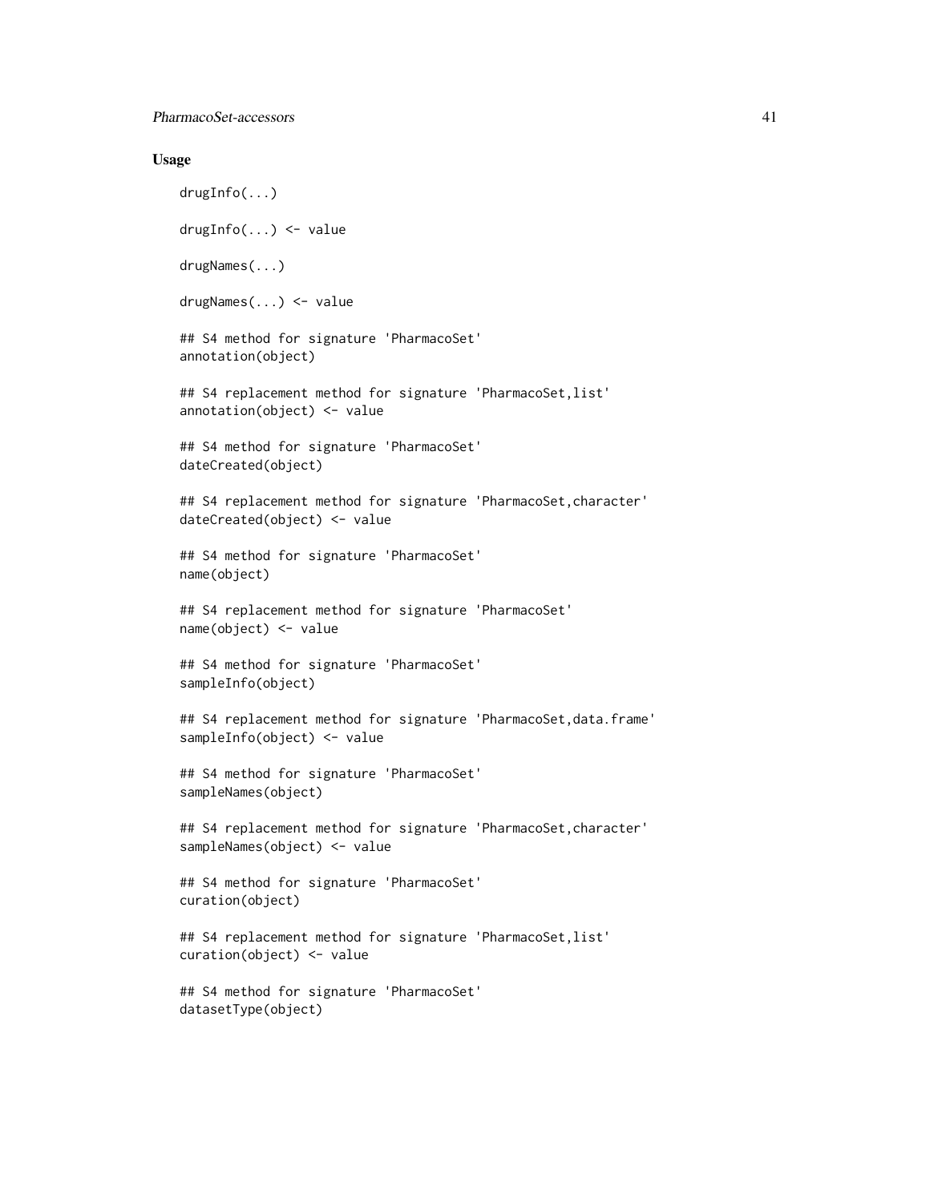## Usage

```
drugInfo(...)

drugInfo(...) <- value

drugNames(...)

drugNames(...) <- value

## S4 method for signature 'PharmacoSet'
annotation(object)

## S4 replacement method for signature 'PharmacoSet,list'
annotation(object) <- value

## S4 method for signature 'PharmacoSet'
dateCreated(object)

## S4 replacement method for signature 'PharmacoSet,character'
dateCreated(object) <- value

## S4 method for signature 'PharmacoSet'
name(object)

## S4 replacement method for signature 'PharmacoSet'
name(object) <- value

## S4 method for signature 'PharmacoSet'
sampleInfo(object)

## S4 replacement method for signature 'PharmacoSet,data.frame'
sampleInfo(object) <- value

## S4 method for signature 'PharmacoSet'
sampleNames(object)

## S4 replacement method for signature 'PharmacoSet,character'
sampleNames(object) <- value

## S4 method for signature 'PharmacoSet'
curation(object)

## S4 replacement method for signature 'PharmacoSet,list'
curation(object) <- value

## S4 method for signature 'PharmacoSet'
datasetType(object)
```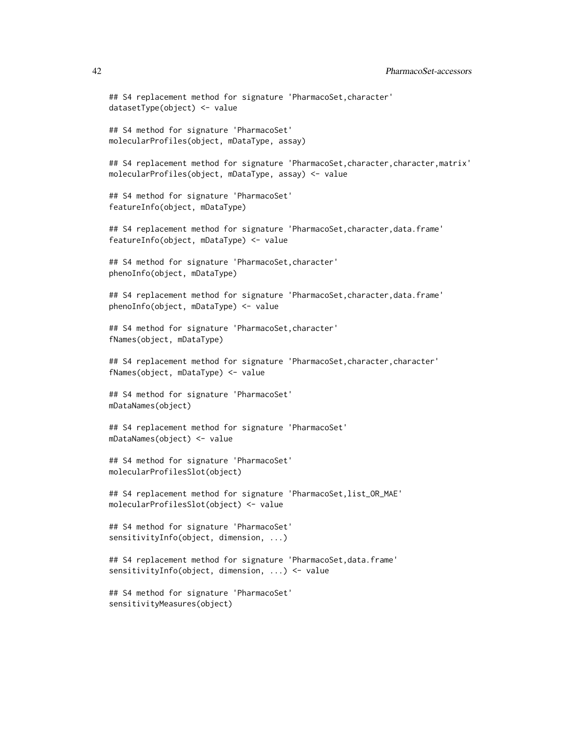```
## S4 replacement method for signature 'PharmacoSet,character'
datasetType(object) <- value

## S4 method for signature 'PharmacoSet'
molecularProfiles(object, mDataType, assay)

## S4 replacement method for signature 'PharmacoSet,character,character,matrix'
molecularProfiles(object, mDataType, assay) <- value

## S4 method for signature 'PharmacoSet'
featureInfo(object, mDataType)

## S4 replacement method for signature 'PharmacoSet,character,data.frame'
featureInfo(object, mDataType) <- value

## S4 method for signature 'PharmacoSet,character'
phenoInfo(object, mDataType)

## S4 replacement method for signature 'PharmacoSet,character,data.frame'
phenoInfo(object, mDataType) <- value

## S4 method for signature 'PharmacoSet,character'
fNames(object, mDataType)

## S4 replacement method for signature 'PharmacoSet,character,character'
fNames(object, mDataType) <- value

## S4 method for signature 'PharmacoSet'
mDataNames(object)

## S4 replacement method for signature 'PharmacoSet'
mDataNames(object) <- value

## S4 method for signature 'PharmacoSet'
molecularProfilesSlot(object)

## S4 replacement method for signature 'PharmacoSet,list_OR_MAE'
molecularProfilesSlot(object) <- value

## S4 method for signature 'PharmacoSet'
sensitivityInfo(object, dimension, ...)

## S4 replacement method for signature 'PharmacoSet,data.frame'
sensitivityInfo(object, dimension, ...) <- value

## S4 method for signature 'PharmacoSet'
sensitivityMeasures(object)
```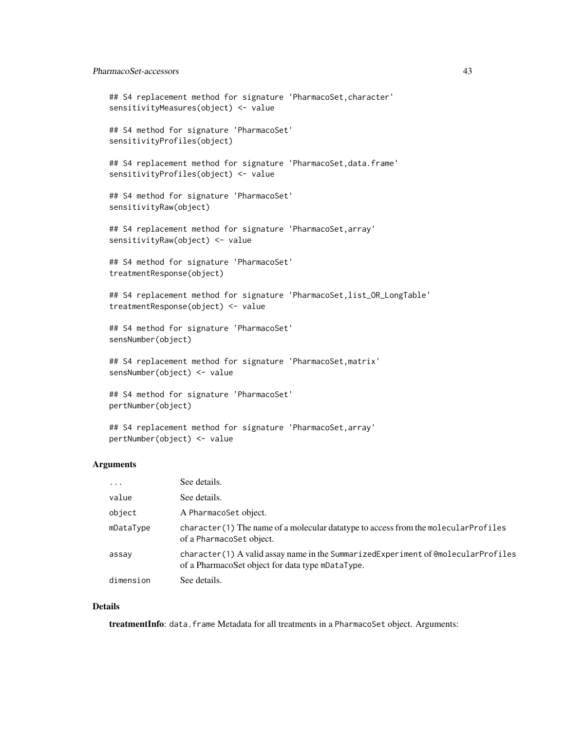```
## S4 replacement method for signature 'PharmacoSet,character'
sensitivityMeasures(object) <- value

## S4 method for signature 'PharmacoSet'
sensitivityProfiles(object)

## S4 replacement method for signature 'PharmacoSet,data.frame'
sensitivityProfiles(object) <- value

## S4 method for signature 'PharmacoSet'
sensitivityRaw(object)

## S4 replacement method for signature 'PharmacoSet,array'
sensitivityRaw(object) <- value

## S4 method for signature 'PharmacoSet'
treatmentResponse(object)

## S4 replacement method for signature 'PharmacoSet,list_OR_LongTable'
treatmentResponse(object) <- value

## S4 method for signature 'PharmacoSet'
sensNumber(object)

## S4 replacement method for signature 'PharmacoSet,matrix'
sensNumber(object) <- value

## S4 method for signature 'PharmacoSet'
pertNumber(object)

## S4 replacement method for signature 'PharmacoSet,array'
pertNumber(object) <- value
```

### Arguments

| | |
|---|---|
| ... | See details. |
| value | See details. |
| object | A PharmacoSet object. |
| mDataType | character(1) The name of a molecular datatype to access from the molecularProfiles of a PharmacoSet object. |
| assay | character(1) A valid assay name in the SummarizedExperiment of @molecularProfiles of a PharmacoSet object for data type mDataType. |
| dimension | See details. |

### Details

**treatmentInfo**: data.frame Metadata for all treatments in a PharmacoSet object. Arguments: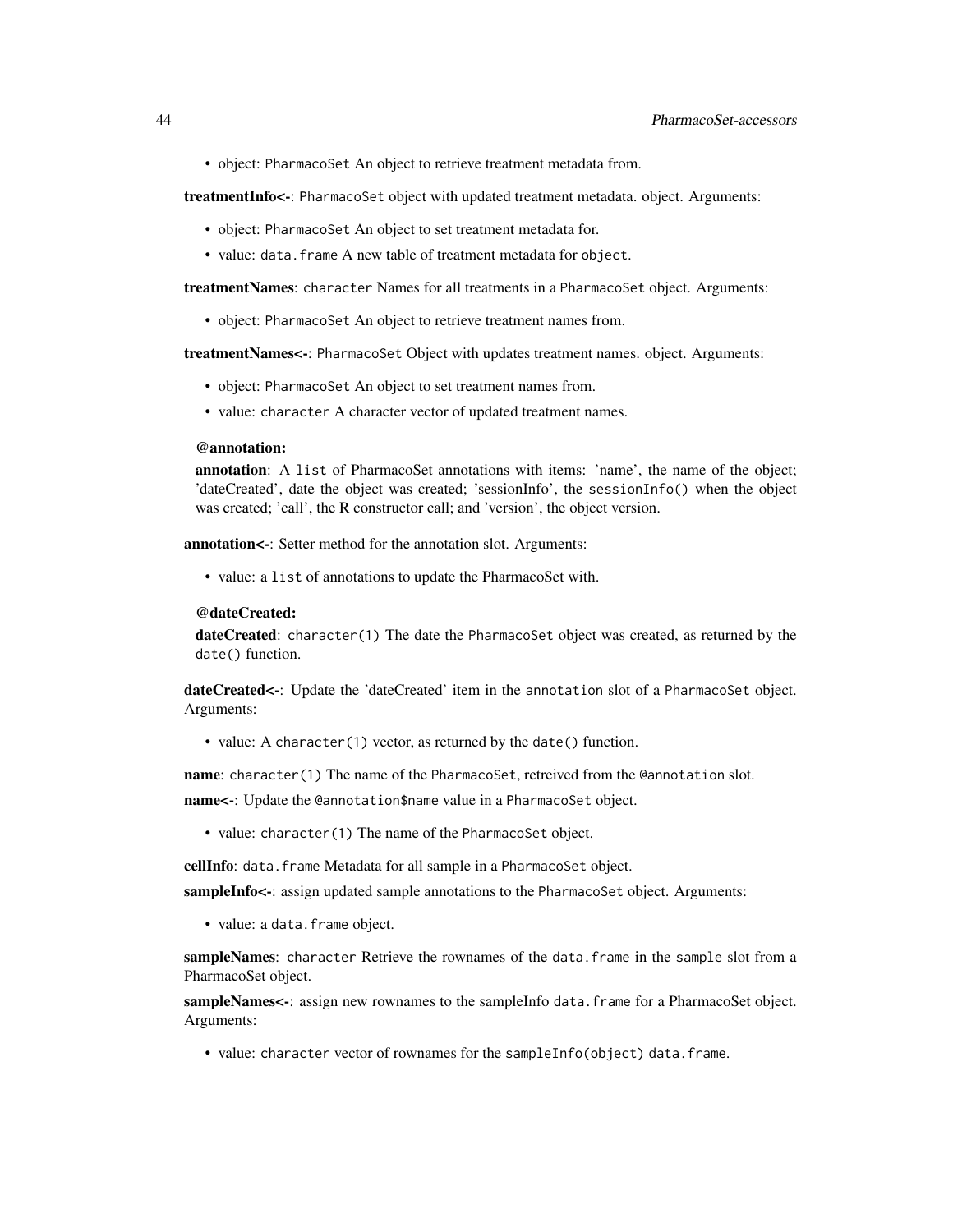- object: `PharmacoSet` An object to retrieve treatment metadata from.

**treatmentInfo<-**: `PharmacoSet` object with updated treatment metadata. object. Arguments:

- object: `PharmacoSet` An object to set treatment metadata for.
- value: `data.frame` A new table of treatment metadata for `object`.

**treatmentNames**: `character` Names for all treatments in a `PharmacoSet` object. Arguments:

- object: `PharmacoSet` An object to retrieve treatment names from.

**treatmentNames<-**: `PharmacoSet` Object with updates treatment names. object. Arguments:

- object: `PharmacoSet` An object to set treatment names from.
- value: `character` A character vector of updated treatment names.

**@annotation:**

**annotation**: A `list` of PharmacoSet annotations with items: 'name', the name of the object; 'dateCreated', date the object was created; 'sessionInfo', the `sessionInfo()` when the object was created; 'call', the R constructor call; and 'version', the object version.

**annotation<-**: Setter method for the annotation slot. Arguments:

- value: a `list` of annotations to update the PharmacoSet with.

**@dateCreated:**

**dateCreated**: `character(1)` The date the `PharmacoSet` object was created, as returned by the `date()` function.

**dateCreated<-**: Update the 'dateCreated' item in the `annotation` slot of a `PharmacoSet` object. Arguments:

- value: A `character(1)` vector, as returned by the `date()` function.

**name**: `character(1)` The name of the `PharmacoSet`, retreived from the `@annotation` slot.

**name<-**: Update the `@annotation$name` value in a `PharmacoSet` object.

- value: `character(1)` The name of the `PharmacoSet` object.

**cellInfo**: `data.frame` Metadata for all sample in a `PharmacoSet` object.

**sampleInfo<-**: assign updated sample annotations to the `PharmacoSet` object. Arguments:

- value: a `data.frame` object.

**sampleNames**: `character` Retrieve the rownames of the `data.frame` in the `sample` slot from a PharmacoSet object.

**sampleNames<-**: assign new rownames to the sampleInfo `data.frame` for a PharmacoSet object. Arguments:

- value: `character` vector of rownames for the `sampleInfo(object)` `data.frame`.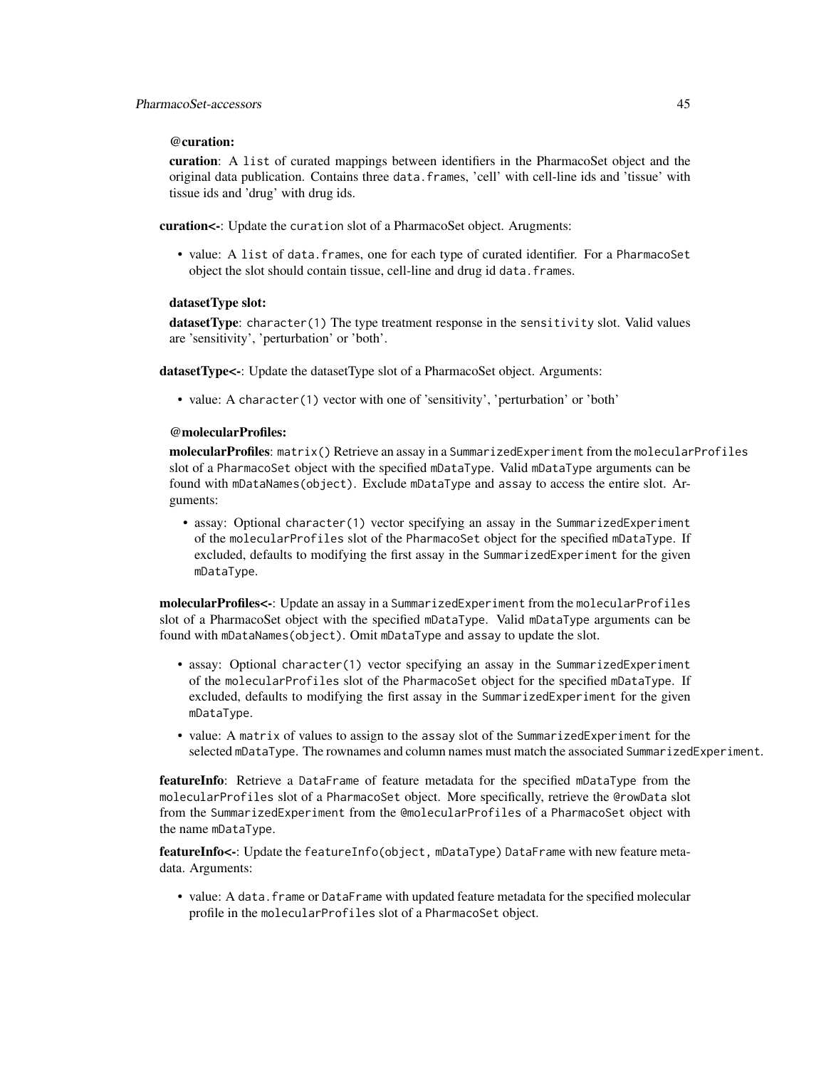### @curation:

**curation**: A list of curated mappings between identifiers in the PharmacoSet object and the original data publication. Contains three data.frames, 'cell' with cell-line ids and 'tissue' with tissue ids and 'drug' with drug ids.

**curation<-**: Update the curation slot of a PharmacoSet object. Arugments:

- value: A list of data.frames, one for each type of curated identifier. For a PharmacoSet object the slot should contain tissue, cell-line and drug id data.frames.

### datasetType slot:

**datasetType**: character(1) The type treatment response in the sensitivity slot. Valid values are 'sensitivity', 'perturbation' or 'both'.

**datasetType<-**: Update the datasetType slot of a PharmacoSet object. Arguments:

- value: A character(1) vector with one of 'sensitivity', 'perturbation' or 'both'

### @molecularProfiles:

**molecularProfiles**: matrix() Retrieve an assay in a SummarizedExperiment from the molecularProfiles slot of a PharmacoSet object with the specified mDataType. Valid mDataType arguments can be found with mDataNames(object). Exclude mDataType and assay to access the entire slot. Arguments:

- assay: Optional character(1) vector specifying an assay in the SummarizedExperiment of the molecularProfiles slot of the PharmacoSet object for the specified mDataType. If excluded, defaults to modifying the first assay in the SummarizedExperiment for the given mDataType.

**molecularProfiles<-**: Update an assay in a SummarizedExperiment from the molecularProfiles slot of a PharmacoSet object with the specified mDataType. Valid mDataType arguments can be found with mDataNames(object). Omit mDataType and assay to update the slot.

- assay: Optional character(1) vector specifying an assay in the SummarizedExperiment of the molecularProfiles slot of the PharmacoSet object for the specified mDataType. If excluded, defaults to modifying the first assay in the SummarizedExperiment for the given mDataType.
- value: A matrix of values to assign to the assay slot of the SummarizedExperiment for the selected mDataType. The rownames and column names must match the associated SummarizedExperiment.

**featureInfo**: Retrieve a DataFrame of feature metadata for the specified mDataType from the molecularProfiles slot of a PharmacoSet object. More specifically, retrieve the @rowData slot from the SummarizedExperiment from the @molecularProfiles of a PharmacoSet object with the name mDataType.

**featureInfo<-**: Update the featureInfo(object, mDataType) DataFrame with new feature metadata. Arguments:

- value: A data.frame or DataFrame with updated feature metadata for the specified molecular profile in the molecularProfiles slot of a PharmacoSet object.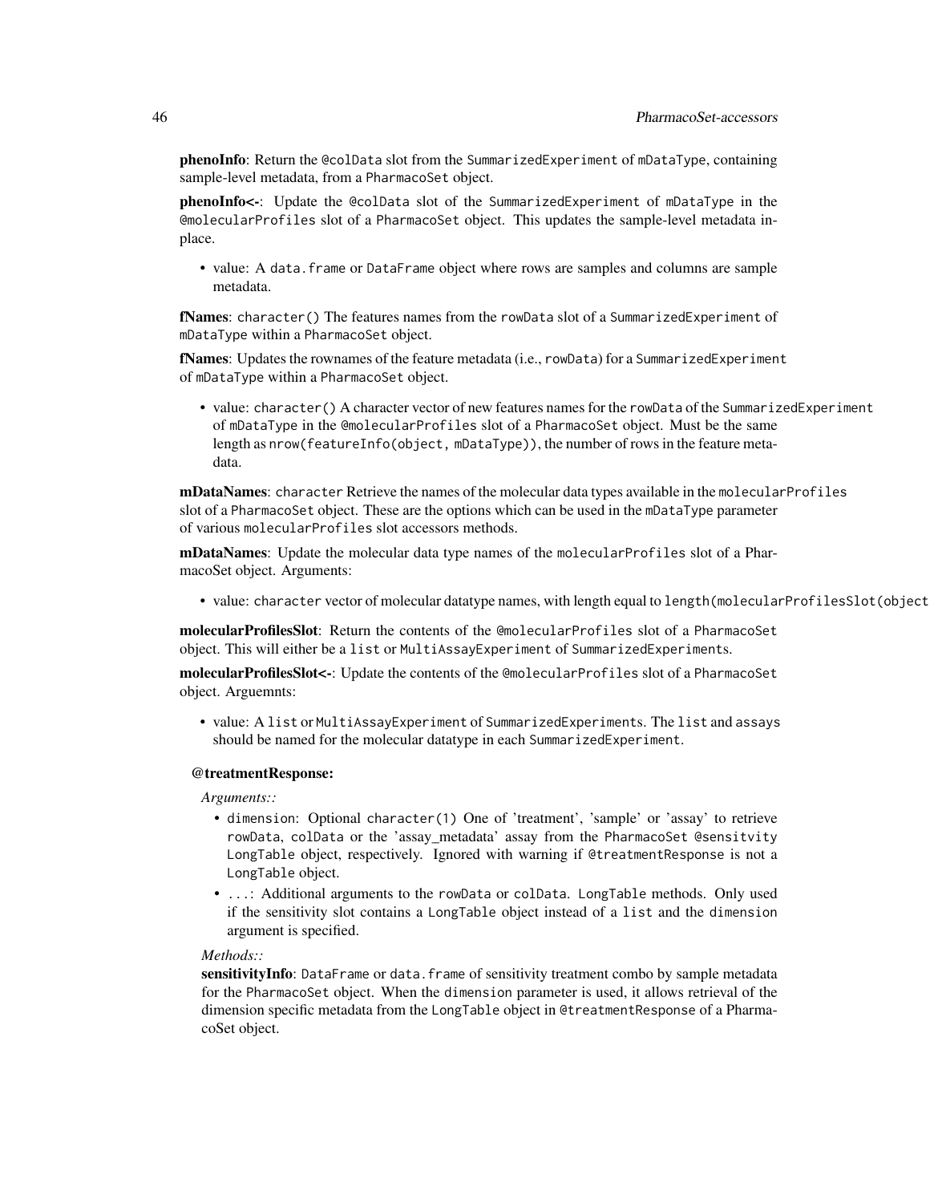**phenoInfo**: Return the `@colData` slot from the `SummarizedExperiment` of `mDataType`, containing sample-level metadata, from a `PharmacoSet` object.

**phenoInfo<-**: Update the `@colData` slot of the `SummarizedExperiment` of `mDataType` in the `@molecularProfiles` slot of a `PharmacoSet` object. This updates the sample-level metadata in-place.

- value: A `data.frame` or `DataFrame` object where rows are samples and columns are sample metadata.

**fNames**: `character()` The features names from the `rowData` slot of a `SummarizedExperiment` of `mDataType` within a `PharmacoSet` object.

**fNames**: Updates the rownames of the feature metadata (i.e., `rowData`) for a `SummarizedExperiment` of `mDataType` within a `PharmacoSet` object.

- value: `character()` A character vector of new features names for the `rowData` of the `SummarizedExperiment` of `mDataType` in the `@molecularProfiles` slot of a `PharmacoSet` object. Must be the same length as `nrow(featureInfo(object, mDataType))`, the number of rows in the feature metadata.

**mDataNames**: `character` Retrieve the names of the molecular data types available in the `molecularProfiles` slot of a `PharmacoSet` object. These are the options which can be used in the `mDataType` parameter of various `molecularProfiles` slot accessors methods.

**mDataNames**: Update the molecular data type names of the `molecularProfiles` slot of a PharmacoSet object. Arguments:

- value: `character` vector of molecular datatype names, with length equal to `length(molecularProfilesSlot(object`

**molecularProfilesSlot**: Return the contents of the `@molecularProfiles` slot of a `PharmacoSet` object. This will either be a `list` or `MultiAssayExperiment` of `SummarizedExperiments`.

**molecularProfilesSlot<-**: Update the contents of the `@molecularProfiles` slot of a `PharmacoSet` object. Arguemnts:

- value: A `list` or `MultiAssayExperiment` of `SummarizedExperiments`. The `list` and `assays` should be named for the molecular datatype in each `SummarizedExperiment`.

**@treatmentResponse:**

*Arguments::*

- `dimension`: Optional `character(1)` One of 'treatment', 'sample' or 'assay' to retrieve `rowData`, `colData` or the 'assay_metadata' assay from the `PharmacoSet` `@sensitvity` `LongTable` object, respectively. Ignored with warning if `@treatmentResponse` is not a `LongTable` object.
- `...`: Additional arguments to the `rowData` or `colData`. `LongTable` methods. Only used if the sensitivity slot contains a `LongTable` object instead of a `list` and the `dimension` argument is specified.

*Methods::*

**sensitivityInfo**: `DataFrame` or `data.frame` of sensitivity treatment combo by sample metadata for the `PharmacoSet` object. When the `dimension` parameter is used, it allows retrieval of the dimension specific metadata from the `LongTable` object in `@treatmentResponse` of a PharmacoSet object.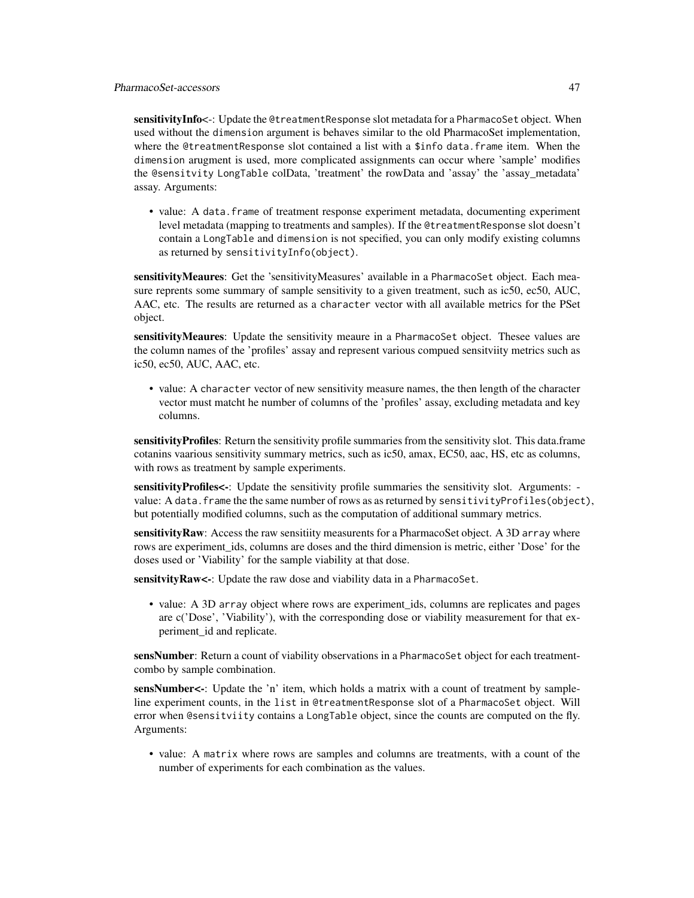**sensitivityInfo<-**: Update the `@treatmentResponse` slot metadata for a `PharmacoSet` object. When used without the `dimension` argument is behaves similar to the old PharmacoSet implementation, where the `@treatmentResponse` slot contained a list with a `$info` `data.frame` item. When the `dimension` arugment is used, more complicated assignments can occur where 'sample' modifies the `@sensitvity` `LongTable` colData, 'treatment' the rowData and 'assay' the 'assay_metadata' assay. Arguments:

- value: A `data.frame` of treatment response experiment metadata, documenting experiment level metadata (mapping to treatments and samples). If the `@treatmentResponse` slot doesn't contain a `LongTable` and `dimension` is not specified, you can only modify existing columns as returned by `sensitivityInfo(object)`.

**sensitivityMeaures**: Get the 'sensitivityMeasures' available in a `PharmacoSet` object. Each measure reprents some summary of sample sensitivity to a given treatment, such as ic50, ec50, AUC, AAC, etc. The results are returned as a `character` vector with all available metrics for the PSet object.

**sensitivityMeaures**: Update the sensitivity meaure in a `PharmacoSet` object. Thesee values are the column names of the 'profiles' assay and represent various compued sensitviity metrics such as ic50, ec50, AUC, AAC, etc.

- value: A `character` vector of new sensitivity measure names, the then length of the character vector must matcht he number of columns of the 'profiles' assay, excluding metadata and key columns.

**sensitivityProfiles**: Return the sensitivity profile summaries from the sensitivity slot. This data.frame cotanins vaarious sensitivity summary metrics, such as ic50, amax, EC50, aac, HS, etc as columns, with rows as treatment by sample experiments.

**sensitivityProfiles<-**: Update the sensitivity profile summaries the sensitivity slot. Arguments: - value: A `data.frame` the the same number of rows as as returned by `sensitivityProfiles(object)`, but potentially modified columns, such as the computation of additional summary metrics.

**sensitivityRaw**: Access the raw sensitiity measurents for a PharmacoSet object. A 3D `array` where rows are experiment_ids, columns are doses and the third dimension is metric, either 'Dose' for the doses used or 'Viability' for the sample viability at that dose.

**sensitvityRaw<-**: Update the raw dose and viability data in a `PharmacoSet`.

- value: A 3D `array` object where rows are experiment_ids, columns are replicates and pages are c('Dose', 'Viability'), with the corresponding dose or viability measurement for that experiment_id and replicate.

**sensNumber**: Return a count of viability observations in a `PharmacoSet` object for each treatment-combo by sample combination.

**sensNumber<-**: Update the 'n' item, which holds a matrix with a count of treatment by sample-line experiment counts, in the `list` in `@treatmentResponse` slot of a `PharmacoSet` object. Will error when `@sensitviity` contains a `LongTable` object, since the counts are computed on the fly. Arguments:

- value: A `matrix` where rows are samples and columns are treatments, with a count of the number of experiments for each combination as the values.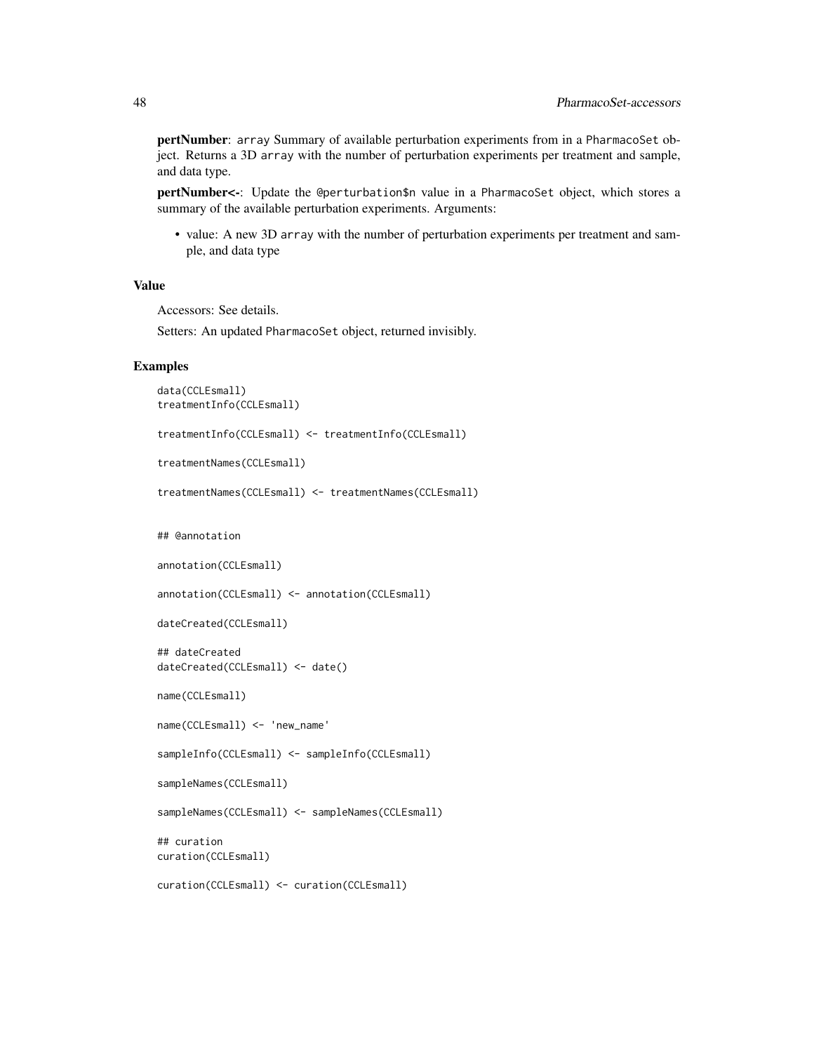**pertNumber**: `array` Summary of available perturbation experiments from in a `PharmacoSet` object. Returns a 3D `array` with the number of perturbation experiments per treatment and sample, and data type.

**pertNumber<-**: Update the `@perturbation$n` value in a `PharmacoSet` object, which stores a summary of the available perturbation experiments. Arguments:

- value: A new 3D `array` with the number of perturbation experiments per treatment and sample, and data type

## Value

Accessors: See details.

Setters: An updated `PharmacoSet` object, returned invisibly.

## Examples

```
data(CCLEsmall)
treatmentInfo(CCLEsmall)

treatmentInfo(CCLEsmall) <- treatmentInfo(CCLEsmall)

treatmentNames(CCLEsmall)

treatmentNames(CCLEsmall) <- treatmentNames(CCLEsmall)


## @annotation

annotation(CCLEsmall)

annotation(CCLEsmall) <- annotation(CCLEsmall)

dateCreated(CCLEsmall)

## dateCreated
dateCreated(CCLEsmall) <- date()

name(CCLEsmall)

name(CCLEsmall) <- 'new_name'

sampleInfo(CCLEsmall) <- sampleInfo(CCLEsmall)

sampleNames(CCLEsmall)

sampleNames(CCLEsmall) <- sampleNames(CCLEsmall)

## curation
curation(CCLEsmall)

curation(CCLEsmall) <- curation(CCLEsmall)
```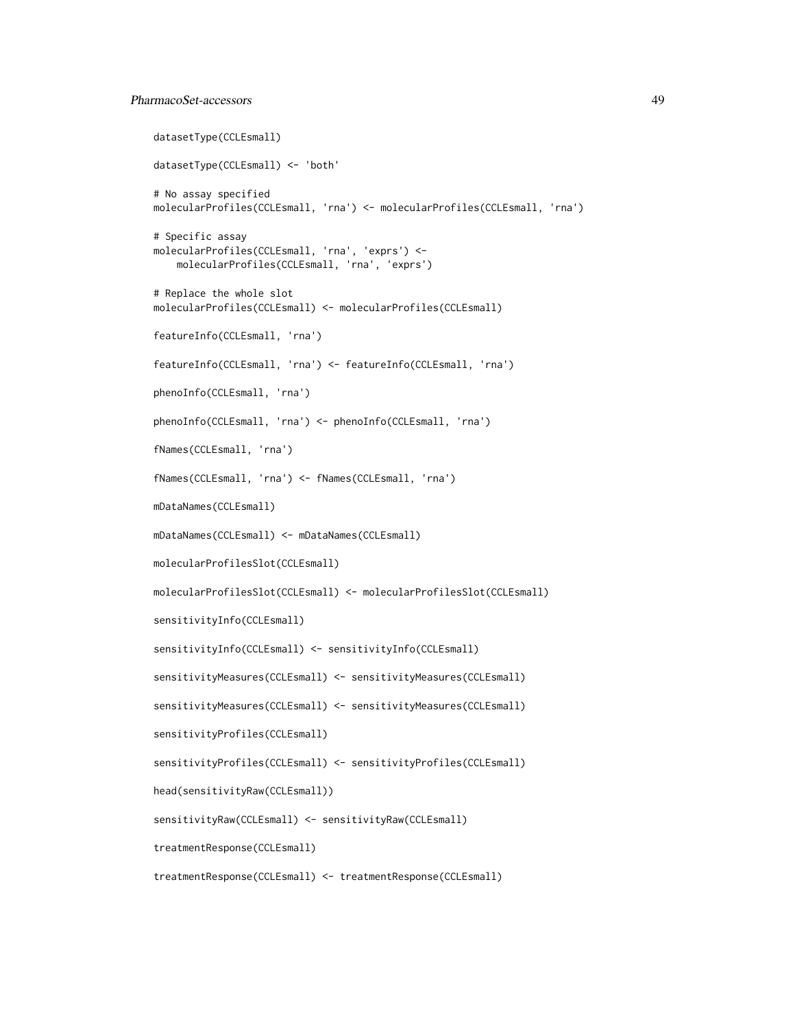```
datasetType(CCLEsmall)

datasetType(CCLEsmall) <- 'both'

# No assay specified
molecularProfiles(CCLEsmall, 'rna') <- molecularProfiles(CCLEsmall, 'rna')

# Specific assay
molecularProfiles(CCLEsmall, 'rna', 'exprs') <-
    molecularProfiles(CCLEsmall, 'rna', 'exprs')

# Replace the whole slot
molecularProfiles(CCLEsmall) <- molecularProfiles(CCLEsmall)

featureInfo(CCLEsmall, 'rna')

featureInfo(CCLEsmall, 'rna') <- featureInfo(CCLEsmall, 'rna')

phenoInfo(CCLEsmall, 'rna')

phenoInfo(CCLEsmall, 'rna') <- phenoInfo(CCLEsmall, 'rna')

fNames(CCLEsmall, 'rna')

fNames(CCLEsmall, 'rna') <- fNames(CCLEsmall, 'rna')

mDataNames(CCLEsmall)

mDataNames(CCLEsmall) <- mDataNames(CCLEsmall)

molecularProfilesSlot(CCLEsmall)

molecularProfilesSlot(CCLEsmall) <- molecularProfilesSlot(CCLEsmall)

sensitivityInfo(CCLEsmall)

sensitivityInfo(CCLEsmall) <- sensitivityInfo(CCLEsmall)

sensitivityMeasures(CCLEsmall) <- sensitivityMeasures(CCLEsmall)

sensitivityMeasures(CCLEsmall) <- sensitivityMeasures(CCLEsmall)

sensitivityProfiles(CCLEsmall)

sensitivityProfiles(CCLEsmall) <- sensitivityProfiles(CCLEsmall)

head(sensitivityRaw(CCLEsmall))

sensitivityRaw(CCLEsmall) <- sensitivityRaw(CCLEsmall)

treatmentResponse(CCLEsmall)

treatmentResponse(CCLEsmall) <- treatmentResponse(CCLEsmall)
```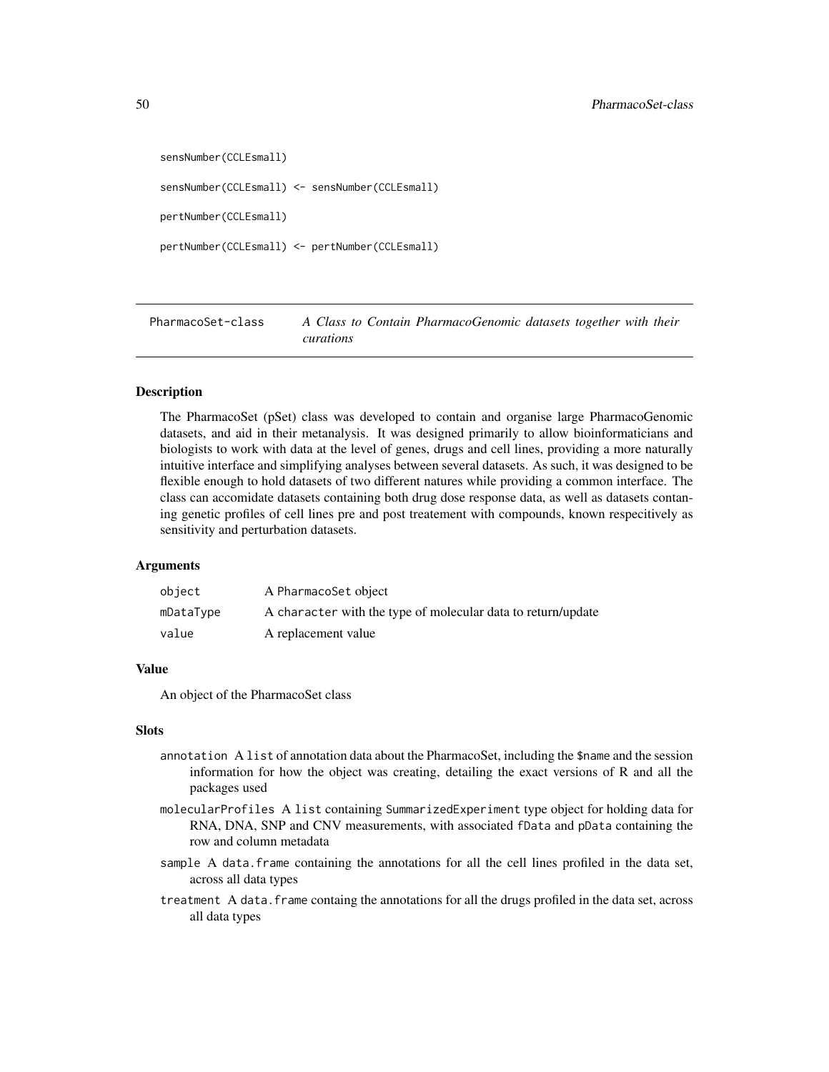```
sensNumber(CCLEsmall)

sensNumber(CCLEsmall) <- sensNumber(CCLEsmall)

pertNumber(CCLEsmall)

pertNumber(CCLEsmall) <- pertNumber(CCLEsmall)
```

---

## PharmacoSet-class — *A Class to Contain PharmacoGenomic datasets together with their curations*

---

### Description

The PharmacoSet (pSet) class was developed to contain and organise large PharmacoGenomic datasets, and aid in their metanalysis. It was designed primarily to allow bioinformaticians and biologists to work with data at the level of genes, drugs and cell lines, providing a more naturally intuitive interface and simplifying analyses between several datasets. As such, it was designed to be flexible enough to hold datasets of two different natures while providing a common interface. The class can accomidate datasets containing both drug dose response data, as well as datasets contaning genetic profiles of cell lines pre and post treatement with compounds, known respecitively as sensitivity and perturbation datasets.

### Arguments

| | |
|---|---|
| `object` | A `PharmacoSet` object |
| `mDataType` | A `character` with the type of molecular data to return/update |
| `value` | A replacement value |

### Value

An object of the PharmacoSet class

### Slots

- `annotation` A `list` of annotation data about the PharmacoSet, including the `$name` and the session information for how the object was creating, detailing the exact versions of R and all the packages used
- `molecularProfiles` A `list` containing `SummarizedExperiment` type object for holding data for RNA, DNA, SNP and CNV measurements, with associated `fData` and `pData` containing the row and column metadata
- `sample` A `data.frame` containing the annotations for all the cell lines profiled in the data set, across all data types
- `treatment` A `data.frame` containg the annotations for all the drugs profiled in the data set, across all data types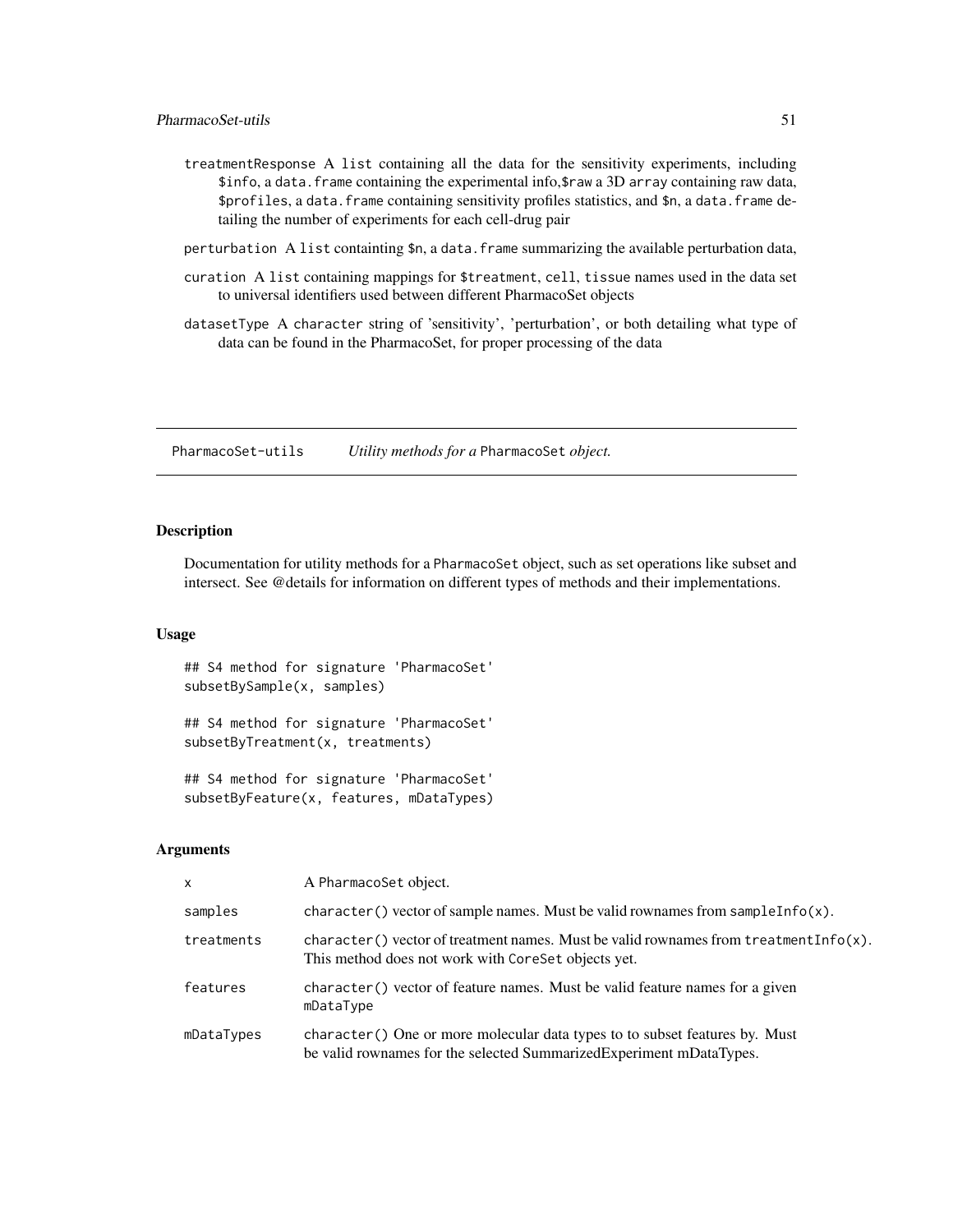- `treatmentResponse` A `list` containing all the data for the sensitivity experiments, including `$info`, a `data.frame` containing the experimental info,`$raw` a 3D `array` containing raw data, `$profiles`, a `data.frame` containing sensitivity profiles statistics, and `$n`, a `data.frame` detailing the number of experiments for each cell-drug pair
- `perturbation` A `list` containting `$n`, a `data.frame` summarizing the available perturbation data,
- `curation` A `list` containing mappings for `$treatment`, `cell`, `tissue` names used in the data set to universal identifiers used between different PharmacoSet objects
- `datasetType` A `character` string of 'sensitivity', 'perturbation', or both detailing what type of data can be found in the PharmacoSet, for proper processing of the data

---

## PharmacoSet-utils — *Utility methods for a* `PharmacoSet` *object.*

### Description

Documentation for utility methods for a `PharmacoSet` object, such as set operations like subset and intersect. See @details for information on different types of methods and their implementations.

### Usage

```
## S4 method for signature 'PharmacoSet'
subsetBySample(x, samples)

## S4 method for signature 'PharmacoSet'
subsetByTreatment(x, treatments)

## S4 method for signature 'PharmacoSet'
subsetByFeature(x, features, mDataTypes)
```

### Arguments

| | |
|---|---|
| `x` | A `PharmacoSet` object. |
| `samples` | `character()` vector of sample names. Must be valid rownames from `sampleInfo(x)`. |
| `treatments` | `character()` vector of treatment names. Must be valid rownames from `treatmentInfo(x)`. This method does not work with `CoreSet` objects yet. |
| `features` | `character()` vector of feature names. Must be valid feature names for a given `mDataType` |
| `mDataTypes` | `character()` One or more molecular data types to to subset features by. Must be valid rownames for the selected SummarizedExperiment mDataTypes. |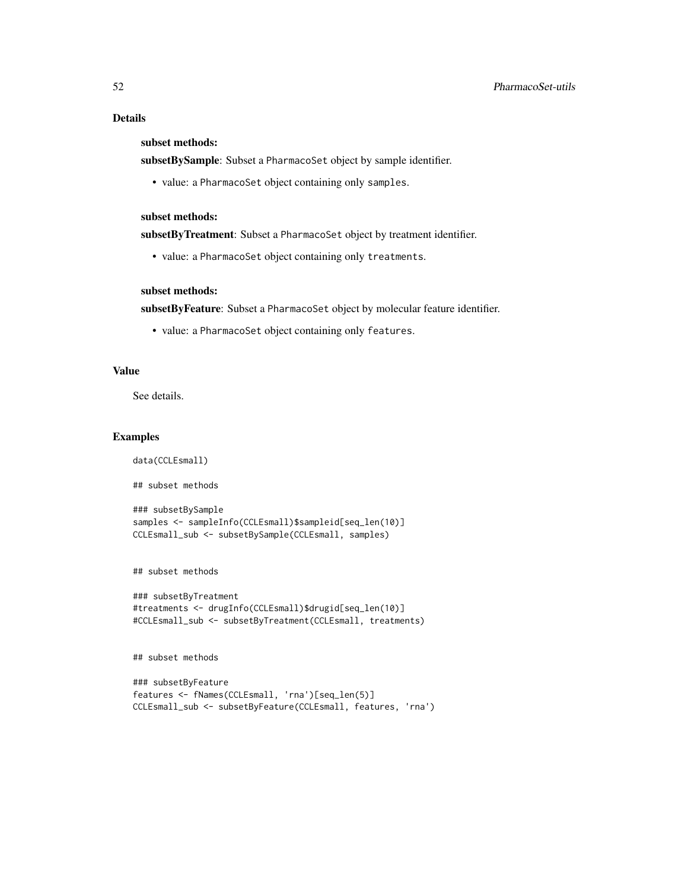## Details

**subset methods:**

**subsetBySample**: Subset a `PharmacoSet` object by sample identifier.

- value: a `PharmacoSet` object containing only `samples`.

**subset methods:**

**subsetByTreatment**: Subset a `PharmacoSet` object by treatment identifier.

- value: a `PharmacoSet` object containing only `treatments`.

**subset methods:**

**subsetByFeature**: Subset a `PharmacoSet` object by molecular feature identifier.

- value: a `PharmacoSet` object containing only `features`.

## Value

See details.

## Examples

```
data(CCLEsmall)

## subset methods

### subsetBySample
samples <- sampleInfo(CCLEsmall)$sampleid[seq_len(10)]
CCLEsmall_sub <- subsetBySample(CCLEsmall, samples)


## subset methods

### subsetByTreatment
#treatments <- drugInfo(CCLEsmall)$drugid[seq_len(10)]
#CCLEsmall_sub <- subsetByTreatment(CCLEsmall, treatments)


## subset methods

### subsetByFeature
features <- fNames(CCLEsmall, 'rna')[seq_len(5)]
CCLEsmall_sub <- subsetByFeature(CCLEsmall, features, 'rna')
```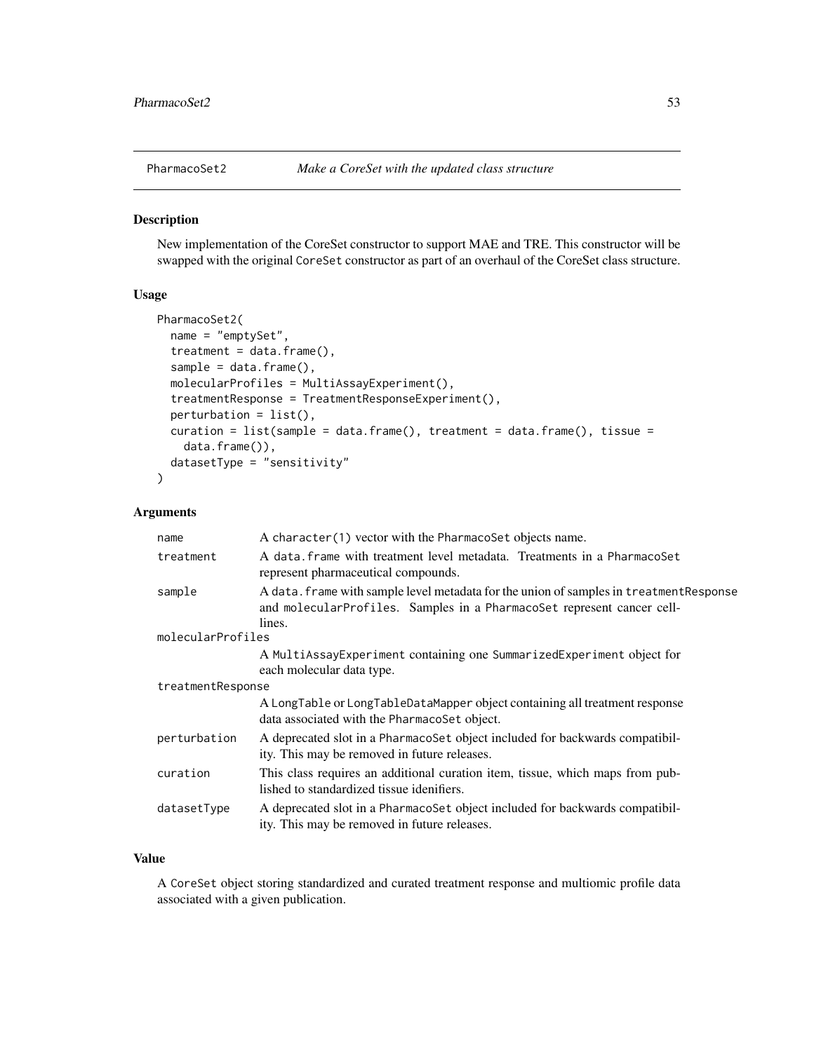## PharmacoSet2 — *Make a CoreSet with the updated class structure*

### Description

New implementation of the CoreSet constructor to support MAE and TRE. This constructor will be swapped with the original `CoreSet` constructor as part of an overhaul of the CoreSet class structure.

### Usage

```
PharmacoSet2(
  name = "emptySet",
  treatment = data.frame(),
  sample = data.frame(),
  molecularProfiles = MultiAssayExperiment(),
  treatmentResponse = TreatmentResponseExperiment(),
  perturbation = list(),
  curation = list(sample = data.frame(), treatment = data.frame(), tissue =
    data.frame()),
  datasetType = "sensitivity"
)
```

### Arguments

| Argument | Description |
|---|---|
| `name` | A `character(1)` vector with the `PharmacoSet` objects name. |
| `treatment` | A `data.frame` with treatment level metadata. Treatments in a `PharmacoSet` represent pharmaceutical compounds. |
| `sample` | A `data.frame` with sample level metadata for the union of samples in `treatmentResponse` and `molecularProfiles`. Samples in a `PharmacoSet` represent cancer cell-lines. |
| `molecularProfiles` | A `MultiAssayExperiment` containing one `SummarizedExperiment` object for each molecular data type. |
| `treatmentResponse` | A `LongTable` or `LongTableDataMapper` object containing all treatment response data associated with the `PharmacoSet` object. |
| `perturbation` | A deprecated slot in a `PharmacoSet` object included for backwards compatibility. This may be removed in future releases. |
| `curation` | This class requires an additional curation item, tissue, which maps from published to standardized tissue idenifiers. |
| `datasetType` | A deprecated slot in a `PharmacoSet` object included for backwards compatibility. This may be removed in future releases. |

### Value

A `CoreSet` object storing standardized and curated treatment response and multiomic profile data associated with a given publication.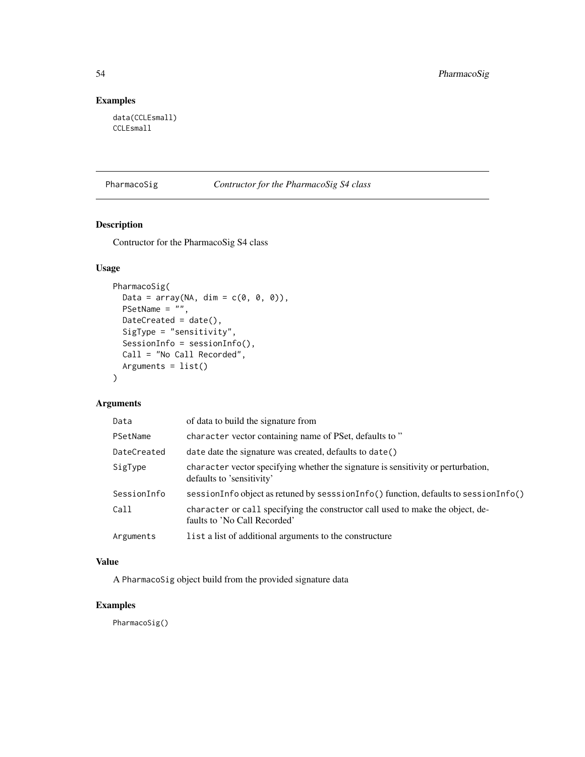## Examples

```
data(CCLEsmall)
CCLEsmall
```

---

## PharmacoSig — *Contructor for the PharmacoSig S4 class*

---

### Description

Contructor for the PharmacoSig S4 class

### Usage

```
PharmacoSig(
  Data = array(NA, dim = c(0, 0, 0)),
  PSetName = "",
  DateCreated = date(),
  SigType = "sensitivity",
  SessionInfo = sessionInfo(),
  Call = "No Call Recorded",
  Arguments = list()
)
```

### Arguments

| Argument | Description |
|---|---|
| `Data` | of data to build the signature from |
| `PSetName` | `character` vector containing name of PSet, defaults to '' |
| `DateCreated` | `date` date the signature was created, defaults to `date()` |
| `SigType` | `character` vector specifying whether the signature is sensitivity or perturbation, defaults to 'sensitivity' |
| `SessionInfo` | `sessionInfo` object as retuned by `sesssionInfo()` function, defaults to `sessionInfo()` |
| `Call` | `character` or `call` specifying the constructor call used to make the object, defaults to 'No Call Recorded' |
| `Arguments` | `list` a list of additional arguments to the constructure |

### Value

A `PharmacoSig` object build from the provided signature data

### Examples

```
PharmacoSig()
```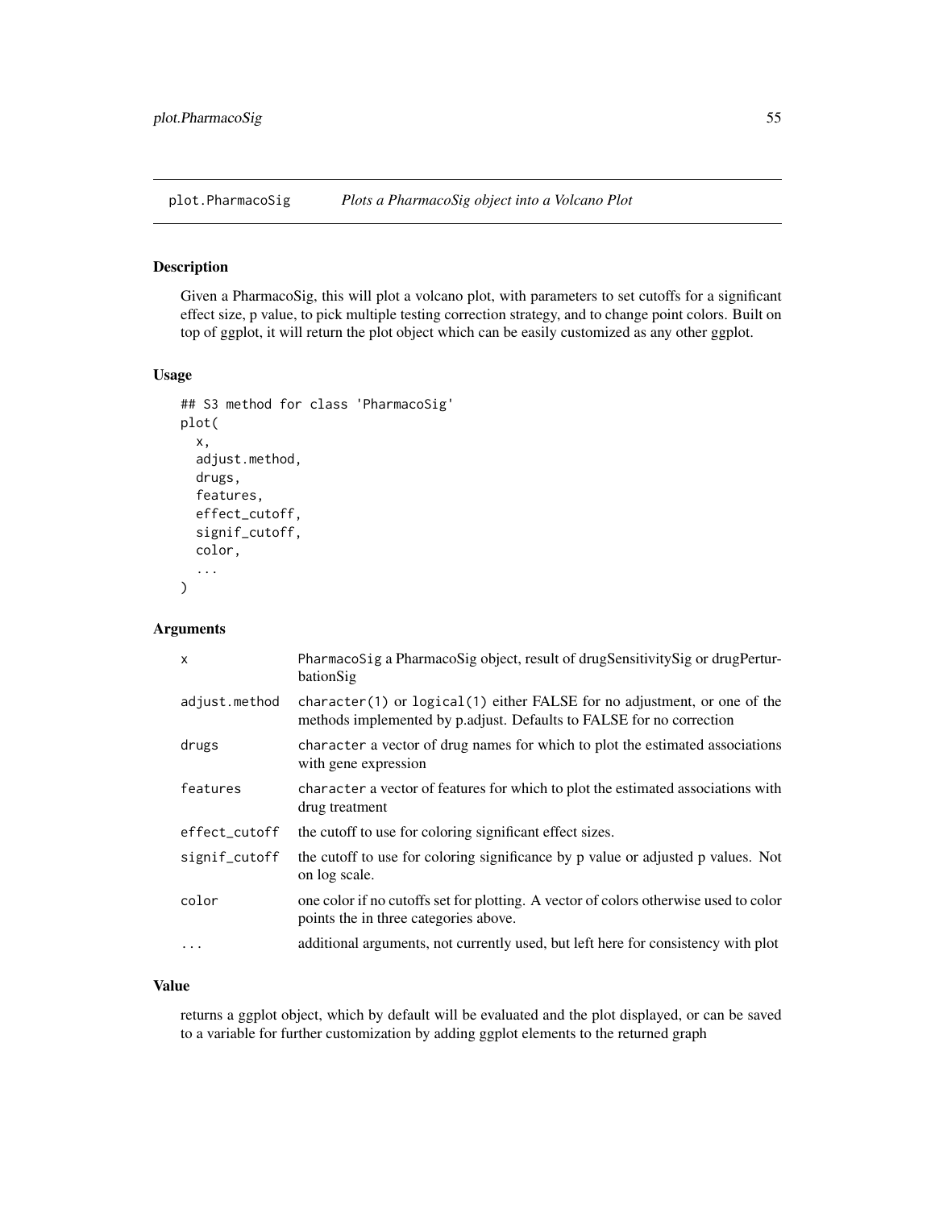## plot.PharmacoSig *Plots a PharmacoSig object into a Volcano Plot*

### Description

Given a PharmacoSig, this will plot a volcano plot, with parameters to set cutoffs for a significant effect size, p value, to pick multiple testing correction strategy, and to change point colors. Built on top of ggplot, it will return the plot object which can be easily customized as any other ggplot.

### Usage

```
## S3 method for class 'PharmacoSig'
plot(
  x,
  adjust.method,
  drugs,
  features,
  effect_cutoff,
  signif_cutoff,
  color,
  ...
)
```

### Arguments

| | |
|---|---|
| x | PharmacoSig a PharmacoSig object, result of drugSensitivitySig or drugPerturbationSig |
| adjust.method | character(1) or logical(1) either FALSE for no adjustment, or one of the methods implemented by p.adjust. Defaults to FALSE for no correction |
| drugs | character a vector of drug names for which to plot the estimated associations with gene expression |
| features | character a vector of features for which to plot the estimated associations with drug treatment |
| effect_cutoff | the cutoff to use for coloring significant effect sizes. |
| signif_cutoff | the cutoff to use for coloring significance by p value or adjusted p values. Not on log scale. |
| color | one color if no cutoffs set for plotting. A vector of colors otherwise used to color points the in three categories above. |
| ... | additional arguments, not currently used, but left here for consistency with plot |

### Value

returns a ggplot object, which by default will be evaluated and the plot displayed, or can be saved to a variable for further customization by adding ggplot elements to the returned graph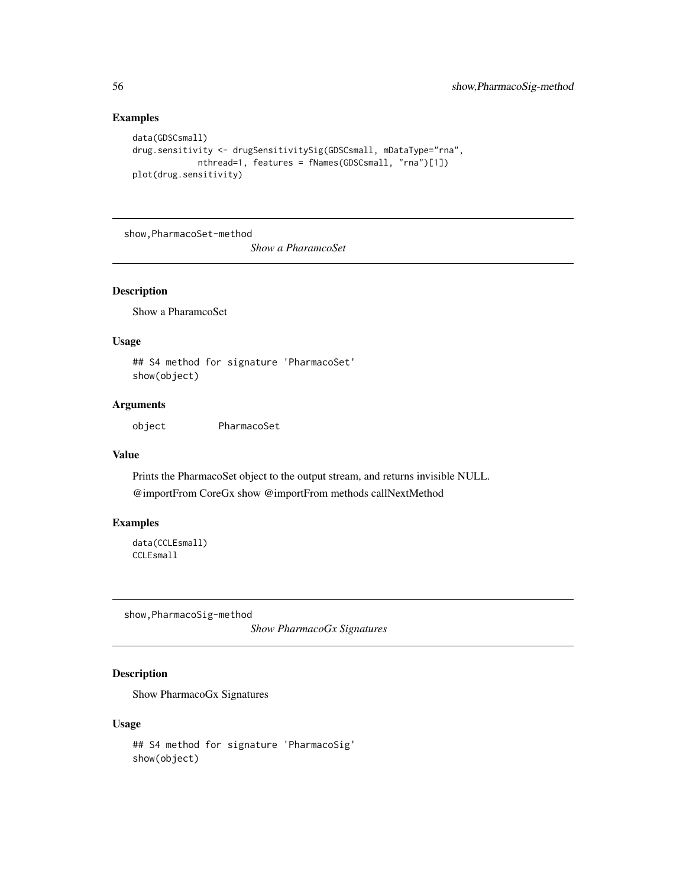## Examples

```
data(GDSCsmall)
drug.sensitivity <- drugSensitivitySig(GDSCsmall, mDataType="rna",
            nthread=1, features = fNames(GDSCsmall, "rna")[1])
plot(drug.sensitivity)
```

---

# show,PharmacoSet-method

*Show a PharamcoSet*

---

## Description

Show a PharamcoSet

## Usage

```
## S4 method for signature 'PharmacoSet'
show(object)
```

## Arguments

object PharmacoSet

## Value

Prints the PharmacoSet object to the output stream, and returns invisible NULL.

@importFrom CoreGx show @importFrom methods callNextMethod

## Examples

```
data(CCLEsmall)
CCLEsmall
```

---

# show,PharmacoSig-method

*Show PharmacoGx Signatures*

---

## Description

Show PharmacoGx Signatures

## Usage

```
## S4 method for signature 'PharmacoSig'
show(object)
```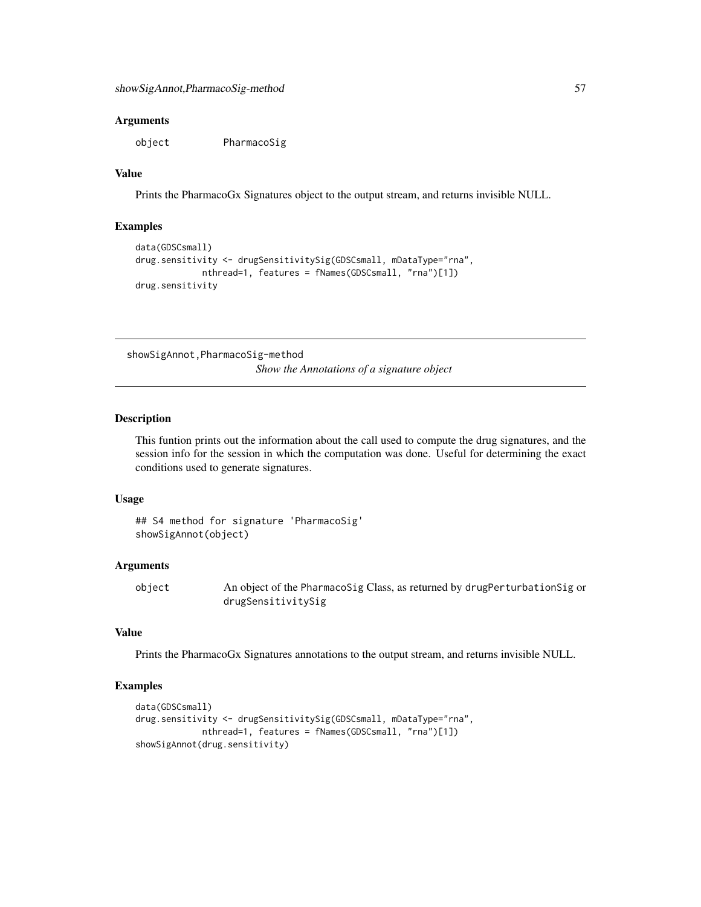### Arguments

object PharmacoSig

### Value

Prints the PharmacoGx Signatures object to the output stream, and returns invisible NULL.

### Examples

```
data(GDSCsmall)
drug.sensitivity <- drugSensitivitySig(GDSCsmall, mDataType="rna",
             nthread=1, features = fNames(GDSCsmall, "rna")[1])
drug.sensitivity
```

---

## showSigAnnot,PharmacoSig-method

*Show the Annotations of a signature object*

---

### Description

This funtion prints out the information about the call used to compute the drug signatures, and the session info for the session in which the computation was done. Useful for determining the exact conditions used to generate signatures.

### Usage

```
## S4 method for signature 'PharmacoSig'
showSigAnnot(object)
```

### Arguments

object An object of the PharmacoSig Class, as returned by drugPerturbationSig or drugSensitivitySig

### Value

Prints the PharmacoGx Signatures annotations to the output stream, and returns invisible NULL.

### Examples

```
data(GDSCsmall)
drug.sensitivity <- drugSensitivitySig(GDSCsmall, mDataType="rna",
             nthread=1, features = fNames(GDSCsmall, "rna")[1])
showSigAnnot(drug.sensitivity)
```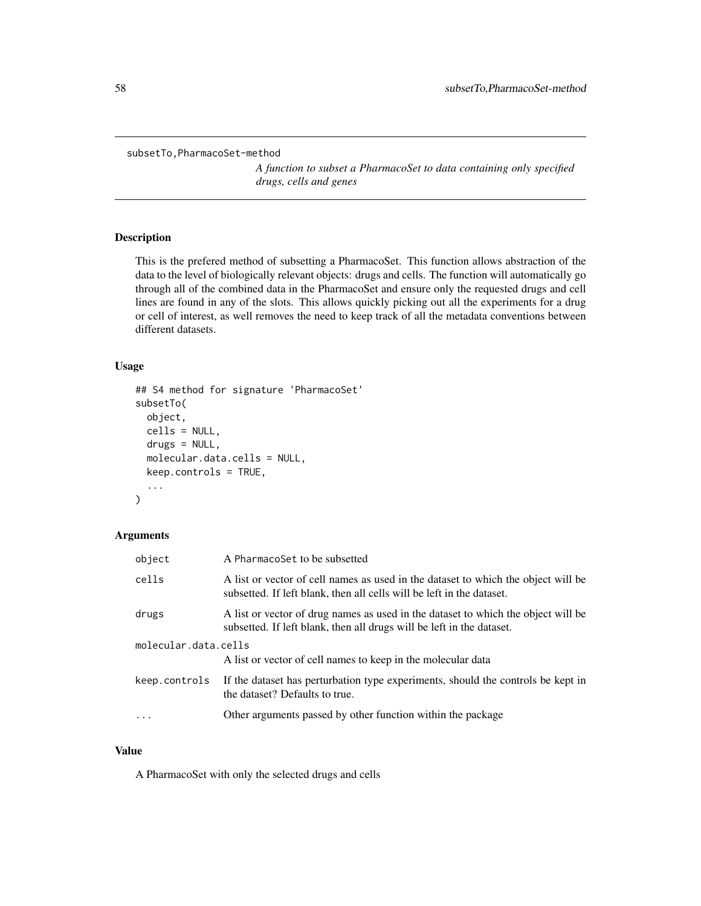subsetTo,PharmacoSet-method

*A function to subset a PharmacoSet to data containing only specified drugs, cells and genes*

## Description

This is the prefered method of subsetting a PharmacoSet. This function allows abstraction of the data to the level of biologically relevant objects: drugs and cells. The function will automatically go through all of the combined data in the PharmacoSet and ensure only the requested drugs and cell lines are found in any of the slots. This allows quickly picking out all the experiments for a drug or cell of interest, as well removes the need to keep track of all the metadata conventions between different datasets.

## Usage

```
## S4 method for signature 'PharmacoSet'
subsetTo(
  object,
  cells = NULL,
  drugs = NULL,
  molecular.data.cells = NULL,
  keep.controls = TRUE,
  ...
)
```

## Arguments

| | |
|---|---|
| object | A PharmacoSet to be subsetted |
| cells | A list or vector of cell names as used in the dataset to which the object will be subsetted. If left blank, then all cells will be left in the dataset. |
| drugs | A list or vector of drug names as used in the dataset to which the object will be subsetted. If left blank, then all drugs will be left in the dataset. |
| molecular.data.cells | A list or vector of cell names to keep in the molecular data |
| keep.controls | If the dataset has perturbation type experiments, should the controls be kept in the dataset? Defaults to true. |
| ... | Other arguments passed by other function within the package |

## Value

A PharmacoSet with only the selected drugs and cells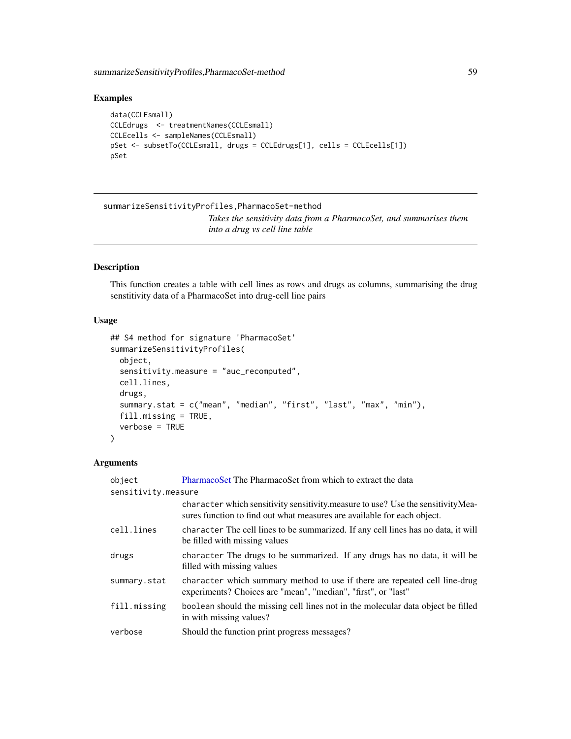## Examples

```
data(CCLEsmall)
CCLEdrugs  <- treatmentNames(CCLEsmall)
CCLEcells <- sampleNames(CCLEsmall)
pSet <- subsetTo(CCLEsmall, drugs = CCLEdrugs[1], cells = CCLEcells[1])
pSet
```

---

# summarizeSensitivityProfiles,PharmacoSet-method

*Takes the sensitivity data from a PharmacoSet, and summarises them into a drug vs cell line table*

---

## Description

This function creates a table with cell lines as rows and drugs as columns, summarising the drug senstitivity data of a PharmacoSet into drug-cell line pairs

## Usage

```
## S4 method for signature 'PharmacoSet'
summarizeSensitivityProfiles(
  object,
  sensitivity.measure = "auc_recomputed",
  cell.lines,
  drugs,
  summary.stat = c("mean", "median", "first", "last", "max", "min"),
  fill.missing = TRUE,
  verbose = TRUE
)
```

## Arguments

| | |
|---|---|
| object | PharmacoSet The PharmacoSet from which to extract the data |
| sensitivity.measure | character which sensitivity sensitivity.measure to use? Use the sensitivityMeasures function to find out what measures are available for each object. |
| cell.lines | character The cell lines to be summarized. If any cell lines has no data, it will be filled with missing values |
| drugs | character The drugs to be summarized. If any drugs has no data, it will be filled with missing values |
| summary.stat | character which summary method to use if there are repeated cell line-drug experiments? Choices are "mean", "median", "first", or "last" |
| fill.missing | boolean should the missing cell lines not in the molecular data object be filled in with missing values? |
| verbose | Should the function print progress messages? |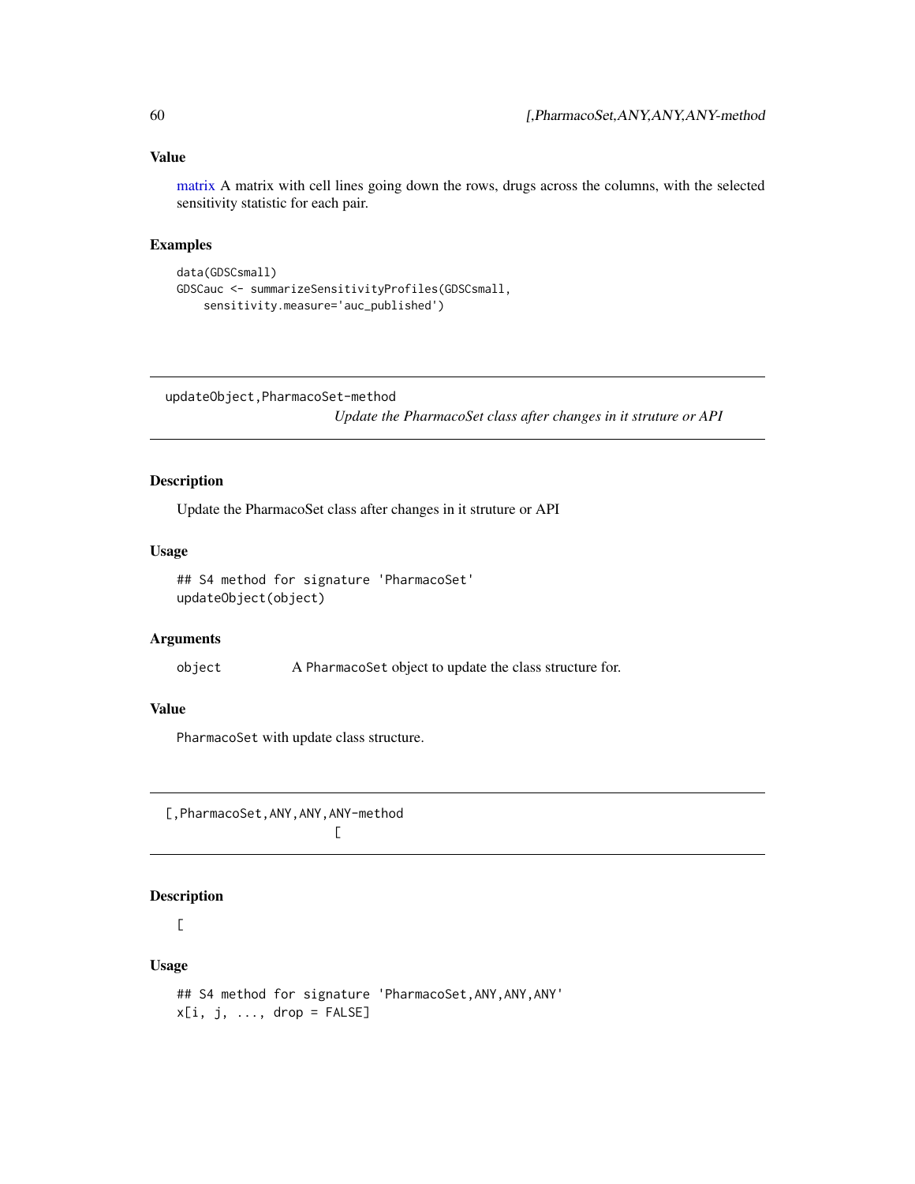## Value

matrix A matrix with cell lines going down the rows, drugs across the columns, with the selected sensitivity statistic for each pair.

## Examples

```
data(GDSCsmall)
GDSCauc <- summarizeSensitivityProfiles(GDSCsmall,
    sensitivity.measure='auc_published')
```

---

# updateObject,PharmacoSet-method

*Update the PharmacoSet class after changes in it struture or API*

## Description

Update the PharmacoSet class after changes in it struture or API

## Usage

```
## S4 method for signature 'PharmacoSet'
updateObject(object)
```

## Arguments

| | |
|---|---|
| object | A PharmacoSet object to update the class structure for. |

## Value

PharmacoSet with update class structure.

---

# [,PharmacoSet,ANY,ANY,ANY-method

*[*

## Description

[

## Usage

```
## S4 method for signature 'PharmacoSet,ANY,ANY,ANY'
x[i, j, ..., drop = FALSE]
```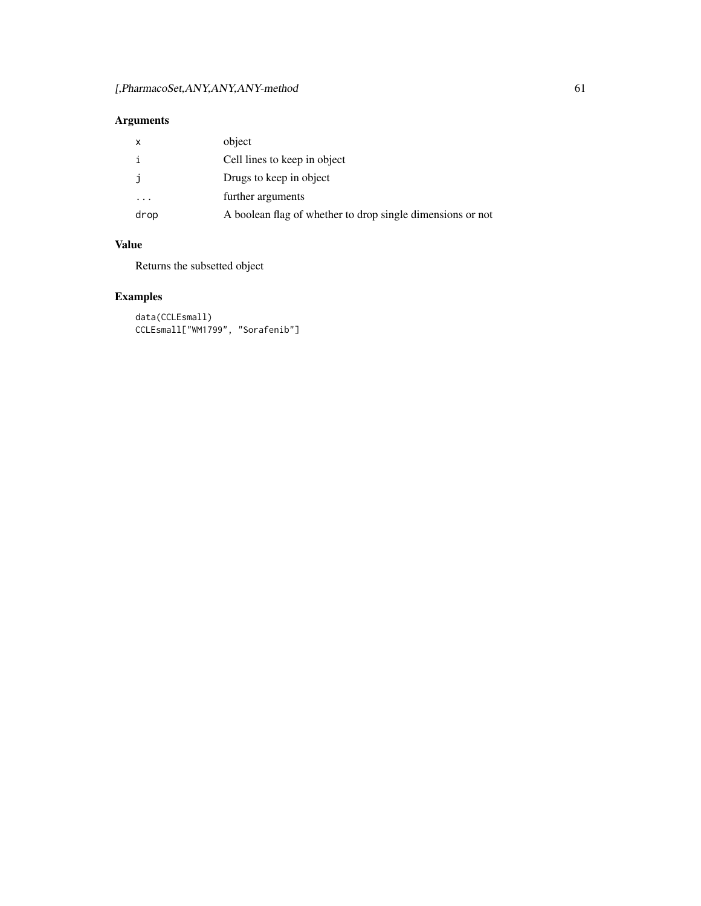## Arguments

| | |
|---|---|
| x | object |
| i | Cell lines to keep in object |
| j | Drugs to keep in object |
| ... | further arguments |
| drop | A boolean flag of whether to drop single dimensions or not |

## Value

Returns the subsetted object

## Examples

```
data(CCLEsmall)
CCLEsmall["WM1799", "Sorafenib"]
```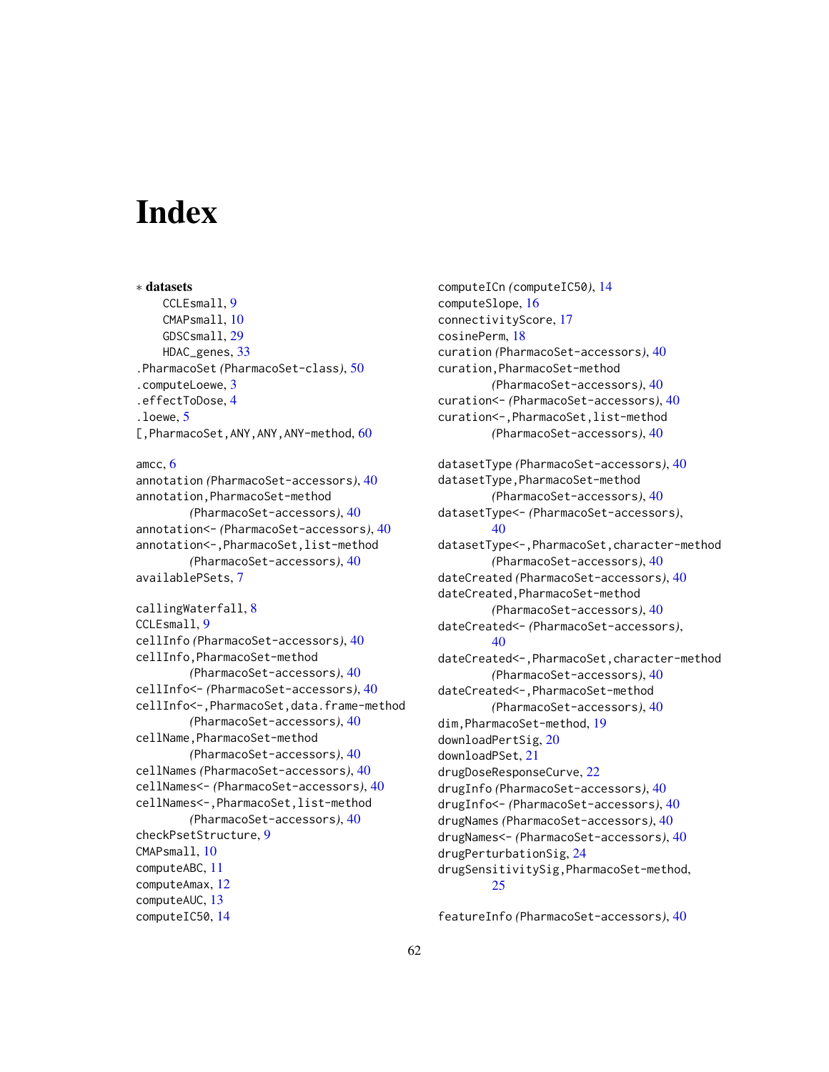# Index

∗ **datasets**
- CCLEsmall, 9
- CMAPsmall, 10
- GDSCsmall, 29
- HDAC_genes, 33

.PharmacoSet *(PharmacoSet-class)*, 50
.computeLoewe, 3
.effectToDose, 4
.loewe, 5
[,PharmacoSet,ANY,ANY,ANY-method, 60

amcc, 6
annotation *(PharmacoSet-accessors)*, 40
annotation,PharmacoSet-method *(PharmacoSet-accessors)*, 40
annotation<- *(PharmacoSet-accessors)*, 40
annotation<-,PharmacoSet,list-method *(PharmacoSet-accessors)*, 40
availablePSets, 7

callingWaterfall, 8
CCLEsmall, 9
cellInfo *(PharmacoSet-accessors)*, 40
cellInfo,PharmacoSet-method *(PharmacoSet-accessors)*, 40
cellInfo<- *(PharmacoSet-accessors)*, 40
cellInfo<-,PharmacoSet,data.frame-method *(PharmacoSet-accessors)*, 40
cellName,PharmacoSet-method *(PharmacoSet-accessors)*, 40
cellNames *(PharmacoSet-accessors)*, 40
cellNames<- *(PharmacoSet-accessors)*, 40
cellNames<-,PharmacoSet,list-method *(PharmacoSet-accessors)*, 40
checkPsetStructure, 9
CMAPsmall, 10
computeABC, 11
computeAmax, 12
computeAUC, 13
computeIC50, 14
computeICn *(computeIC50)*, 14
computeSlope, 16
connectivityScore, 17
cosinePerm, 18
curation *(PharmacoSet-accessors)*, 40
curation,PharmacoSet-method *(PharmacoSet-accessors)*, 40
curation<- *(PharmacoSet-accessors)*, 40
curation<-,PharmacoSet,list-method *(PharmacoSet-accessors)*, 40

datasetType *(PharmacoSet-accessors)*, 40
datasetType,PharmacoSet-method *(PharmacoSet-accessors)*, 40
datasetType<- *(PharmacoSet-accessors)*, 40
datasetType<-,PharmacoSet,character-method *(PharmacoSet-accessors)*, 40
dateCreated *(PharmacoSet-accessors)*, 40
dateCreated,PharmacoSet-method *(PharmacoSet-accessors)*, 40
dateCreated<- *(PharmacoSet-accessors)*, 40
dateCreated<-,PharmacoSet,character-method *(PharmacoSet-accessors)*, 40
dateCreated<-,PharmacoSet-method *(PharmacoSet-accessors)*, 40
dim,PharmacoSet-method, 19
downloadPertSig, 20
downloadPSet, 21
drugDoseResponseCurve, 22
drugInfo *(PharmacoSet-accessors)*, 40
drugInfo<- *(PharmacoSet-accessors)*, 40
drugNames *(PharmacoSet-accessors)*, 40
drugNames<- *(PharmacoSet-accessors)*, 40
drugPerturbationSig, 24
drugSensitivitySig,PharmacoSet-method, 25

featureInfo *(PharmacoSet-accessors)*, 40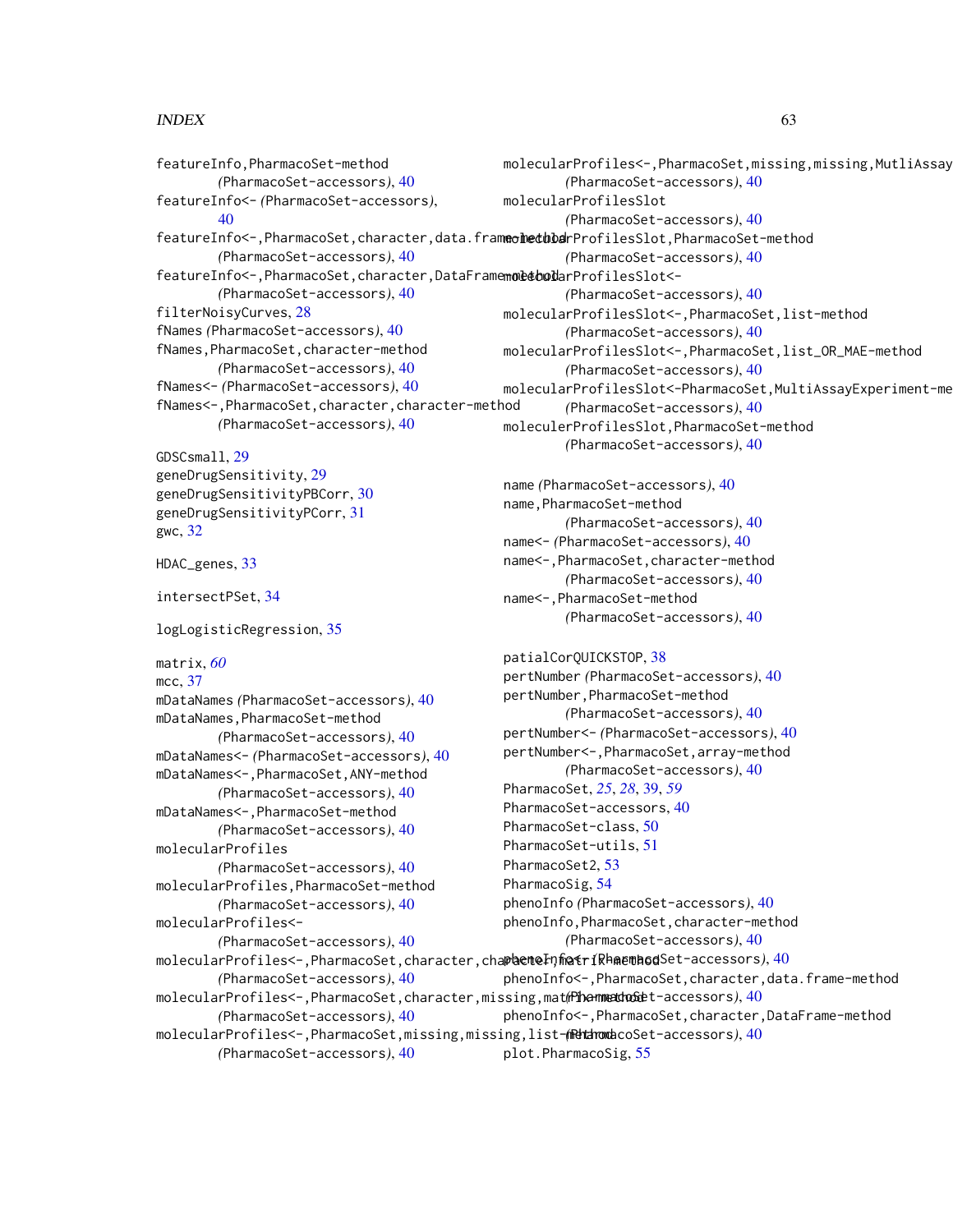featureInfo,PharmacoSet-method
(PharmacoSet-accessors), 40
featureInfo<- (PharmacoSet-accessors), 40
featureInfo<-,PharmacoSet,character,data.frame-method
(PharmacoSet-accessors), 40
featureInfo<-,PharmacoSet,character,DataFrame-method
(PharmacoSet-accessors), 40
filterNoisyCurves, 28
fNames (PharmacoSet-accessors), 40
fNames,PharmacoSet,character-method
(PharmacoSet-accessors), 40
fNames<- (PharmacoSet-accessors), 40
fNames<-,PharmacoSet,character,character-method
(PharmacoSet-accessors), 40

GDSCsmall, 29
geneDrugSensitivity, 29
geneDrugSensitivityPBCorr, 30
geneDrugSensitivityPCorr, 31
gwc, 32

HDAC_genes, 33

intersectPSet, 34

logLogisticRegression, 35

matrix, *60*
mcc, 37
mDataNames (PharmacoSet-accessors), 40
mDataNames,PharmacoSet-method
(PharmacoSet-accessors), 40
mDataNames<- (PharmacoSet-accessors), 40
mDataNames<-,PharmacoSet,ANY-method
(PharmacoSet-accessors), 40
mDataNames<-,PharmacoSet-method
(PharmacoSet-accessors), 40
molecularProfiles
(PharmacoSet-accessors), 40
molecularProfiles,PharmacoSet-method
(PharmacoSet-accessors), 40
molecularProfiles<-
(PharmacoSet-accessors), 40
molecularProfiles<-,PharmacoSet,character,character,matrix-method
(PharmacoSet-accessors), 40
molecularProfiles<-,PharmacoSet,character,missing,matrix-method
(PharmacoSet-accessors), 40
molecularProfiles<-,PharmacoSet,missing,missing,list-method
(PharmacoSet-accessors), 40
molecularProfiles<-,PharmacoSet,missing,missing,MutliAssay
(PharmacoSet-accessors), 40
molecularProfilesSlot
(PharmacoSet-accessors), 40
molecularProfilesSlot,PharmacoSet-method
(PharmacoSet-accessors), 40
molecularProfilesSlot<-
(PharmacoSet-accessors), 40
molecularProfilesSlot<-,PharmacoSet,list-method
(PharmacoSet-accessors), 40
molecularProfilesSlot<-,PharmacoSet,list_OR_MAE-method
(PharmacoSet-accessors), 40
molecularProfilesSlot<-PharmacoSet,MultiAssayExperiment-me
(PharmacoSet-accessors), 40
moleculerProfilesSlot,PharmacoSet-method
(PharmacoSet-accessors), 40

name (PharmacoSet-accessors), 40
name,PharmacoSet-method
(PharmacoSet-accessors), 40
name<- (PharmacoSet-accessors), 40
name<-,PharmacoSet,character-method
(PharmacoSet-accessors), 40
name<-,PharmacoSet-method
(PharmacoSet-accessors), 40

patialCorQUICKSTOP, 38
pertNumber (PharmacoSet-accessors), 40
pertNumber,PharmacoSet-method
(PharmacoSet-accessors), 40
pertNumber<- (PharmacoSet-accessors), 40
pertNumber<-,PharmacoSet,array-method
(PharmacoSet-accessors), 40
PharmacoSet, *25*, *28*, 39, *59*
PharmacoSet-accessors, 40
PharmacoSet-class, 50
PharmacoSet-utils, 51
PharmacoSet2, 53
PharmacoSig, 54
phenoInfo (PharmacoSet-accessors), 40
phenoInfo,PharmacoSet,character-method
(PharmacoSet-accessors), 40
phenoInfo<- (PharmacoSet-accessors), 40
phenoInfo<-,PharmacoSet,character,data.frame-method
(PharmacoSet-accessors), 40
phenoInfo<-,PharmacoSet,character,DataFrame-method
(PharmacoSet-accessors), 40
plot.PharmacoSig, 55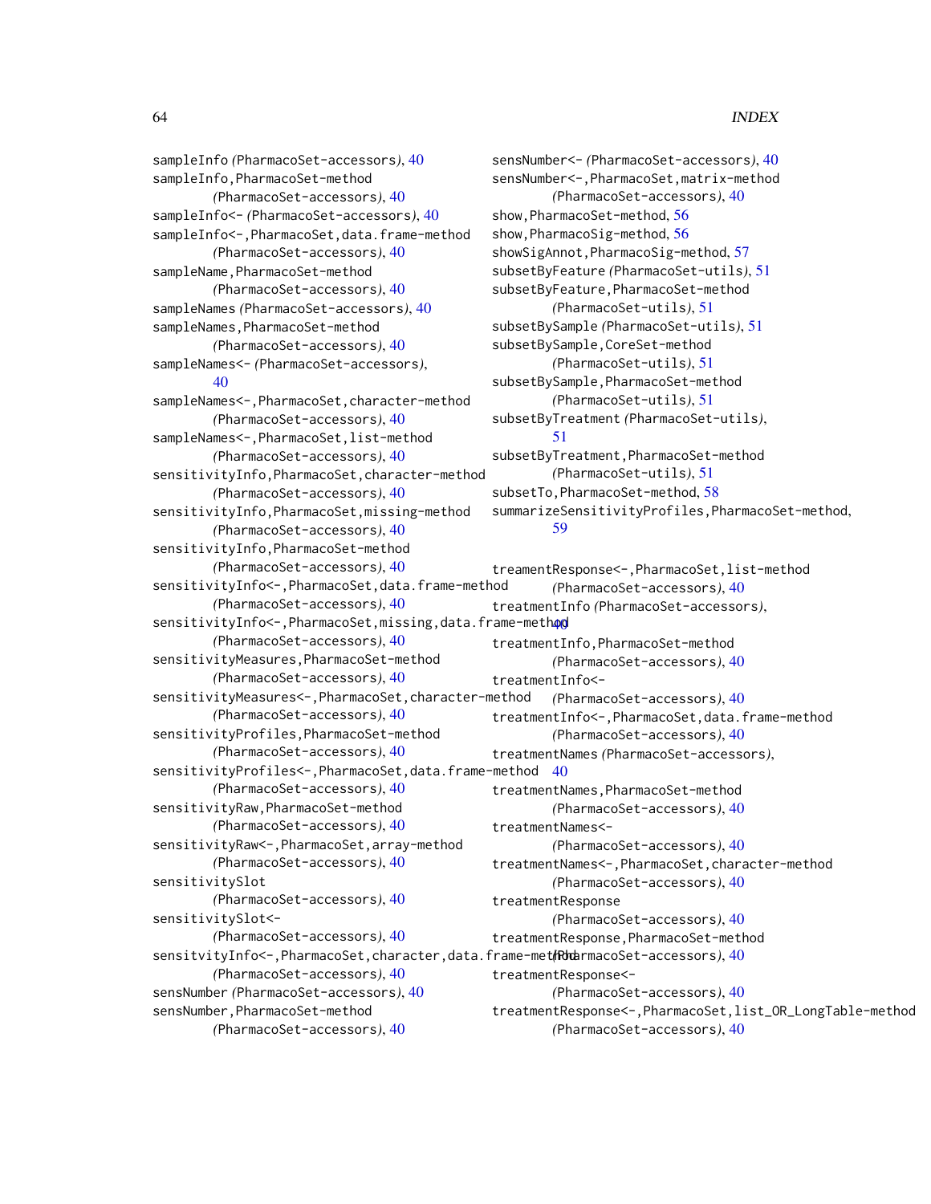sampleInfo *(PharmacoSet-accessors)*, 40
sampleInfo,PharmacoSet-method *(PharmacoSet-accessors)*, 40
sampleInfo<- *(PharmacoSet-accessors)*, 40
sampleInfo<-,PharmacoSet,data.frame-method *(PharmacoSet-accessors)*, 40
sampleName,PharmacoSet-method *(PharmacoSet-accessors)*, 40
sampleNames *(PharmacoSet-accessors)*, 40
sampleNames,PharmacoSet-method *(PharmacoSet-accessors)*, 40
sampleNames<- *(PharmacoSet-accessors)*, 40
sampleNames<-,PharmacoSet,character-method *(PharmacoSet-accessors)*, 40
sampleNames<-,PharmacoSet,list-method *(PharmacoSet-accessors)*, 40
sensitivityInfo,PharmacoSet,character-method *(PharmacoSet-accessors)*, 40
sensitivityInfo,PharmacoSet,missing-method *(PharmacoSet-accessors)*, 40
sensitivityInfo,PharmacoSet-method *(PharmacoSet-accessors)*, 40
sensitivityInfo<-,PharmacoSet,data.frame-method *(PharmacoSet-accessors)*, 40
sensitivityInfo<-,PharmacoSet,missing,data.frame-method *(PharmacoSet-accessors)*, 40
sensitivityMeasures,PharmacoSet-method *(PharmacoSet-accessors)*, 40
sensitivityMeasures<-,PharmacoSet,character-method *(PharmacoSet-accessors)*, 40
sensitivityProfiles,PharmacoSet-method *(PharmacoSet-accessors)*, 40
sensitivityProfiles<-,PharmacoSet,data.frame-method *(PharmacoSet-accessors)*, 40
sensitivityRaw,PharmacoSet-method *(PharmacoSet-accessors)*, 40
sensitivityRaw<-,PharmacoSet,array-method *(PharmacoSet-accessors)*, 40
sensitivitySlot *(PharmacoSet-accessors)*, 40
sensitivitySlot<- *(PharmacoSet-accessors)*, 40
sensitvityInfo<-,PharmacoSet,character,data.frame-method *(PharmacoSet-accessors)*, 40
sensNumber *(PharmacoSet-accessors)*, 40
sensNumber,PharmacoSet-method *(PharmacoSet-accessors)*, 40
sensNumber<- *(PharmacoSet-accessors)*, 40
sensNumber<-,PharmacoSet,matrix-method *(PharmacoSet-accessors)*, 40
show,PharmacoSet-method, 56
show,PharmacoSig-method, 56
showSigAnnot,PharmacoSig-method, 57
subsetByFeature *(PharmacoSet-utils)*, 51
subsetByFeature,PharmacoSet-method *(PharmacoSet-utils)*, 51
subsetBySample *(PharmacoSet-utils)*, 51
subsetBySample,CoreSet-method *(PharmacoSet-utils)*, 51
subsetBySample,PharmacoSet-method *(PharmacoSet-utils)*, 51
subsetByTreatment *(PharmacoSet-utils)*, 51
subsetByTreatment,PharmacoSet-method *(PharmacoSet-utils)*, 51
subsetTo,PharmacoSet-method, 58
summarizeSensitivityProfiles,PharmacoSet-method, 59

treamentResponse<-,PharmacoSet,list-method *(PharmacoSet-accessors)*, 40
treatmentInfo *(PharmacoSet-accessors)*, 40
treatmentInfo,PharmacoSet-method *(PharmacoSet-accessors)*, 40
treatmentInfo<- *(PharmacoSet-accessors)*, 40
treatmentInfo<-,PharmacoSet,data.frame-method *(PharmacoSet-accessors)*, 40
treatmentNames *(PharmacoSet-accessors)*, 40
treatmentNames,PharmacoSet-method *(PharmacoSet-accessors)*, 40
treatmentNames<- *(PharmacoSet-accessors)*, 40
treatmentNames<-,PharmacoSet,character-method *(PharmacoSet-accessors)*, 40
treatmentResponse *(PharmacoSet-accessors)*, 40
treatmentResponse,PharmacoSet-method *(PharmacoSet-accessors)*, 40
treatmentResponse<- *(PharmacoSet-accessors)*, 40
treatmentResponse<-,PharmacoSet,list_OR_LongTable-method *(PharmacoSet-accessors)*, 40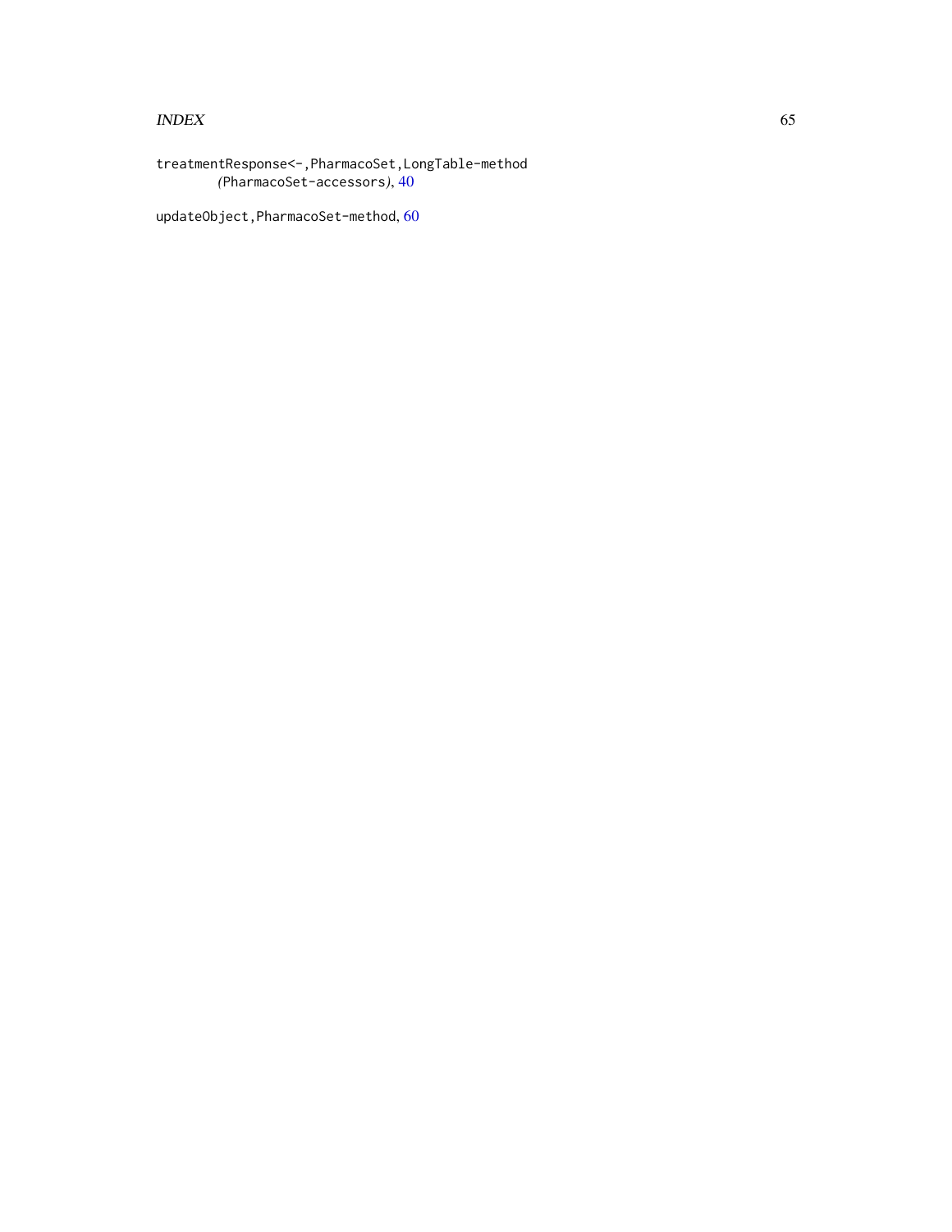treatmentResponse<-,PharmacoSet,LongTable-method
        (PharmacoSet-accessors), 40

updateObject,PharmacoSet-method, 60